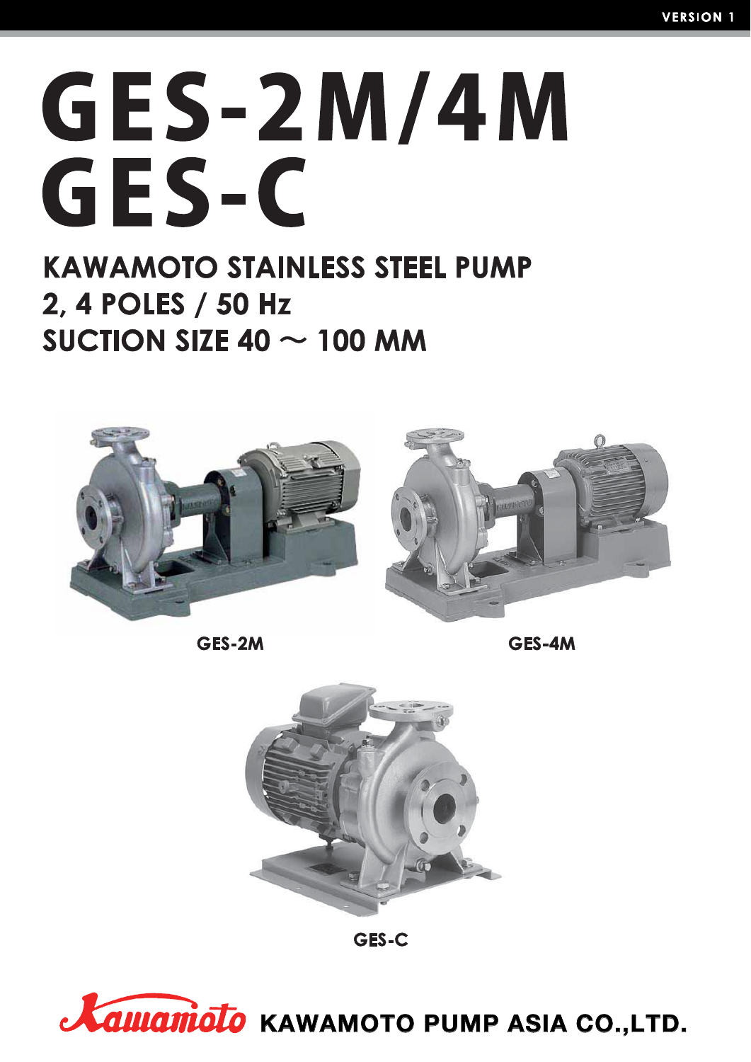# GES-2M/4M
# GES-C

## KAWAMOTO STAINLESS STEEL PUMP
## 2, 4 POLES / 50 Hz
## SUCTION SIZE 40 ～ 100 MM

GES-2M

GES-4M

GES-C

Kawamoto KAWAMOTO PUMP ASIA CO.,LTD.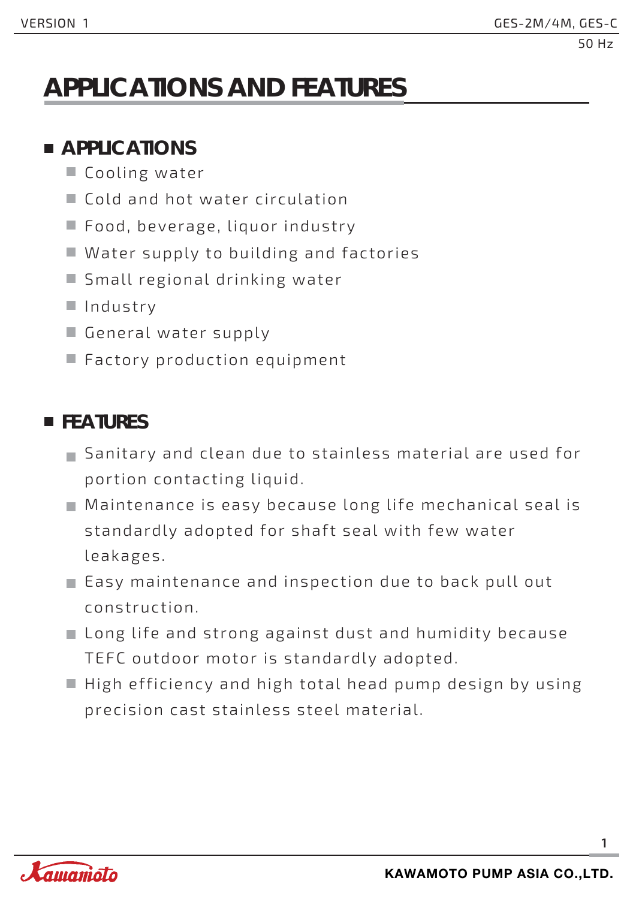# APPLICATIONS AND FEATURES

## APPLICATIONS

- Cooling water
- Cold and hot water circulation
- Food, beverage, liquor industry
- Water supply to building and factories
- Small regional drinking water
- Industry
- General water supply
- Factory production equipment

## FEATURES

- Sanitary and clean due to stainless material are used for portion contacting liquid.
- Maintenance is easy because long life mechanical seal is standardly adopted for shaft seal with few water leakages.
- Easy maintenance and inspection due to back pull out construction.
- Long life and strong against dust and humidity because TEFC outdoor motor is standardly adopted.
- High efficiency and high total head pump design by using precision cast stainless steel material.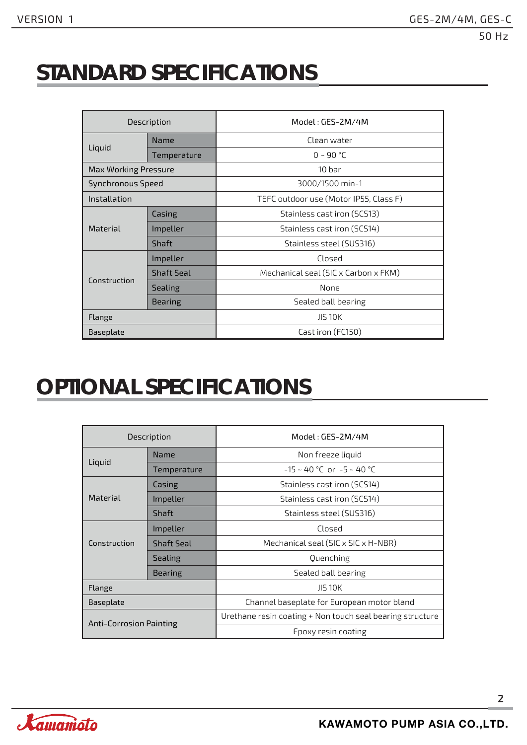# STANDARD SPECIFICATIONS

| Description | | Model : GES-2M/4M |
|---|---|---|
| Liquid | Name | Clean water |
| | Temperature | 0 ~ 90 °C |
| Max Working Pressure | | 10 bar |
| Synchronous Speed | | 3000/1500 min-1 |
| Installation | | TEFC outdoor use (Motor IP55, Class F) |
| Material | Casing | Stainless cast iron (SCS13) |
| | Impeller | Stainless cast iron (SCS14) |
| | Shaft | Stainless steel (SUS316) |
| Construction | Impeller | Closed |
| | Shaft Seal | Mechanical seal (SIC x Carbon x FKM) |
| | Sealing | None |
| | Bearing | Sealed ball bearing |
| Flange | | JIS 10K |
| Baseplate | | Cast iron (FC150) |

# OPTIONAL SPECIFICATIONS

| Description | | Model : GES-2M/4M |
|---|---|---|
| Liquid | Name | Non freeze liquid |
| | Temperature | -15 ~ 40 °C or -5 ~ 40 °C |
| Material | Casing | Stainless cast iron (SCS14) |
| | Impeller | Stainless cast iron (SCS14) |
| | Shaft | Stainless steel (SUS316) |
| Construction | Impeller | Closed |
| | Shaft Seal | Mechanical seal (SIC x SIC x H-NBR) |
| | Sealing | Quenching |
| | Bearing | Sealed ball bearing |
| Flange | | JIS 10K |
| Baseplate | | Channel baseplate for European motor bland |
| Anti-Corrosion Painting | | Urethane resin coating + Non touch seal bearing structure |
| | | Epoxy resin coating |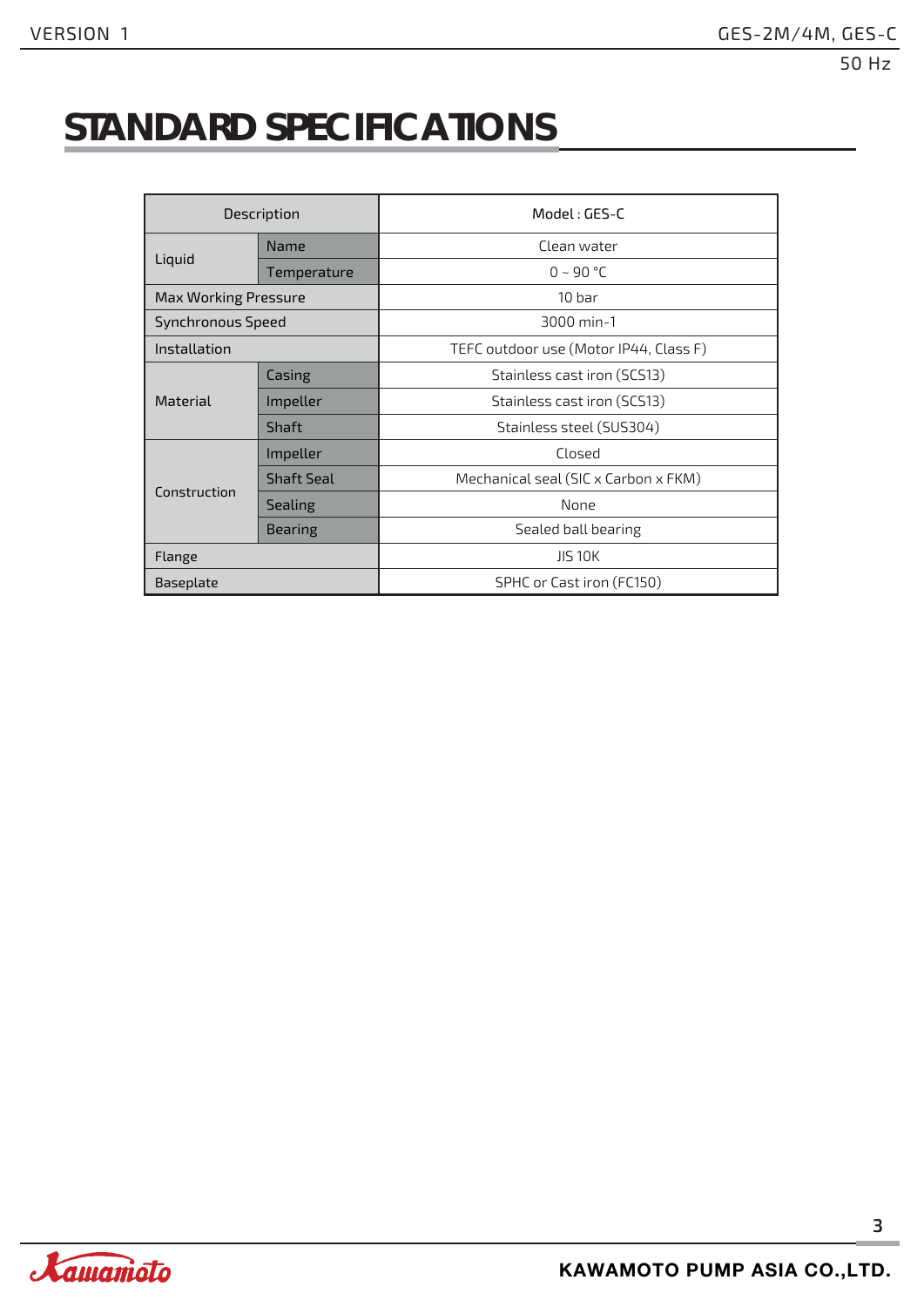# STANDARD SPECIFICATIONS

| Description | | Model : GES-C |
|---|---|---|
| Liquid | Name | Clean water |
| | Temperature | 0 ~ 90 °C |
| Max Working Pressure | | 10 bar |
| Synchronous Speed | | 3000 min-1 |
| Installation | | TEFC outdoor use (Motor IP44, Class F) |
| Material | Casing | Stainless cast iron (SCS13) |
| | Impeller | Stainless cast iron (SCS13) |
| | Shaft | Stainless steel (SUS304) |
| Construction | Impeller | Closed |
| | Shaft Seal | Mechanical seal (SIC x Carbon x FKM) |
| | Sealing | None |
| | Bearing | Sealed ball bearing |
| Flange | | JIS 10K |
| Baseplate | | SPHC or Cast iron (FC150) |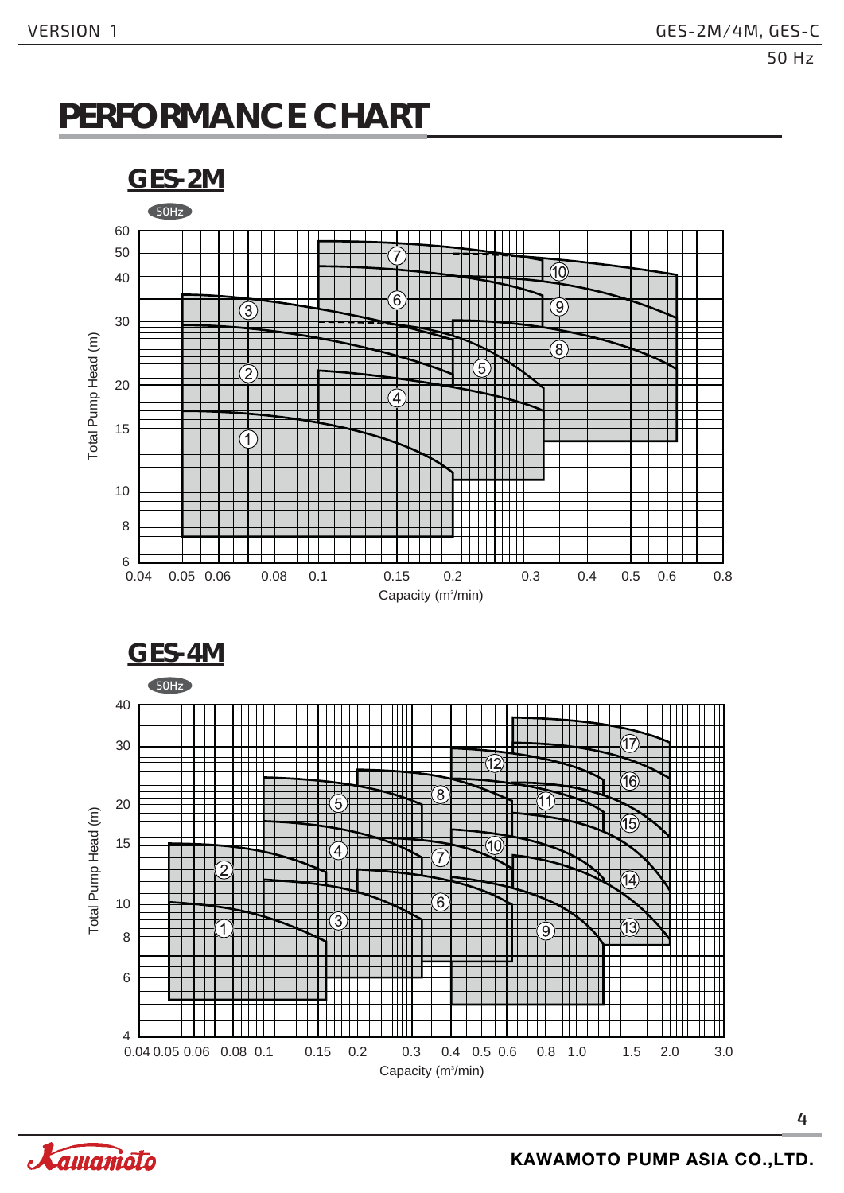# PERFORMANCE CHART

## GES-2M

50Hz

Total Pump Head (m)

Capacity (m³/min)

## GES-4M

50Hz

Total Pump Head (m)

Capacity (m³/min)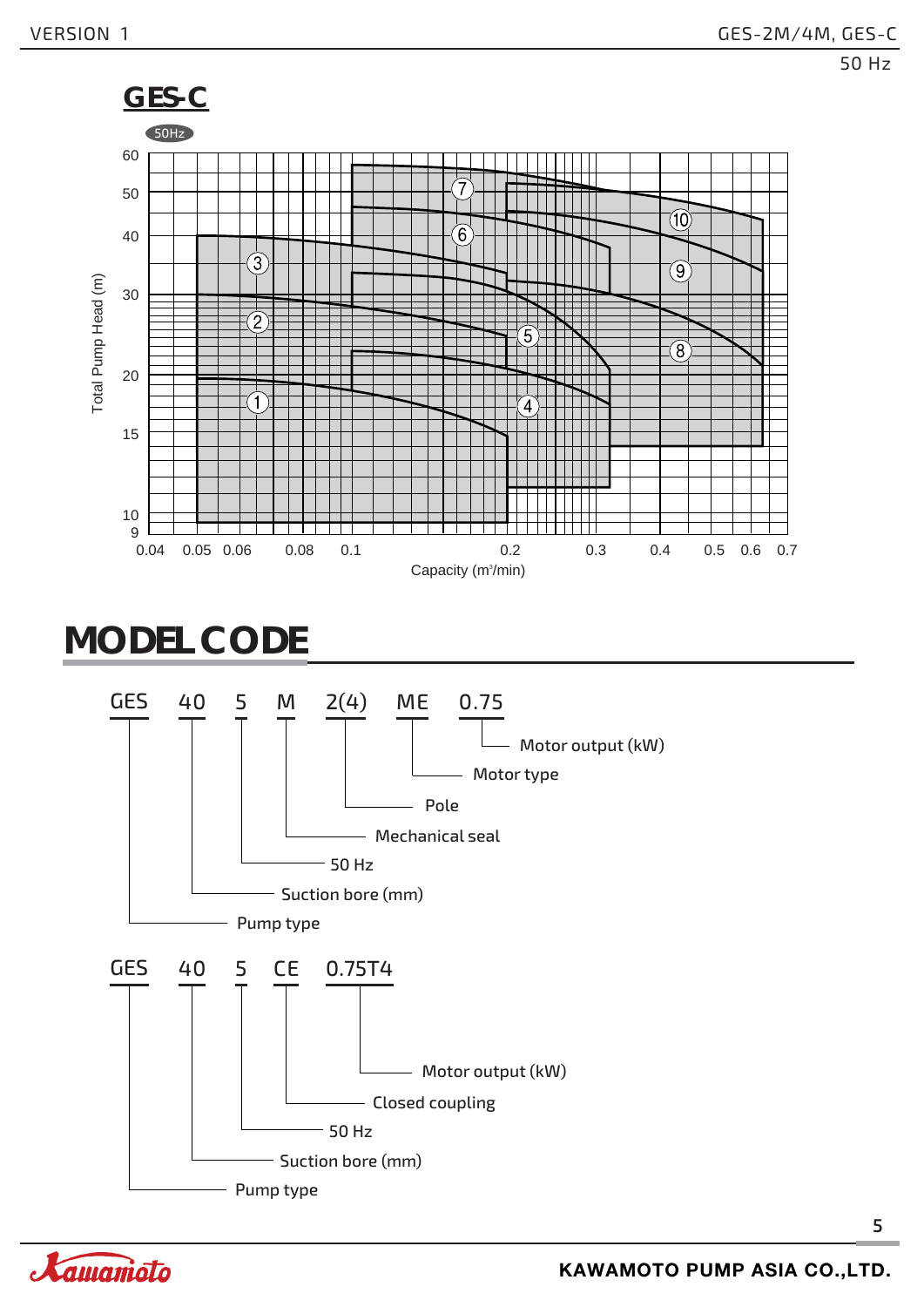## GES-C

50Hz

Total Pump Head (m)

Capacity (m³/min)

## MODEL CODE

GES 40 5 M 2(4) ME 0.75

- GES — Pump type
- 40 — Suction bore (mm)
- 5 — 50 Hz
- M — Mechanical seal
- 2(4) — Pole
- ME — Motor type
- 0.75 — Motor output (kW)

GES 40 5 CE 0.75T4

- GES — Pump type
- 40 — Suction bore (mm)
- 5 — 50 Hz
- CE — Closed coupling
- 0.75T4 — Motor output (kW)

KAWAMOTO PUMP ASIA CO.,LTD.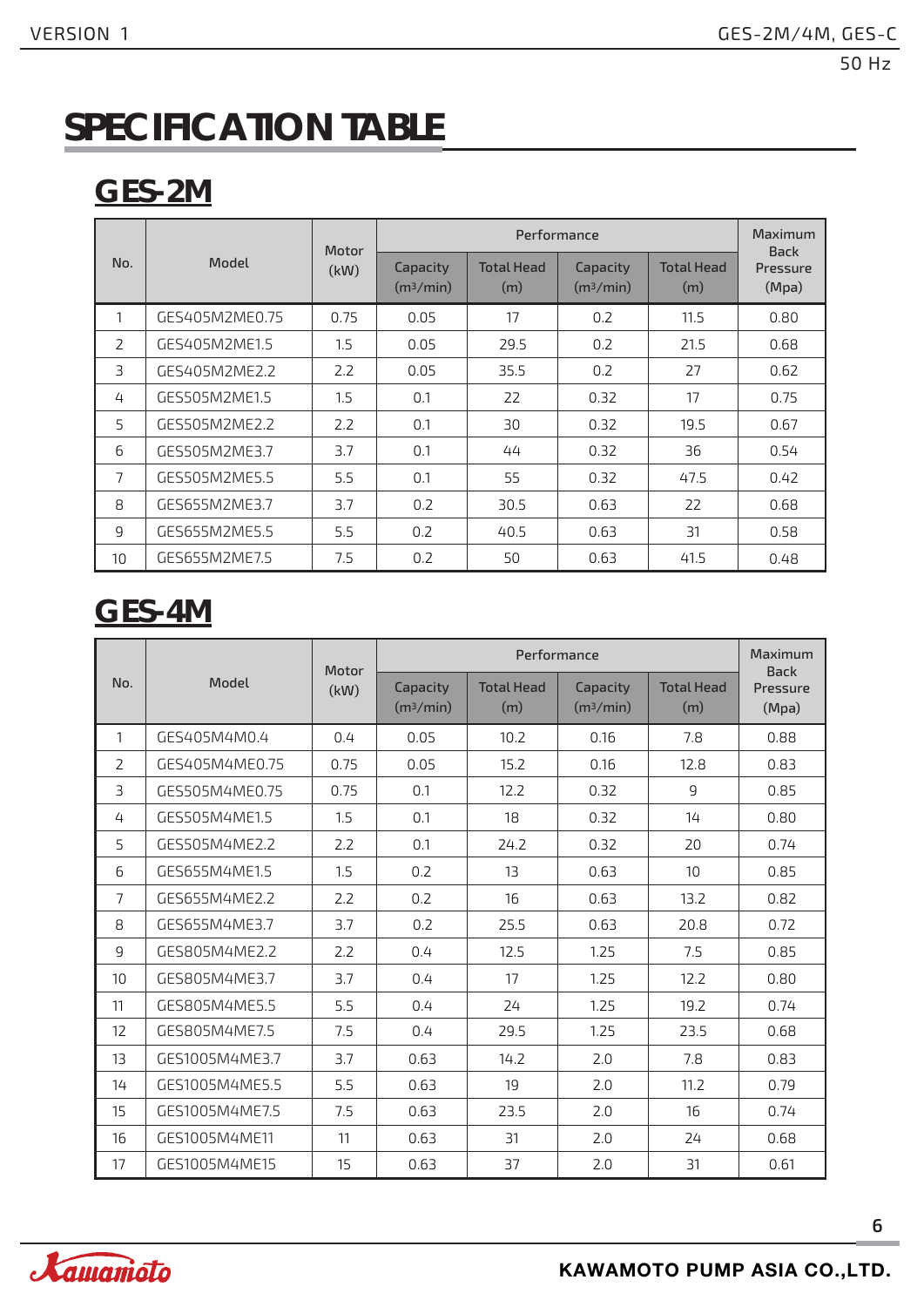# SPECIFICATION TABLE

## GES-2M

| No. | Model | Motor (kW) | Performance | | | | Maximum Back Pressure (Mpa) |
|---|---|---|---|---|---|---|---|
| | | | Capacity ($m^3$/min) | Total Head (m) | Capacity ($m^3$/min) | Total Head (m) | |
| 1 | GES405M2ME0.75 | 0.75 | 0.05 | 17 | 0.2 | 11.5 | 0.80 |
| 2 | GES405M2ME1.5 | 1.5 | 0.05 | 29.5 | 0.2 | 21.5 | 0.68 |
| 3 | GES405M2ME2.2 | 2.2 | 0.05 | 35.5 | 0.2 | 27 | 0.62 |
| 4 | GES505M2ME1.5 | 1.5 | 0.1 | 22 | 0.32 | 17 | 0.75 |
| 5 | GES505M2ME2.2 | 2.2 | 0.1 | 30 | 0.32 | 19.5 | 0.67 |
| 6 | GES505M2ME3.7 | 3.7 | 0.1 | 44 | 0.32 | 36 | 0.54 |
| 7 | GES505M2ME5.5 | 5.5 | 0.1 | 55 | 0.32 | 47.5 | 0.42 |
| 8 | GES655M2ME3.7 | 3.7 | 0.2 | 30.5 | 0.63 | 22 | 0.68 |
| 9 | GES655M2ME5.5 | 5.5 | 0.2 | 40.5 | 0.63 | 31 | 0.58 |
| 10 | GES655M2ME7.5 | 7.5 | 0.2 | 50 | 0.63 | 41.5 | 0.48 |

## GES-4M

| No. | Model | Motor (kW) | Performance | | | | Maximum Back Pressure (Mpa) |
|---|---|---|---|---|---|---|---|
| | | | Capacity ($m^3$/min) | Total Head (m) | Capacity ($m^3$/min) | Total Head (m) | |
| 1 | GES405M4M0.4 | 0.4 | 0.05 | 10.2 | 0.16 | 7.8 | 0.88 |
| 2 | GES405M4ME0.75 | 0.75 | 0.05 | 15.2 | 0.16 | 12.8 | 0.83 |
| 3 | GES505M4ME0.75 | 0.75 | 0.1 | 12.2 | 0.32 | 9 | 0.85 |
| 4 | GES505M4ME1.5 | 1.5 | 0.1 | 18 | 0.32 | 14 | 0.80 |
| 5 | GES505M4ME2.2 | 2.2 | 0.1 | 24.2 | 0.32 | 20 | 0.74 |
| 6 | GES655M4ME1.5 | 1.5 | 0.2 | 13 | 0.63 | 10 | 0.85 |
| 7 | GES655M4ME2.2 | 2.2 | 0.2 | 16 | 0.63 | 13.2 | 0.82 |
| 8 | GES655M4ME3.7 | 3.7 | 0.2 | 25.5 | 0.63 | 20.8 | 0.72 |
| 9 | GES805M4ME2.2 | 2.2 | 0.4 | 12.5 | 1.25 | 7.5 | 0.85 |
| 10 | GES805M4ME3.7 | 3.7 | 0.4 | 17 | 1.25 | 12.2 | 0.80 |
| 11 | GES805M4ME5.5 | 5.5 | 0.4 | 24 | 1.25 | 19.2 | 0.74 |
| 12 | GES805M4ME7.5 | 7.5 | 0.4 | 29.5 | 1.25 | 23.5 | 0.68 |
| 13 | GES1005M4ME3.7 | 3.7 | 0.63 | 14.2 | 2.0 | 7.8 | 0.83 |
| 14 | GES1005M4ME5.5 | 5.5 | 0.63 | 19 | 2.0 | 11.2 | 0.79 |
| 15 | GES1005M4ME7.5 | 7.5 | 0.63 | 23.5 | 2.0 | 16 | 0.74 |
| 16 | GES1005M4ME11 | 11 | 0.63 | 31 | 2.0 | 24 | 0.68 |
| 17 | GES1005M4ME15 | 15 | 0.63 | 37 | 2.0 | 31 | 0.61 |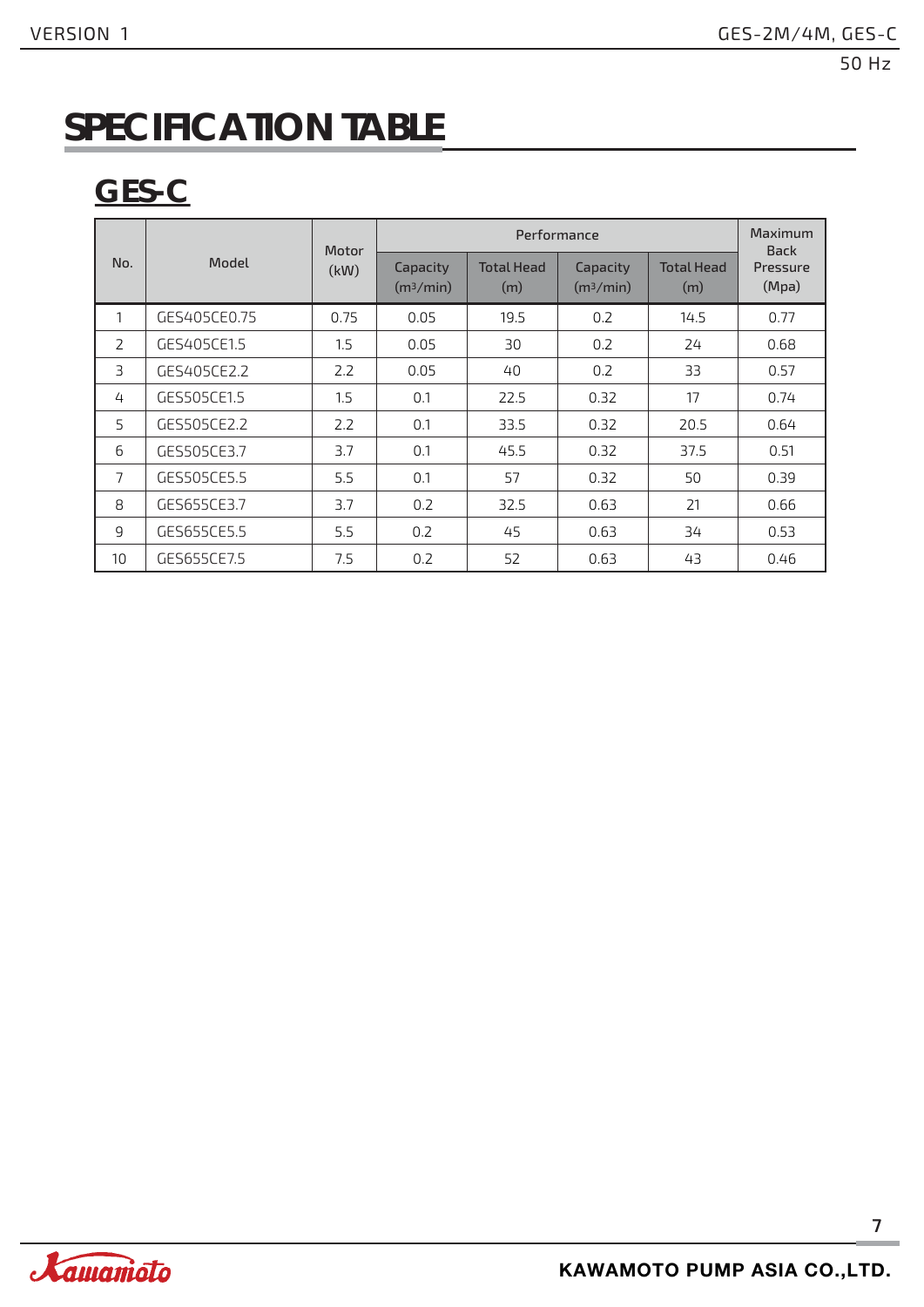# SPECIFICATION TABLE

## GES-C

| No. | Model | Motor (kW) | Performance | | | | Maximum Back Pressure (Mpa) |
|---|---|---|---|---|---|---|---|
| | | | Capacity ($m^3$/min) | Total Head (m) | Capacity ($m^3$/min) | Total Head (m) | |
| 1 | GES405CE0.75 | 0.75 | 0.05 | 19.5 | 0.2 | 14.5 | 0.77 |
| 2 | GES405CE1.5 | 1.5 | 0.05 | 30 | 0.2 | 24 | 0.68 |
| 3 | GES405CE2.2 | 2.2 | 0.05 | 40 | 0.2 | 33 | 0.57 |
| 4 | GES505CE1.5 | 1.5 | 0.1 | 22.5 | 0.32 | 17 | 0.74 |
| 5 | GES505CE2.2 | 2.2 | 0.1 | 33.5 | 0.32 | 20.5 | 0.64 |
| 6 | GES505CE3.7 | 3.7 | 0.1 | 45.5 | 0.32 | 37.5 | 0.51 |
| 7 | GES505CE5.5 | 5.5 | 0.1 | 57 | 0.32 | 50 | 0.39 |
| 8 | GES655CE3.7 | 3.7 | 0.2 | 32.5 | 0.63 | 21 | 0.66 |
| 9 | GES655CE5.5 | 5.5 | 0.2 | 45 | 0.63 | 34 | 0.53 |
| 10 | GES655CE7.5 | 7.5 | 0.2 | 52 | 0.63 | 43 | 0.46 |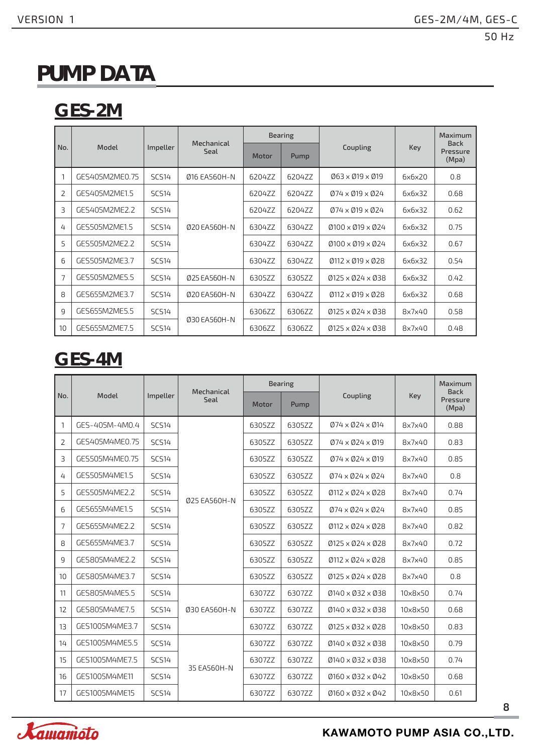# PUMP DATA

## GES-2M

| No. | Model | Impeller | Mechanical Seal | Bearing | | Coupling | Key | Maximum Back Pressure (Mpa) |
|---|---|---|---|---|---|---|---|---|
| | | | | Motor | Pump | | | |
| 1 | GES405M2ME0.75 | SCS14 | Ø16 EA560H-N | 6204ZZ | 6204ZZ | Ø63 x Ø19 x Ø19 | 6x6x20 | 0.8 |
| 2 | GES405M2ME1.5 | SCS14 | Ø20 EA560H-N | 6204ZZ | 6204ZZ | Ø74 x Ø19 x Ø24 | 6x6x32 | 0.68 |
| 3 | GES405M2ME2.2 | SCS14 | Ø20 EA560H-N | 6204ZZ | 6204ZZ | Ø74 x Ø19 x Ø24 | 6x6x32 | 0.62 |
| 4 | GES505M2ME1.5 | SCS14 | Ø20 EA560H-N | 6304ZZ | 6304ZZ | Ø100 x Ø19 x Ø24 | 6x6x32 | 0.75 |
| 5 | GES505M2ME2.2 | SCS14 | Ø20 EA560H-N | 6304ZZ | 6304ZZ | Ø100 x Ø19 x Ø24 | 6x6x32 | 0.67 |
| 6 | GES505M2ME3.7 | SCS14 | Ø20 EA560H-N | 6304ZZ | 6304ZZ | Ø112 x Ø19 x Ø28 | 6x6x32 | 0.54 |
| 7 | GES505M2ME5.5 | SCS14 | Ø25 EA560H-N | 6305ZZ | 6305ZZ | Ø125 x Ø24 x Ø38 | 6x6x32 | 0.42 |
| 8 | GES655M2ME3.7 | SCS14 | Ø20 EA560H-N | 6304ZZ | 6304ZZ | Ø112 x Ø19 x Ø28 | 6x6x32 | 0.68 |
| 9 | GES655M2ME5.5 | SCS14 | Ø30 EA560H-N | 6306ZZ | 6306ZZ | Ø125 x Ø24 x Ø38 | 8x7x40 | 0.58 |
| 10 | GES655M2ME7.5 | SCS14 | Ø30 EA560H-N | 6306ZZ | 6306ZZ | Ø125 x Ø24 x Ø38 | 8x7x40 | 0.48 |

## GES-4M

| No. | Model | Impeller | Mechanical Seal | Bearing | | Coupling | Key | Maximum Back Pressure (Mpa) |
|---|---|---|---|---|---|---|---|---|
| | | | | Motor | Pump | | | |
| 1 | GES-405M-4M0.4 | SCS14 | Ø25 EA560H-N | 6305ZZ | 6305ZZ | Ø74 x Ø24 x Ø14 | 8x7x40 | 0.88 |
| 2 | GES405M4ME0.75 | SCS14 | Ø25 EA560H-N | 6305ZZ | 6305ZZ | Ø74 x Ø24 x Ø19 | 8x7x40 | 0.83 |
| 3 | GES505M4ME0.75 | SCS14 | Ø25 EA560H-N | 6305ZZ | 6305ZZ | Ø74 x Ø24 x Ø19 | 8x7x40 | 0.85 |
| 4 | GES505M4ME1.5 | SCS14 | Ø25 EA560H-N | 6305ZZ | 6305ZZ | Ø74 x Ø24 x Ø24 | 8x7x40 | 0.8 |
| 5 | GES505M4ME2.2 | SCS14 | Ø25 EA560H-N | 6305ZZ | 6305ZZ | Ø112 x Ø24 x Ø28 | 8x7x40 | 0.74 |
| 6 | GES655M4ME1.5 | SCS14 | Ø25 EA560H-N | 6305ZZ | 6305ZZ | Ø74 x Ø24 x Ø24 | 8x7x40 | 0.85 |
| 7 | GES655M4ME2.2 | SCS14 | Ø25 EA560H-N | 6305ZZ | 6305ZZ | Ø112 x Ø24 x Ø28 | 8x7x40 | 0.82 |
| 8 | GES655M4ME3.7 | SCS14 | Ø25 EA560H-N | 6305ZZ | 6305ZZ | Ø125 x Ø24 x Ø28 | 8x7x40 | 0.72 |
| 9 | GES805M4ME2.2 | SCS14 | Ø25 EA560H-N | 6305ZZ | 6305ZZ | Ø112 x Ø24 x Ø28 | 8x7x40 | 0.85 |
| 10 | GES805M4ME3.7 | SCS14 | Ø25 EA560H-N | 6305ZZ | 6305ZZ | Ø125 x Ø24 x Ø28 | 8x7x40 | 0.8 |
| 11 | GES805M4ME5.5 | SCS14 | Ø30 EA560H-N | 6307ZZ | 6307ZZ | Ø140 x Ø32 x Ø38 | 10x8x50 | 0.74 |
| 12 | GES805M4ME7.5 | SCS14 | Ø30 EA560H-N | 6307ZZ | 6307ZZ | Ø140 x Ø32 x Ø38 | 10x8x50 | 0.68 |
| 13 | GES1005M4ME3.7 | SCS14 | Ø30 EA560H-N | 6307ZZ | 6307ZZ | Ø125 x Ø32 x Ø28 | 10x8x50 | 0.83 |
| 14 | GES1005M4ME5.5 | SCS14 | 35 EA560H-N | 6307ZZ | 6307ZZ | Ø140 x Ø32 x Ø38 | 10x8x50 | 0.79 |
| 15 | GES1005M4ME7.5 | SCS14 | 35 EA560H-N | 6307ZZ | 6307ZZ | Ø140 x Ø32 x Ø38 | 10x8x50 | 0.74 |
| 16 | GES1005M4ME11 | SCS14 | 35 EA560H-N | 6307ZZ | 6307ZZ | Ø160 x Ø32 x Ø42 | 10x8x50 | 0.68 |
| 17 | GES1005M4ME15 | SCS14 | 35 EA560H-N | 6307ZZ | 6307ZZ | Ø160 x Ø32 x Ø42 | 10x8x50 | 0.61 |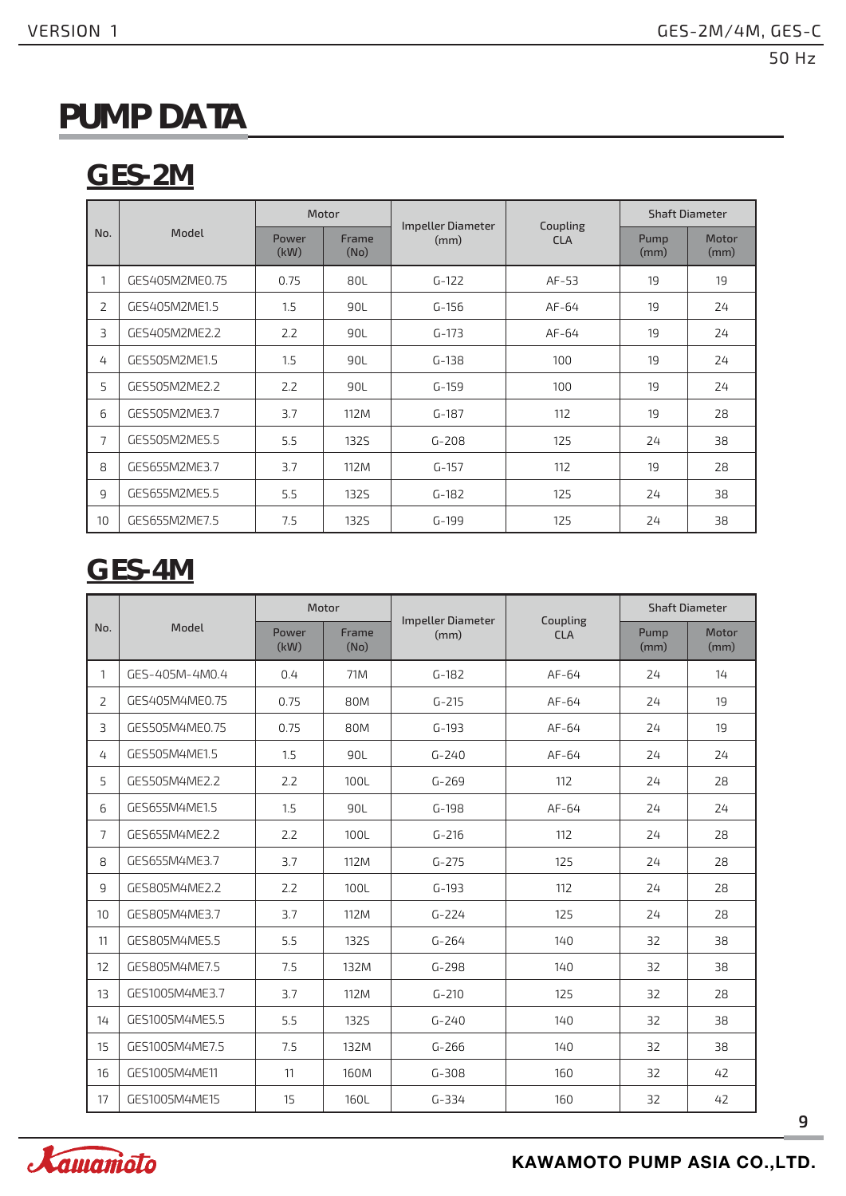# PUMP DATA

## GES-2M

| No. | Model | Motor | | Impeller Diameter (mm) | Coupling CLA | Shaft Diameter | |
|---|---|---|---|---|---|---|---|
| | | Power (kW) | Frame (No) | | | Pump (mm) | Motor (mm) |
| 1 | GES405M2ME0.75 | 0.75 | 80L | G-122 | AF-53 | 19 | 19 |
| 2 | GES405M2ME1.5 | 1.5 | 90L | G-156 | AF-64 | 19 | 24 |
| 3 | GES405M2ME2.2 | 2.2 | 90L | G-173 | AF-64 | 19 | 24 |
| 4 | GES505M2ME1.5 | 1.5 | 90L | G-138 | 100 | 19 | 24 |
| 5 | GES505M2ME2.2 | 2.2 | 90L | G-159 | 100 | 19 | 24 |
| 6 | GES505M2ME3.7 | 3.7 | 112M | G-187 | 112 | 19 | 28 |
| 7 | GES505M2ME5.5 | 5.5 | 132S | G-208 | 125 | 24 | 38 |
| 8 | GES655M2ME3.7 | 3.7 | 112M | G-157 | 112 | 19 | 28 |
| 9 | GES655M2ME5.5 | 5.5 | 132S | G-182 | 125 | 24 | 38 |
| 10 | GES655M2ME7.5 | 7.5 | 132S | G-199 | 125 | 24 | 38 |

## GES-4M

| No. | Model | Motor | | Impeller Diameter (mm) | Coupling CLA | Shaft Diameter | |
|---|---|---|---|---|---|---|---|
| | | Power (kW) | Frame (No) | | | Pump (mm) | Motor (mm) |
| 1 | GES-405M-4M0.4 | 0.4 | 71M | G-182 | AF-64 | 24 | 14 |
| 2 | GES405M4ME0.75 | 0.75 | 80M | G-215 | AF-64 | 24 | 19 |
| 3 | GES505M4ME0.75 | 0.75 | 80M | G-193 | AF-64 | 24 | 19 |
| 4 | GES505M4ME1.5 | 1.5 | 90L | G-240 | AF-64 | 24 | 24 |
| 5 | GES505M4ME2.2 | 2.2 | 100L | G-269 | 112 | 24 | 28 |
| 6 | GES655M4ME1.5 | 1.5 | 90L | G-198 | AF-64 | 24 | 24 |
| 7 | GES655M4ME2.2 | 2.2 | 100L | G-216 | 112 | 24 | 28 |
| 8 | GES655M4ME3.7 | 3.7 | 112M | G-275 | 125 | 24 | 28 |
| 9 | GES805M4ME2.2 | 2.2 | 100L | G-193 | 112 | 24 | 28 |
| 10 | GES805M4ME3.7 | 3.7 | 112M | G-224 | 125 | 24 | 28 |
| 11 | GES805M4ME5.5 | 5.5 | 132S | G-264 | 140 | 32 | 38 |
| 12 | GES805M4ME7.5 | 7.5 | 132M | G-298 | 140 | 32 | 38 |
| 13 | GES1005M4ME3.7 | 3.7 | 112M | G-210 | 125 | 32 | 28 |
| 14 | GES1005M4ME5.5 | 5.5 | 132S | G-240 | 140 | 32 | 38 |
| 15 | GES1005M4ME7.5 | 7.5 | 132M | G-266 | 140 | 32 | 38 |
| 16 | GES1005M4ME11 | 11 | 160M | G-308 | 160 | 32 | 42 |
| 17 | GES1005M4ME15 | 15 | 160L | G-334 | 160 | 32 | 42 |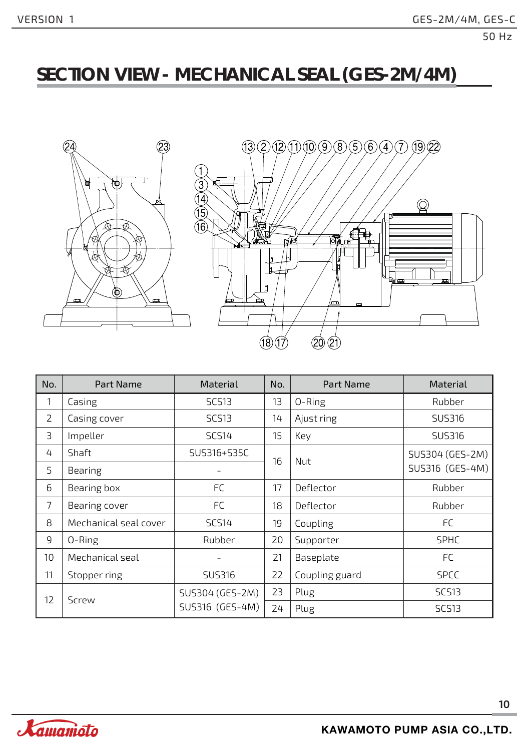# SECTION VIEW - MECHANICAL SEAL (GES-2M/4M)

| No. | Part Name | Material | No. | Part Name | Material |
|---|---|---|---|---|---|
| 1 | Casing | SCS13 | 13 | O-Ring | Rubber |
| 2 | Casing cover | SCS13 | 14 | Ajust ring | SUS316 |
| 3 | Impeller | SCS14 | 15 | Key | SUS316 |
| 4 | Shaft | SUS316+S35C | 16 | Nut | SUS304 (GES-2M) SUS316 (GES-4M) |
| 5 | Bearing | - | | | |
| 6 | Bearing box | FC | 17 | Deflector | Rubber |
| 7 | Bearing cover | FC | 18 | Deflector | Rubber |
| 8 | Mechanical seal cover | SCS14 | 19 | Coupling | FC |
| 9 | O-Ring | Rubber | 20 | Supporter | SPHC |
| 10 | Mechanical seal | - | 21 | Baseplate | FC |
| 11 | Stopper ring | SUS316 | 22 | Coupling guard | SPCC |
| 12 | Screw | SUS304 (GES-2M) SUS316 (GES-4M) | 23 | Plug | SCS13 |
| | | | 24 | Plug | SCS13 |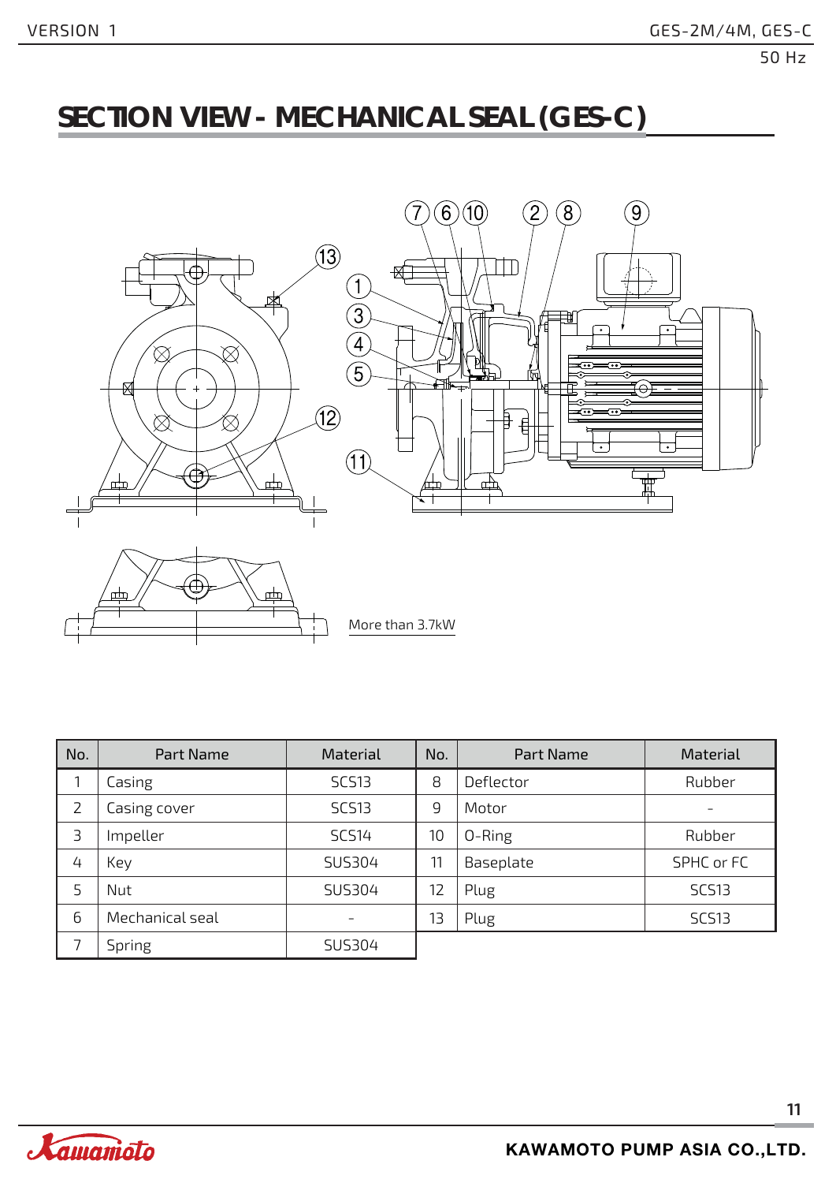# SECTION VIEW - MECHANICAL SEAL (GES-C)

More than 3.7kW

| No. | Part Name | Material | No. | Part Name | Material |
|---|---|---|---|---|---|
| 1 | Casing | SCS13 | 8 | Deflector | Rubber |
| 2 | Casing cover | SCS13 | 9 | Motor | - |
| 3 | Impeller | SCS14 | 10 | O-Ring | Rubber |
| 4 | Key | SUS304 | 11 | Baseplate | SPHC or FC |
| 5 | Nut | SUS304 | 12 | Plug | SCS13 |
| 6 | Mechanical seal | - | 13 | Plug | SCS13 |
| 7 | Spring | SUS304 | | | |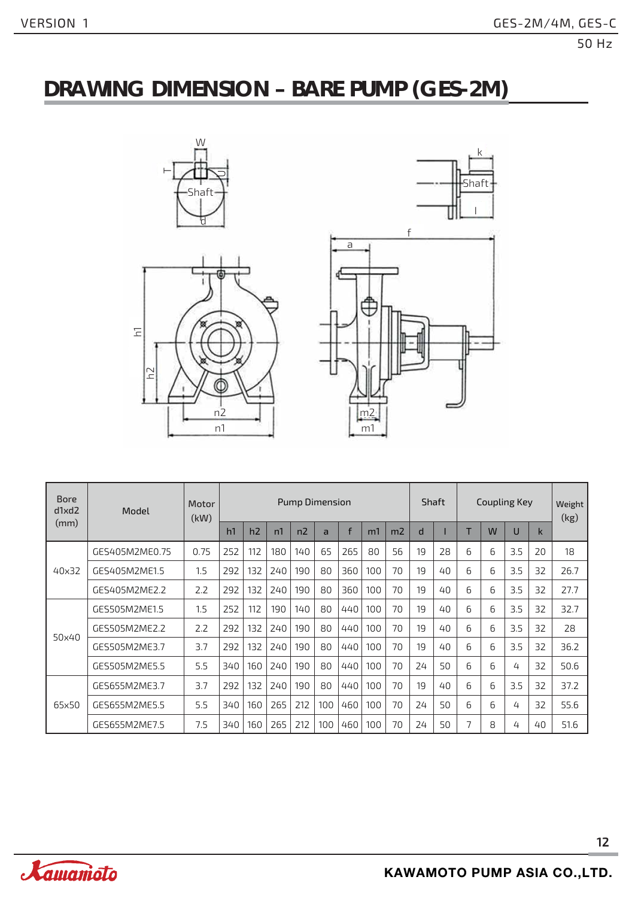# DRAWING DIMENSION - BARE PUMP (GES-2M)

| Bore d1xd2 (mm) | Model | Motor (kW) | Pump Dimension | | | | | | | | Shaft | | Coupling Key | | | | Weight (kg) |
|---|---|---|---|---|---|---|---|---|---|---|---|---|---|---|---|---|---|
| | | | h1 | h2 | n1 | n2 | a | f | m1 | m2 | d | l | T | W | U | k | |
| 40x32 | GES405M2ME0.75 | 0.75 | 252 | 112 | 180 | 140 | 65 | 265 | 80 | 56 | 19 | 28 | 6 | 6 | 3.5 | 20 | 18 |
| | GES405M2ME1.5 | 1.5 | 292 | 132 | 240 | 190 | 80 | 360 | 100 | 70 | 19 | 40 | 6 | 6 | 3.5 | 32 | 26.7 |
| | GES405M2ME2.2 | 2.2 | 292 | 132 | 240 | 190 | 80 | 360 | 100 | 70 | 19 | 40 | 6 | 6 | 3.5 | 32 | 27.7 |
| 50x40 | GES505M2ME1.5 | 1.5 | 252 | 112 | 190 | 140 | 80 | 440 | 100 | 70 | 19 | 40 | 6 | 6 | 3.5 | 32 | 32.7 |
| | GES505M2ME2.2 | 2.2 | 292 | 132 | 240 | 190 | 80 | 440 | 100 | 70 | 19 | 40 | 6 | 6 | 3.5 | 32 | 28 |
| | GES505M2ME3.7 | 3.7 | 292 | 132 | 240 | 190 | 80 | 440 | 100 | 70 | 19 | 40 | 6 | 6 | 3.5 | 32 | 36.2 |
| | GES505M2ME5.5 | 5.5 | 340 | 160 | 240 | 190 | 80 | 440 | 100 | 70 | 24 | 50 | 6 | 6 | 4 | 32 | 50.6 |
| 65x50 | GES655M2ME3.7 | 3.7 | 292 | 132 | 240 | 190 | 80 | 440 | 100 | 70 | 19 | 40 | 6 | 6 | 3.5 | 32 | 37.2 |
| | GES655M2ME5.5 | 5.5 | 340 | 160 | 265 | 212 | 100 | 460 | 100 | 70 | 24 | 50 | 6 | 6 | 4 | 32 | 55.6 |
| | GES655M2ME7.5 | 7.5 | 340 | 160 | 265 | 212 | 100 | 460 | 100 | 70 | 24 | 50 | 7 | 8 | 4 | 40 | 51.6 |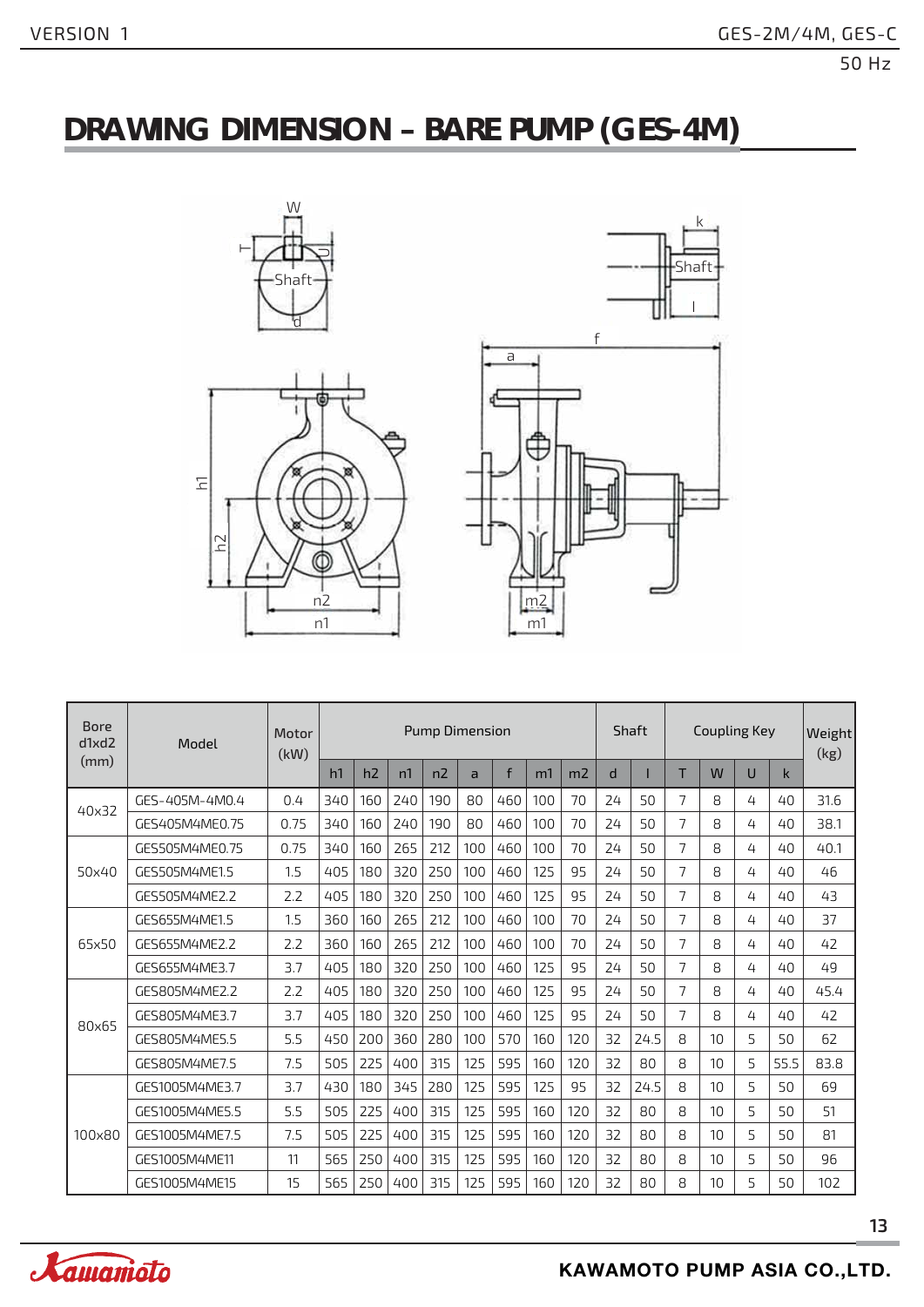# DRAWING DIMENSION - BARE PUMP (GES-4M)

| Bore d1xd2 (mm) | Model | Motor (kW) | Pump Dimension | | | | | | | | Shaft | | Coupling Key | | | | Weight (kg) |
|---|---|---|---|---|---|---|---|---|---|---|---|---|---|---|---|---|---|
| | | | h1 | h2 | n1 | n2 | a | f | m1 | m2 | d | l | T | W | U | k | |
| 40x32 | GES-405M-4M0.4 | 0.4 | 340 | 160 | 240 | 190 | 80 | 460 | 100 | 70 | 24 | 50 | 7 | 8 | 4 | 40 | 31.6 |
| | GES405M4ME0.75 | 0.75 | 340 | 160 | 240 | 190 | 80 | 460 | 100 | 70 | 24 | 50 | 7 | 8 | 4 | 40 | 38.1 |
| 50x40 | GES505M4ME0.75 | 0.75 | 340 | 160 | 265 | 212 | 100 | 460 | 100 | 70 | 24 | 50 | 7 | 8 | 4 | 40 | 40.1 |
| | GES505M4ME1.5 | 1.5 | 405 | 180 | 320 | 250 | 100 | 460 | 125 | 95 | 24 | 50 | 7 | 8 | 4 | 40 | 46 |
| | GES505M4ME2.2 | 2.2 | 405 | 180 | 320 | 250 | 100 | 460 | 125 | 95 | 24 | 50 | 7 | 8 | 4 | 40 | 43 |
| 65x50 | GES655M4ME1.5 | 1.5 | 360 | 160 | 265 | 212 | 100 | 460 | 100 | 70 | 24 | 50 | 7 | 8 | 4 | 40 | 37 |
| | GES655M4ME2.2 | 2.2 | 360 | 160 | 265 | 212 | 100 | 460 | 100 | 70 | 24 | 50 | 7 | 8 | 4 | 40 | 42 |
| | GES655M4ME3.7 | 3.7 | 405 | 180 | 320 | 250 | 100 | 460 | 125 | 95 | 24 | 50 | 7 | 8 | 4 | 40 | 49 |
| 80x65 | GES805M4ME2.2 | 2.2 | 405 | 180 | 320 | 250 | 100 | 460 | 125 | 95 | 24 | 50 | 7 | 8 | 4 | 40 | 45.4 |
| | GES805M4ME3.7 | 3.7 | 405 | 180 | 320 | 250 | 100 | 460 | 125 | 95 | 24 | 50 | 7 | 8 | 4 | 40 | 42 |
| | GES805M4ME5.5 | 5.5 | 450 | 200 | 360 | 280 | 100 | 570 | 160 | 120 | 32 | 24.5 | 8 | 10 | 5 | 50 | 62 |
| | GES805M4ME7.5 | 7.5 | 505 | 225 | 400 | 315 | 125 | 595 | 160 | 120 | 32 | 80 | 8 | 10 | 5 | 55.5 | 83.8 |
| 100x80 | GES1005M4ME3.7 | 3.7 | 430 | 180 | 345 | 280 | 125 | 595 | 125 | 95 | 32 | 24.5 | 8 | 10 | 5 | 50 | 69 |
| | GES1005M4ME5.5 | 5.5 | 505 | 225 | 400 | 315 | 125 | 595 | 160 | 120 | 32 | 80 | 8 | 10 | 5 | 50 | 51 |
| | GES1005M4ME7.5 | 7.5 | 505 | 225 | 400 | 315 | 125 | 595 | 160 | 120 | 32 | 80 | 8 | 10 | 5 | 50 | 81 |
| | GES1005M4ME11 | 11 | 565 | 250 | 400 | 315 | 125 | 595 | 160 | 120 | 32 | 80 | 8 | 10 | 5 | 50 | 96 |
| | GES1005M4ME15 | 15 | 565 | 250 | 400 | 315 | 125 | 595 | 160 | 120 | 32 | 80 | 8 | 10 | 5 | 50 | 102 |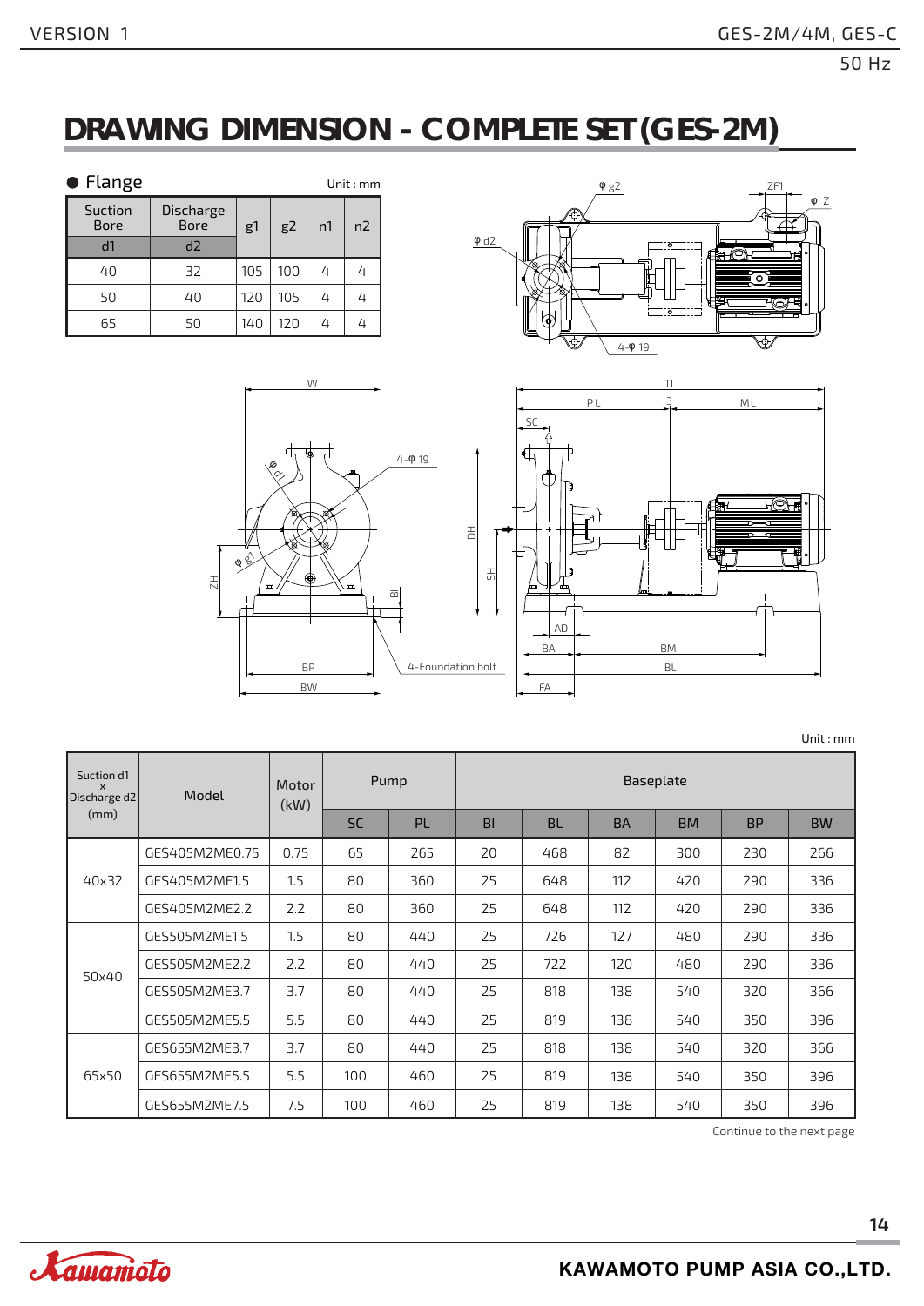# DRAWING DIMENSION - COMPLETE SET (GES-2M)

● Flange

Unit : mm

| Suction Bore | Discharge Bore | g1 | g2 | n1 | n2 |
|---|---|---|---|---|---|
| d1 | d2 | | | | |
| 40 | 32 | 105 | 100 | 4 | 4 |
| 50 | 40 | 120 | 105 | 4 | 4 |
| 65 | 50 | 140 | 120 | 4 | 4 |

Unit : mm

| Suction d1 x Discharge d2 (mm) | Model | Motor (kW) | Pump | | Baseplate | | | | | |
|---|---|---|---|---|---|---|---|---|---|---|
| | | | SC | PL | BI | BL | BA | BM | BP | BW |
| 40x32 | GES405M2ME0.75 | 0.75 | 65 | 265 | 20 | 468 | 82 | 300 | 230 | 266 |
| | GES405M2ME1.5 | 1.5 | 80 | 360 | 25 | 648 | 112 | 420 | 290 | 336 |
| | GES405M2ME2.2 | 2.2 | 80 | 360 | 25 | 648 | 112 | 420 | 290 | 336 |
| 50x40 | GES505M2ME1.5 | 1.5 | 80 | 440 | 25 | 726 | 127 | 480 | 290 | 336 |
| | GES505M2ME2.2 | 2.2 | 80 | 440 | 25 | 722 | 120 | 480 | 290 | 336 |
| | GES505M2ME3.7 | 3.7 | 80 | 440 | 25 | 818 | 138 | 540 | 320 | 366 |
| | GES505M2ME5.5 | 5.5 | 80 | 440 | 25 | 819 | 138 | 540 | 350 | 396 |
| 65x50 | GES655M2ME3.7 | 3.7 | 80 | 440 | 25 | 818 | 138 | 540 | 320 | 366 |
| | GES655M2ME5.5 | 5.5 | 100 | 460 | 25 | 819 | 138 | 540 | 350 | 396 |
| | GES655M2ME7.5 | 7.5 | 100 | 460 | 25 | 819 | 138 | 540 | 350 | 396 |

Continue to the next page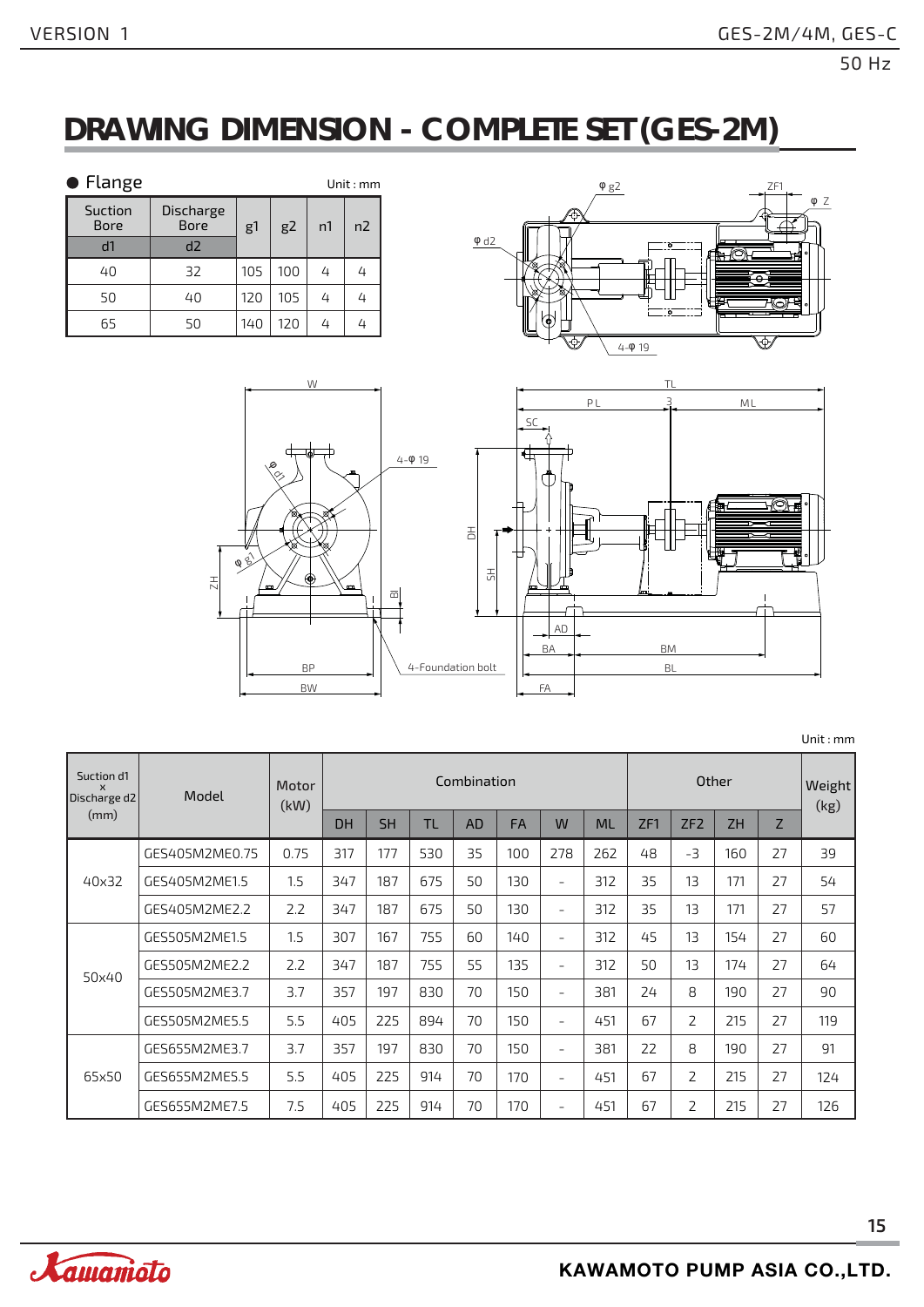# DRAWING DIMENSION - COMPLETE SET (GES-2M)

● Flange

Unit : mm

| Suction Bore d1 | Discharge Bore d2 | g1 | g2 | n1 | n2 |
|---|---|---|---|---|---|
| 40 | 32 | 105 | 100 | 4 | 4 |
| 50 | 40 | 120 | 105 | 4 | 4 |
| 65 | 50 | 140 | 120 | 4 | 4 |

Unit : mm

| Suction d1 x Discharge d2 (mm) | Model | Motor (kW) | Combination | | | | | | | Other | | | | Weight (kg) |
|---|---|---|---|---|---|---|---|---|---|---|---|---|---|---|
| | | | DH | SH | TL | AD | FA | W | ML | ZF1 | ZF2 | ZH | Z | |
| 40x32 | GES405M2ME0.75 | 0.75 | 317 | 177 | 530 | 35 | 100 | 278 | 262 | 48 | -3 | 160 | 27 | 39 |
| | GES405M2ME1.5 | 1.5 | 347 | 187 | 675 | 50 | 130 | - | 312 | 35 | 13 | 171 | 27 | 54 |
| | GES405M2ME2.2 | 2.2 | 347 | 187 | 675 | 50 | 130 | - | 312 | 35 | 13 | 171 | 27 | 57 |
| 50x40 | GES505M2ME1.5 | 1.5 | 307 | 167 | 755 | 60 | 140 | - | 312 | 45 | 13 | 154 | 27 | 60 |
| | GES505M2ME2.2 | 2.2 | 347 | 187 | 755 | 55 | 135 | - | 312 | 50 | 13 | 174 | 27 | 64 |
| | GES505M2ME3.7 | 3.7 | 357 | 197 | 830 | 70 | 150 | - | 381 | 24 | 8 | 190 | 27 | 90 |
| | GES505M2ME5.5 | 5.5 | 405 | 225 | 894 | 70 | 150 | - | 451 | 67 | 2 | 215 | 27 | 119 |
| 65x50 | GES655M2ME3.7 | 3.7 | 357 | 197 | 830 | 70 | 150 | - | 381 | 22 | 8 | 190 | 27 | 91 |
| | GES655M2ME5.5 | 5.5 | 405 | 225 | 914 | 70 | 170 | - | 451 | 67 | 2 | 215 | 27 | 124 |
| | GES655M2ME7.5 | 7.5 | 405 | 225 | 914 | 70 | 170 | - | 451 | 67 | 2 | 215 | 27 | 126 |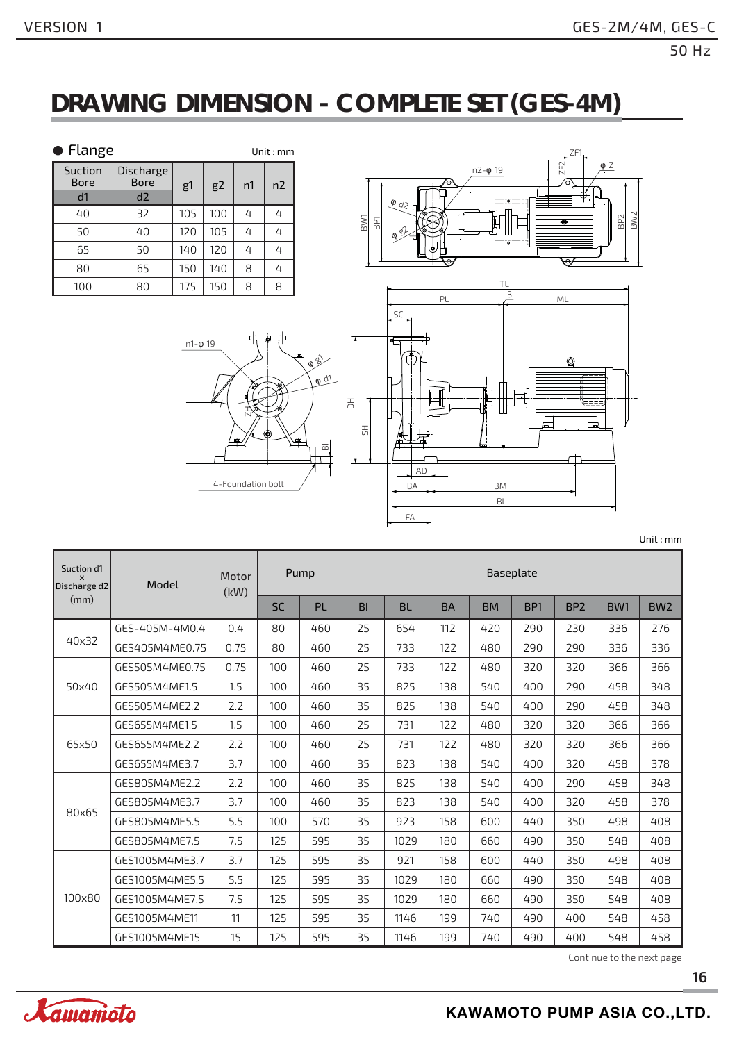# DRAWING DIMENSION - COMPLETE SET (GES-4M)

● Flange

Unit : mm

| Suction Bore d1 | Discharge Bore d2 | g1 | g2 | n1 | n2 |
|---|---|---|---|---|---|
| 40 | 32 | 105 | 100 | 4 | 4 |
| 50 | 40 | 120 | 105 | 4 | 4 |
| 65 | 50 | 140 | 120 | 4 | 4 |
| 80 | 65 | 150 | 140 | 8 | 4 |
| 100 | 80 | 175 | 150 | 8 | 8 |

Unit : mm

| Suction d1 x Discharge d2 (mm) | Model | Motor (kW) | Pump | | Baseplate | | | | | | | |
|---|---|---|---|---|---|---|---|---|---|---|---|---|
| | | | SC | PL | BI | BL | BA | BM | BP1 | BP2 | BW1 | BW2 |
| 40x32 | GES-405M-4M0.4 | 0.4 | 80 | 460 | 25 | 654 | 112 | 420 | 290 | 230 | 336 | 276 |
| | GES405M4ME0.75 | 0.75 | 80 | 460 | 25 | 733 | 122 | 480 | 290 | 290 | 336 | 336 |
| 50x40 | GES505M4ME0.75 | 0.75 | 100 | 460 | 25 | 733 | 122 | 480 | 320 | 320 | 366 | 366 |
| | GES505M4ME1.5 | 1.5 | 100 | 460 | 35 | 825 | 138 | 540 | 400 | 290 | 458 | 348 |
| | GES505M4ME2.2 | 2.2 | 100 | 460 | 35 | 825 | 138 | 540 | 400 | 290 | 458 | 348 |
| 65x50 | GES655M4ME1.5 | 1.5 | 100 | 460 | 25 | 731 | 122 | 480 | 320 | 320 | 366 | 366 |
| | GES655M4ME2.2 | 2.2 | 100 | 460 | 25 | 731 | 122 | 480 | 320 | 320 | 366 | 366 |
| | GES655M4ME3.7 | 3.7 | 100 | 460 | 35 | 823 | 138 | 540 | 400 | 320 | 458 | 378 |
| 80x65 | GES805M4ME2.2 | 2.2 | 100 | 460 | 35 | 825 | 138 | 540 | 400 | 290 | 458 | 348 |
| | GES805M4ME3.7 | 3.7 | 100 | 460 | 35 | 823 | 138 | 540 | 400 | 320 | 458 | 378 |
| | GES805M4ME5.5 | 5.5 | 100 | 570 | 35 | 923 | 158 | 600 | 440 | 350 | 498 | 408 |
| | GES805M4ME7.5 | 7.5 | 125 | 595 | 35 | 1029 | 180 | 660 | 490 | 350 | 548 | 408 |
| 100x80 | GES1005M4ME3.7 | 3.7 | 125 | 595 | 35 | 921 | 158 | 600 | 440 | 350 | 498 | 408 |
| | GES1005M4ME5.5 | 5.5 | 125 | 595 | 35 | 1029 | 180 | 660 | 490 | 350 | 548 | 408 |
| | GES1005M4ME7.5 | 7.5 | 125 | 595 | 35 | 1029 | 180 | 660 | 490 | 350 | 548 | 408 |
| | GES1005M4ME11 | 11 | 125 | 595 | 35 | 1146 | 199 | 740 | 490 | 400 | 548 | 458 |
| | GES1005M4ME15 | 15 | 125 | 595 | 35 | 1146 | 199 | 740 | 490 | 400 | 548 | 458 |

Continue to the next page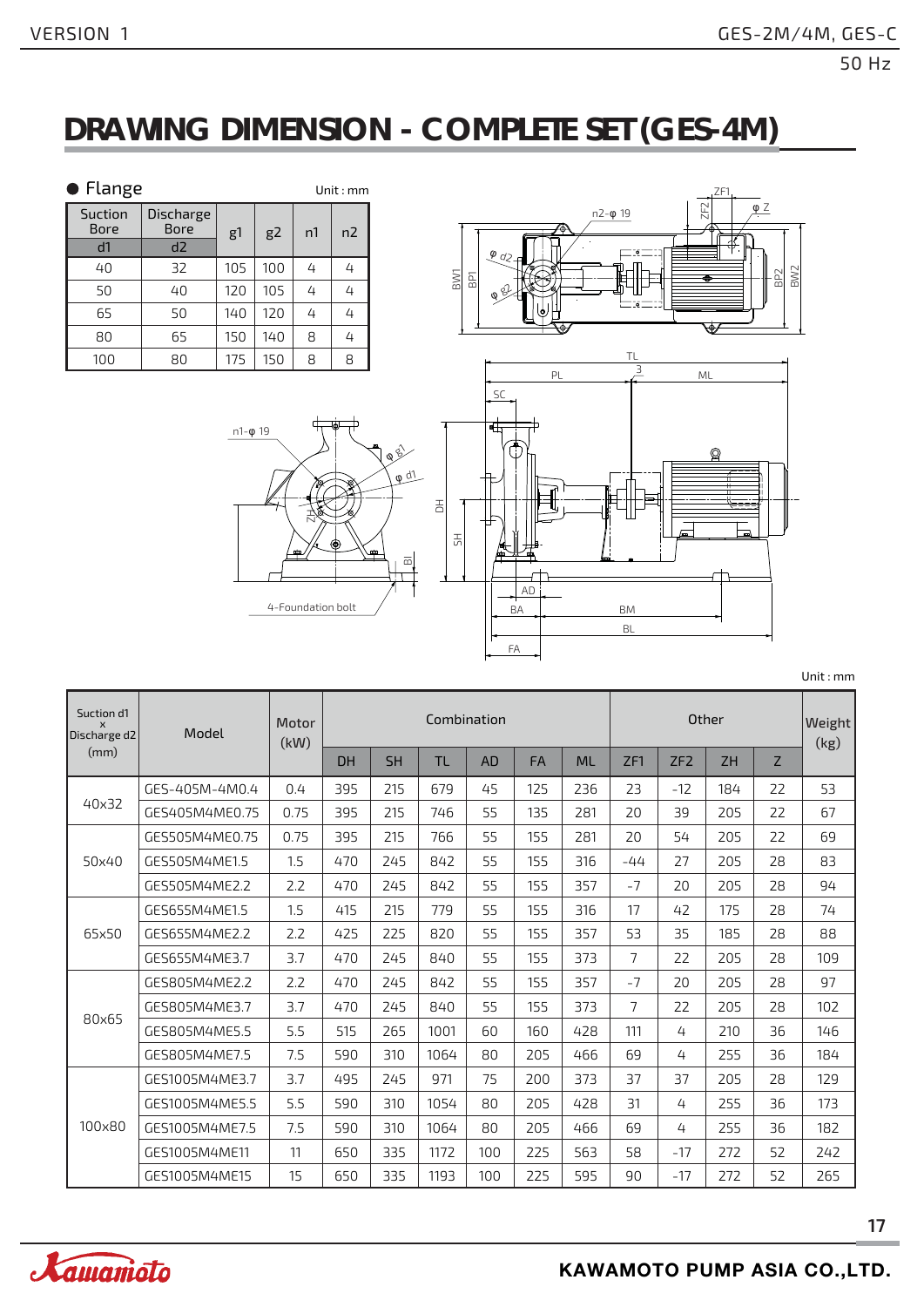# DRAWING DIMENSION - COMPLETE SET (GES-4M)

● Flange

Unit : mm

| Suction Bore d1 | Discharge Bore d2 | g1 | g2 | n1 | n2 |
|---|---|---|---|---|---|
| 40 | 32 | 105 | 100 | 4 | 4 |
| 50 | 40 | 120 | 105 | 4 | 4 |
| 65 | 50 | 140 | 120 | 4 | 4 |
| 80 | 65 | 150 | 140 | 8 | 4 |
| 100 | 80 | 175 | 150 | 8 | 8 |

Unit : mm

| Suction d1 x Discharge d2 (mm) | Model | Motor (kW) | Combination | | | | | | Other | | | | Weight (kg) |
|---|---|---|---|---|---|---|---|---|---|---|---|---|---|
| | | | DH | SH | TL | AD | FA | ML | ZF1 | ZF2 | ZH | Z | |
| 40x32 | GES-40SM-4M0.4 | 0.4 | 395 | 215 | 679 | 45 | 125 | 236 | 23 | -12 | 184 | 22 | 53 |
| | GES40SM4ME0.75 | 0.75 | 395 | 215 | 746 | 55 | 135 | 281 | 20 | 39 | 205 | 22 | 67 |
| 50x40 | GES50SM4ME0.75 | 0.75 | 395 | 215 | 766 | 55 | 155 | 281 | 20 | 54 | 205 | 22 | 69 |
| | GES50SM4ME1.5 | 1.5 | 470 | 245 | 842 | 55 | 155 | 316 | -44 | 27 | 205 | 28 | 83 |
| | GES50SM4ME2.2 | 2.2 | 470 | 245 | 842 | 55 | 155 | 357 | -7 | 20 | 205 | 28 | 94 |
| 65x50 | GES65SM4ME1.5 | 1.5 | 415 | 215 | 779 | 55 | 155 | 316 | 17 | 42 | 175 | 28 | 74 |
| | GES65SM4ME2.2 | 2.2 | 425 | 225 | 820 | 55 | 155 | 357 | 53 | 35 | 185 | 28 | 88 |
| | GES65SM4ME3.7 | 3.7 | 470 | 245 | 840 | 55 | 155 | 373 | 7 | 22 | 205 | 28 | 109 |
| 80x65 | GES80SM4ME2.2 | 2.2 | 470 | 245 | 842 | 55 | 155 | 357 | -7 | 20 | 205 | 28 | 97 |
| | GES80SM4ME3.7 | 3.7 | 470 | 245 | 840 | 55 | 155 | 373 | 7 | 22 | 205 | 28 | 102 |
| | GES80SM4ME5.5 | 5.5 | 515 | 265 | 1001 | 60 | 160 | 428 | 111 | 4 | 210 | 36 | 146 |
| | GES80SM4ME7.5 | 7.5 | 590 | 310 | 1064 | 80 | 205 | 466 | 69 | 4 | 255 | 36 | 184 |
| 100x80 | GES100SM4ME3.7 | 3.7 | 495 | 245 | 971 | 75 | 200 | 373 | 37 | 37 | 205 | 28 | 129 |
| | GES100SM4ME5.5 | 5.5 | 590 | 310 | 1054 | 80 | 205 | 428 | 31 | 4 | 255 | 36 | 173 |
| | GES100SM4ME7.5 | 7.5 | 590 | 310 | 1064 | 80 | 205 | 466 | 69 | 4 | 255 | 36 | 182 |
| | GES100SM4ME11 | 11 | 650 | 335 | 1172 | 100 | 225 | 563 | 58 | -17 | 272 | 52 | 242 |
| | GES100SM4ME15 | 15 | 650 | 335 | 1193 | 100 | 225 | 595 | 90 | -17 | 272 | 52 | 265 |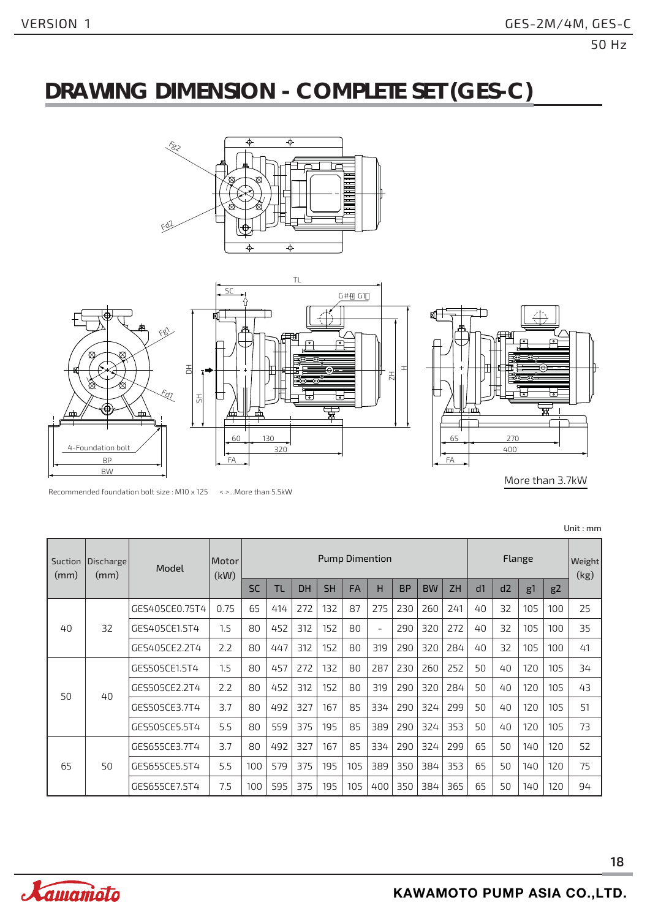# DRAWING DIMENSION - COMPLETE SET (GES-C)

Recommended foundation bolt size : M10 x 125 < >...More than 5.5kW

More than 3.7kW

Unit : mm

| Suction (mm) | Discharge (mm) | Model | Motor (kW) | Pump Dimention | | | | | | | | | Flange | | | | Weight (kg) |
|---|---|---|---|---|---|---|---|---|---|---|---|---|---|---|---|---|---|
| | | | | SC | TL | DH | SH | FA | H | BP | BW | ZH | d1 | d2 | g1 | g2 | |
| 40 | 32 | GES405CE0.75T4 | 0.75 | 65 | 414 | 272 | 132 | 87 | 275 | 230 | 260 | 241 | 40 | 32 | 105 | 100 | 25 |
| | | GES405CE1.5T4 | 1.5 | 80 | 452 | 312 | 152 | 80 | - | 290 | 320 | 272 | 40 | 32 | 105 | 100 | 35 |
| | | GES405CE2.2T4 | 2.2 | 80 | 447 | 312 | 152 | 80 | 319 | 290 | 320 | 284 | 40 | 32 | 105 | 100 | 41 |
| 50 | 40 | GES505CE1.5T4 | 1.5 | 80 | 457 | 272 | 132 | 80 | 287 | 230 | 260 | 252 | 50 | 40 | 120 | 105 | 34 |
| | | GES505CE2.2T4 | 2.2 | 80 | 452 | 312 | 152 | 80 | 319 | 290 | 320 | 284 | 50 | 40 | 120 | 105 | 43 |
| | | GES505CE3.7T4 | 3.7 | 80 | 492 | 327 | 167 | 85 | 334 | 290 | 324 | 299 | 50 | 40 | 120 | 105 | 51 |
| | | GES505CE5.5T4 | 5.5 | 80 | 559 | 375 | 195 | 85 | 389 | 290 | 324 | 353 | 50 | 40 | 120 | 105 | 73 |
| 65 | 50 | GES655CE3.7T4 | 3.7 | 80 | 492 | 327 | 167 | 85 | 334 | 290 | 324 | 299 | 65 | 50 | 140 | 120 | 52 |
| | | GES655CE5.5T4 | 5.5 | 100 | 579 | 375 | 195 | 105 | 389 | 350 | 384 | 353 | 65 | 50 | 140 | 120 | 75 |
| | | GES655CE7.5T4 | 7.5 | 100 | 595 | 375 | 195 | 105 | 400 | 350 | 384 | 365 | 65 | 50 | 140 | 120 | 94 |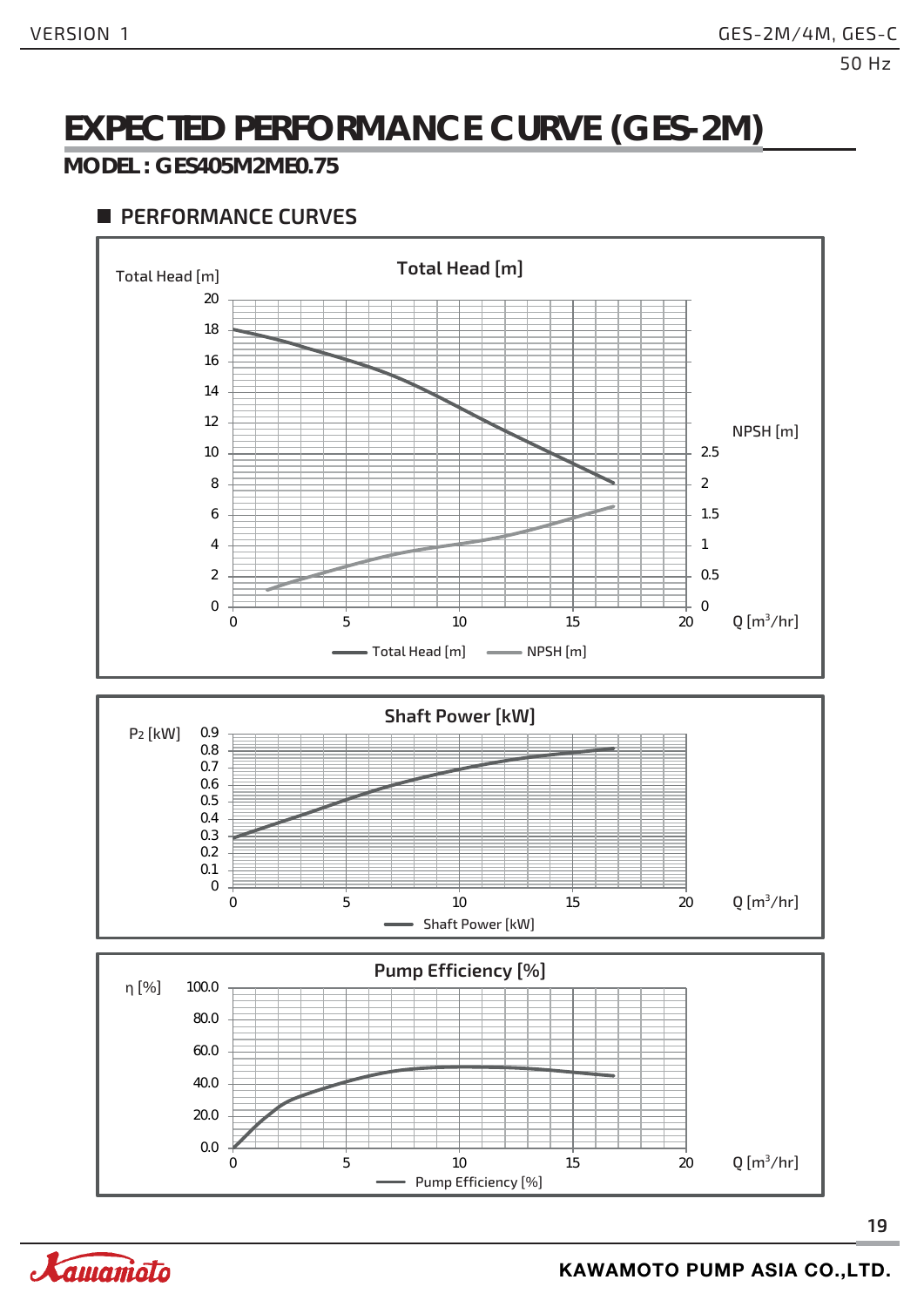# EXPECTED PERFORMANCE CURVE (GES-2M)

## MODEL : GES405M2ME0.75

### PERFORMANCE CURVES

**Total Head [m]**

Total Head [m]: 0, 2, 4, 6, 8, 10, 12, 14, 16, 18, 20

NPSH [m]: 0, 0.5, 1, 1.5, 2, 2.5

Q [m³/hr]: 0, 5, 10, 15, 20

Total Head [m] — NPSH [m]

**Shaft Power [kW]**

$P_2$ [kW]: 0, 0.1, 0.2, 0.3, 0.4, 0.5, 0.6, 0.7, 0.8, 0.9

Q [m³/hr]: 0, 5, 10, 15, 20

Shaft Power [kW]

**Pump Efficiency [%]**

η [%]: 0.0, 20.0, 40.0, 60.0, 80.0, 100.0

Q [m³/hr]: 0, 5, 10, 15, 20

Pump Efficiency [%]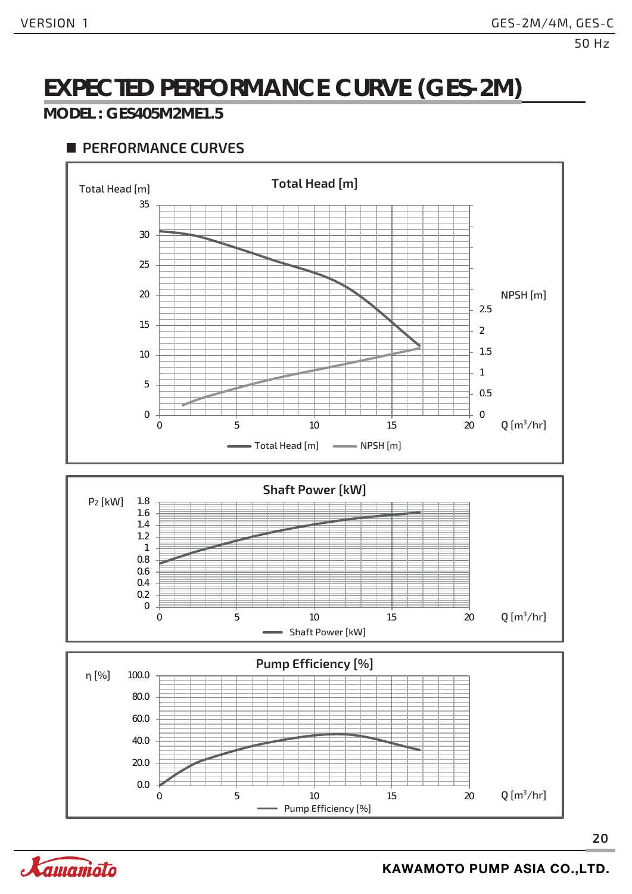# EXPECTED PERFORMANCE CURVE (GES-2M)

## MODEL : GES405M2ME1.5

### PERFORMANCE CURVES

**Total Head [m]**

Total Head [m]: 0, 5, 10, 15, 20, 25, 30, 35

NPSH [m]: 0, 0.5, 1, 1.5, 2, 2.5

Q [m³/hr]: 0, 5, 10, 15, 20

Total Head [m] — NPSH [m]

**Shaft Power [kW]**

P2 [kW]: 0, 0.2, 0.4, 0.6, 0.8, 1, 1.2, 1.4, 1.6, 1.8

Q [m³/hr]: 0, 5, 10, 15, 20

Shaft Power [kW]

**Pump Efficiency [%]**

η [%]: 0.0, 20.0, 40.0, 60.0, 80.0, 100.0

Q [m³/hr]: 0, 5, 10, 15, 20

Pump Efficiency [%]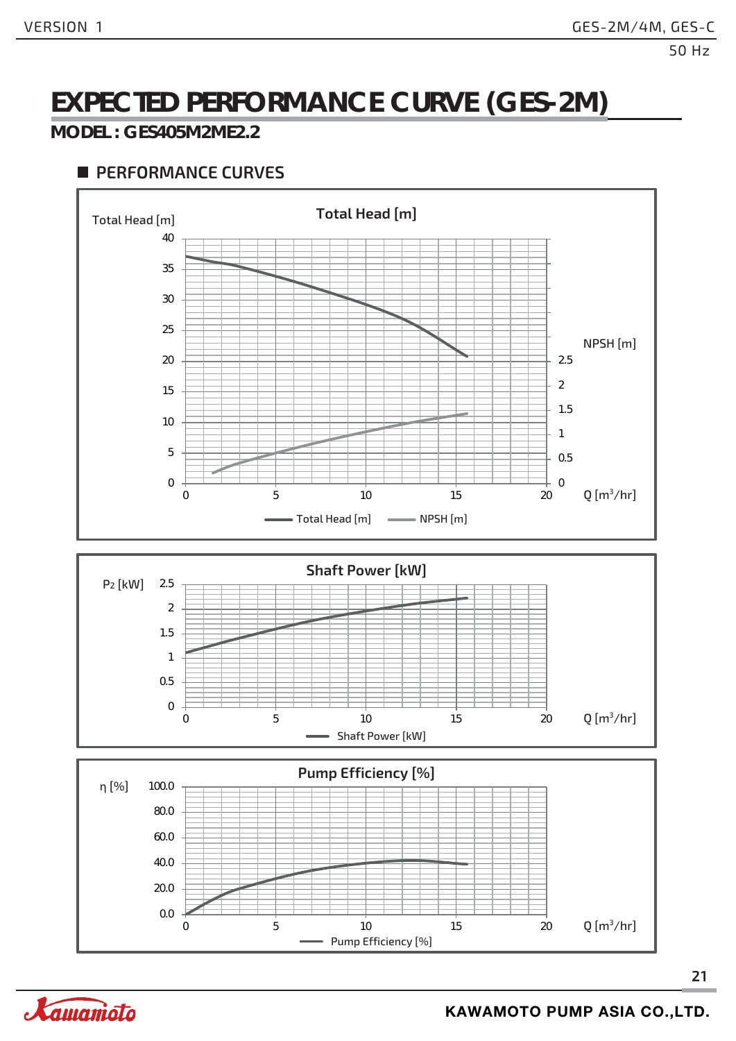# EXPECTED PERFORMANCE CURVE (GES-2M)

## MODEL : GES405M2ME2.2

### PERFORMANCE CURVES

**Total Head [m]**

Total Head [m]

NPSH [m]

Q [m³/hr]

Total Head [m] NPSH [m]

**Shaft Power [kW]**

P2 [kW]

Q [m³/hr]

Shaft Power [kW]

**Pump Efficiency [%]**

η [%]

Q [m³/hr]

Pump Efficiency [%]

KAWAMOTO PUMP ASIA CO.,LTD.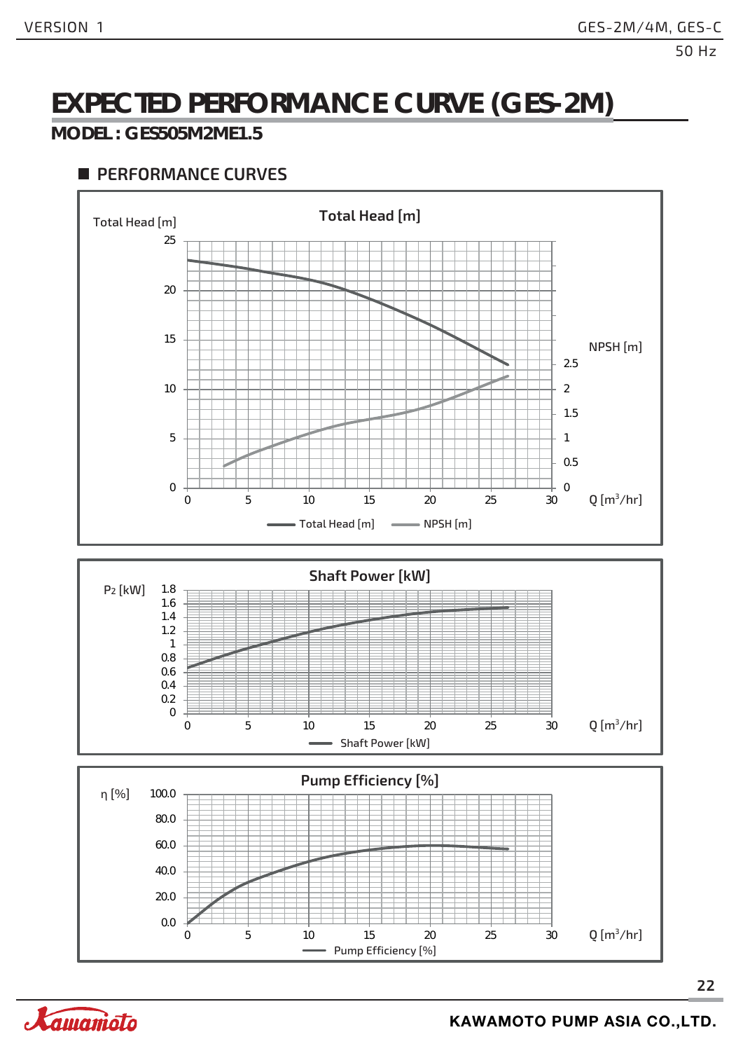# EXPECTED PERFORMANCE CURVE (GES-2M)

## MODEL : GES505M2ME1.5

### ■ PERFORMANCE CURVES

**Total Head [m]**

Total Head [m]

NPSH [m]

Q [$m^3$/hr]

Total Head [m] — NPSH [m]

**Shaft Power [kW]**

$P_2$ [kW]

Q [$m^3$/hr]

Shaft Power [kW]

**Pump Efficiency [%]**

η [%]

Q [$m^3$/hr]

Pump Efficiency [%]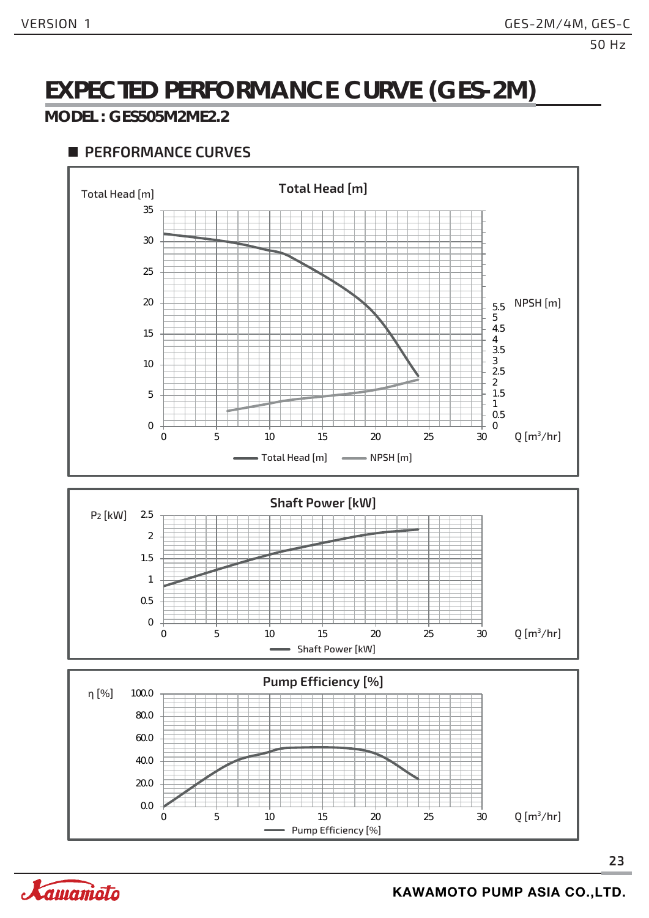# EXPECTED PERFORMANCE CURVE (GES-2M)

## MODEL : GES505M2ME2.2

### PERFORMANCE CURVES

**Total Head [m]**

Total Head [m]: 0, 5, 10, 15, 20, 25, 30, 35

NPSH [m]: 0, 0.5, 1, 1.5, 2, 2.5, 3, 3.5, 4, 4.5, 5, 5.5

Q [m³/hr]: 0, 5, 10, 15, 20, 25, 30

Total Head [m] — NPSH [m]

**Shaft Power [kW]**

P2 [kW]: 0, 0.5, 1, 1.5, 2, 2.5

Q [m³/hr]: 0, 5, 10, 15, 20, 25, 30

Shaft Power [kW]

**Pump Efficiency [%]**

η [%]: 0.0, 20.0, 40.0, 60.0, 80.0, 100.0

Q [m³/hr]: 0, 5, 10, 15, 20, 25, 30

Pump Efficiency [%]

KAWAMOTO PUMP ASIA CO.,LTD.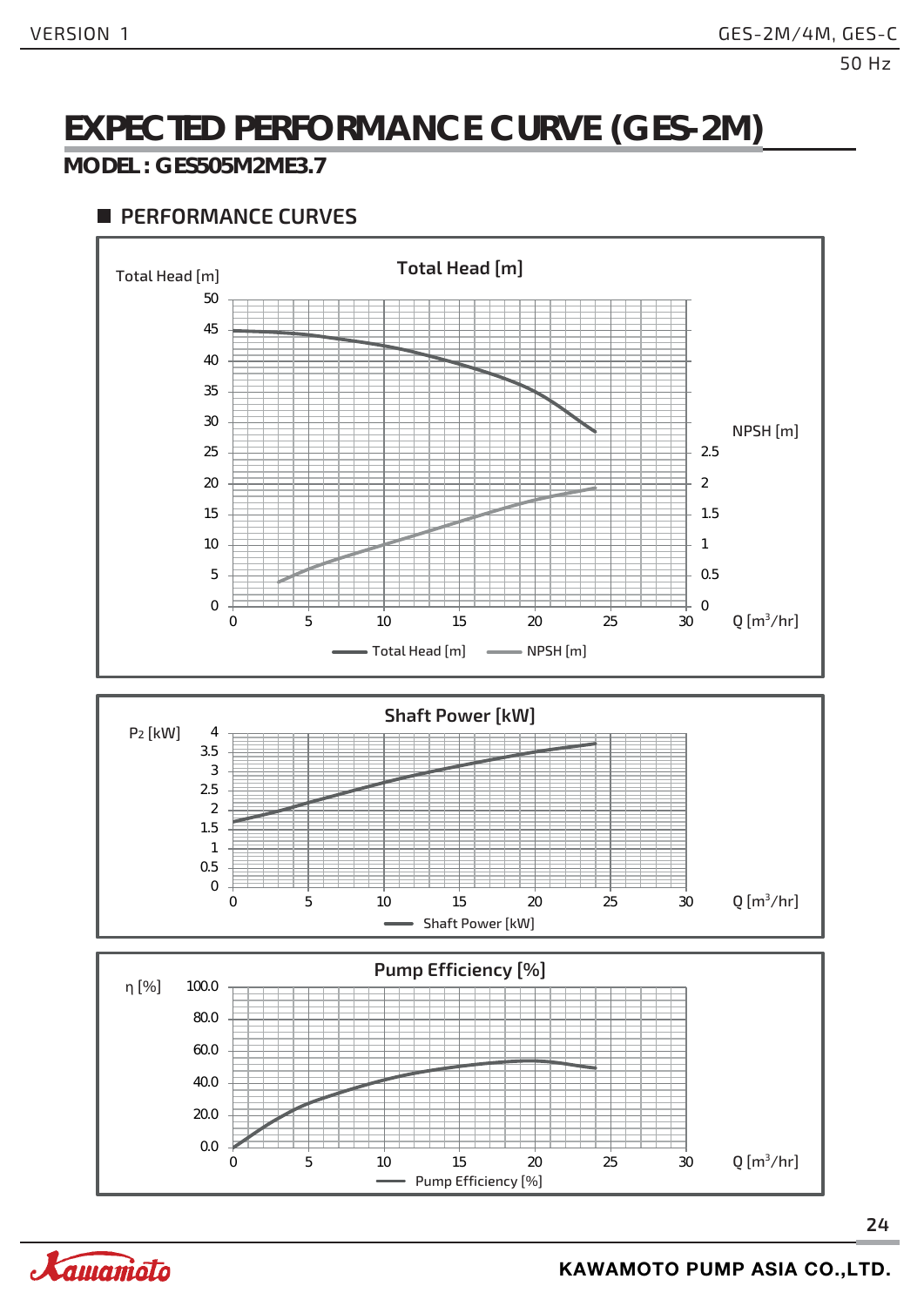# EXPECTED PERFORMANCE CURVE (GES-2M)

## MODEL : GES505M2ME3.7

### PERFORMANCE CURVES

**Total Head [m]**

Total Head [m]: 0, 5, 10, 15, 20, 25, 30, 35, 40, 45, 50

NPSH [m]: 0, 0.5, 1, 1.5, 2, 2.5

Q [m³/hr]: 0, 5, 10, 15, 20, 25, 30

Total Head [m] — NPSH [m]

**Shaft Power [kW]**

$P_2$ [kW]: 0, 0.5, 1, 1.5, 2, 2.5, 3, 3.5, 4

Q [m³/hr]: 0, 5, 10, 15, 20, 25, 30

Shaft Power [kW]

**Pump Efficiency [%]**

η [%]: 0.0, 20.0, 40.0, 60.0, 80.0, 100.0

Q [m³/hr]: 0, 5, 10, 15, 20, 25, 30

Pump Efficiency [%]

KAWAMOTO PUMP ASIA CO.,LTD.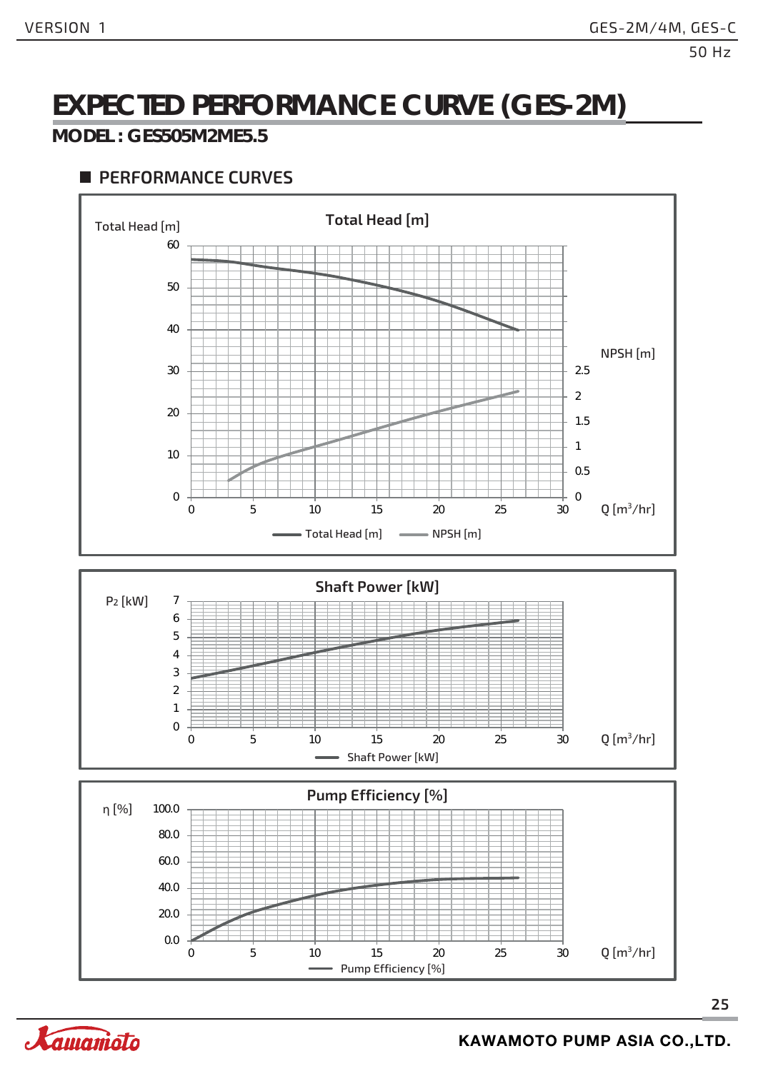# EXPECTED PERFORMANCE CURVE (GES-2M)

## MODEL : GES505M2ME5.5

### PERFORMANCE CURVES

**Total Head [m]**

Total Head [m]: 0, 10, 20, 30, 40, 50, 60

NPSH [m]: 0, 0.5, 1, 1.5, 2, 2.5

Q [m³/hr]: 0, 5, 10, 15, 20, 25, 30

Total Head [m] — NPSH [m]

**Shaft Power [kW]**

$P_2$ [kW]: 0, 1, 2, 3, 4, 5, 6, 7

Q [m³/hr]: 0, 5, 10, 15, 20, 25, 30

Shaft Power [kW]

**Pump Efficiency [%]**

η [%]: 0.0, 20.0, 40.0, 60.0, 80.0, 100.0

Q [m³/hr]: 0, 5, 10, 15, 20, 25, 30

Pump Efficiency [%]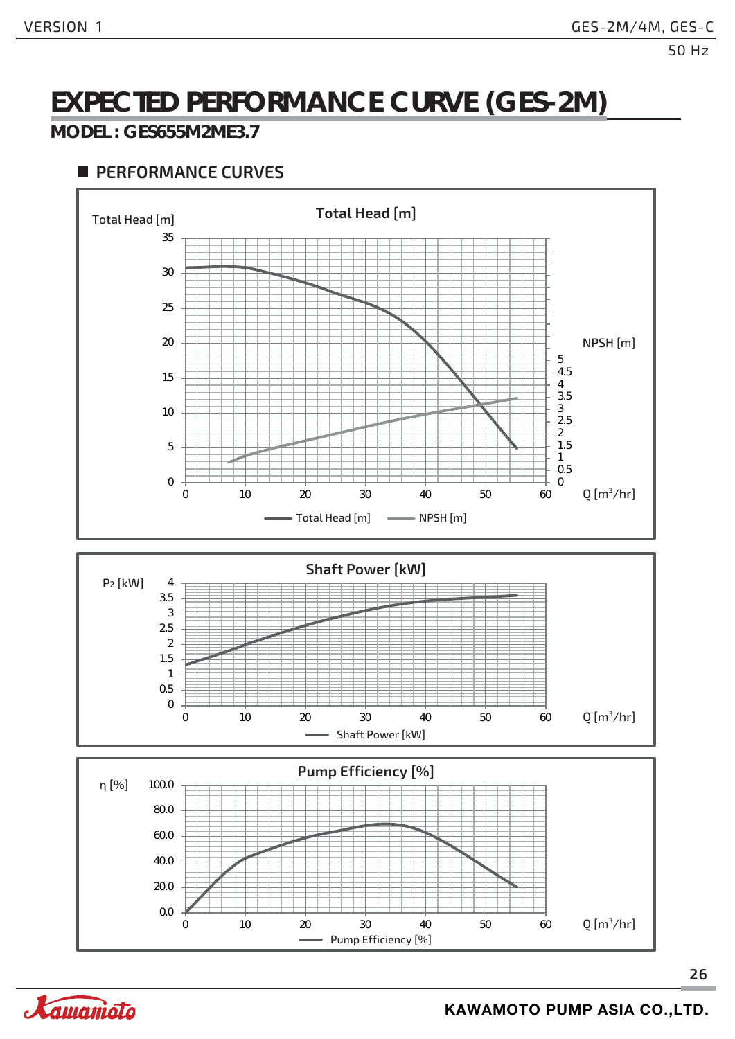# EXPECTED PERFORMANCE CURVE (GES-2M)

## MODEL : GES655M2ME3.7

### PERFORMANCE CURVES

**Total Head [m]**

Total Head [m]: 0, 5, 10, 15, 20, 25, 30, 35

NPSH [m]: 0, 0.5, 1, 1.5, 2, 2.5, 3, 3.5, 4, 4.5, 5

Q [m³/hr]: 0, 10, 20, 30, 40, 50, 60

Total Head [m] — NPSH [m]

**Shaft Power [kW]**

$P_2$ [kW]: 0, 0.5, 1, 1.5, 2, 2.5, 3, 3.5, 4

Q [m³/hr]: 0, 10, 20, 30, 40, 50, 60

Shaft Power [kW]

**Pump Efficiency [%]**

η [%]: 0.0, 20.0, 40.0, 60.0, 80.0, 100.0

Q [m³/hr]: 0, 10, 20, 30, 40, 50, 60

Pump Efficiency [%]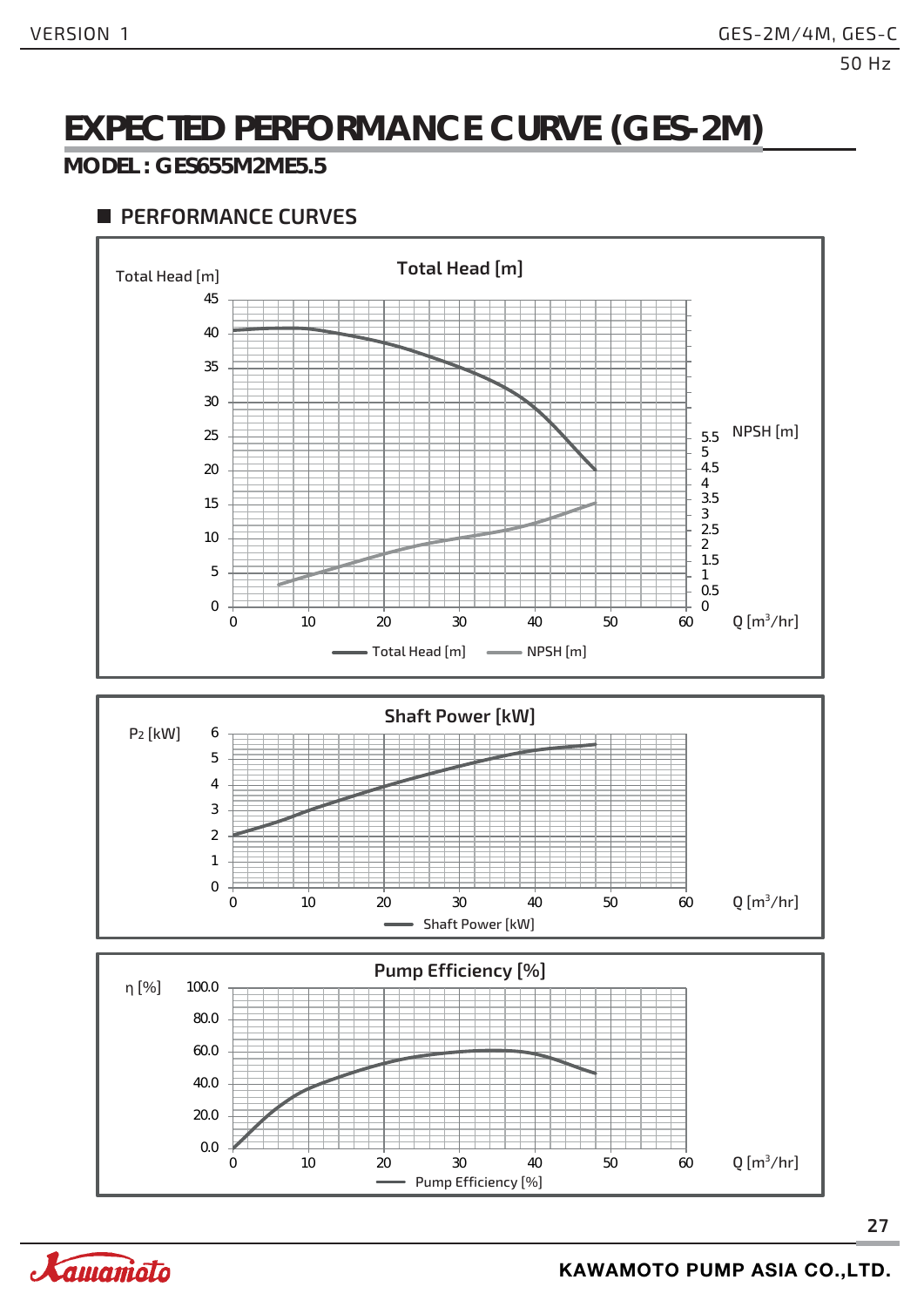# EXPECTED PERFORMANCE CURVE (GES-2M)

## MODEL : GES655M2ME5.5

### PERFORMANCE CURVES

**Total Head [m]**

Total Head [m]: 0, 5, 10, 15, 20, 25, 30, 35, 40, 45

NPSH [m]: 0, 0.5, 1, 1.5, 2, 2.5, 3, 3.5, 4, 4.5, 5, 5.5

Q [m³/hr]: 0, 10, 20, 30, 40, 50, 60

Total Head [m] — NPSH [m]

**Shaft Power [kW]**

P2 [kW]: 0, 1, 2, 3, 4, 5, 6

Q [m³/hr]: 0, 10, 20, 30, 40, 50, 60

Shaft Power [kW]

**Pump Efficiency [%]**

η [%]: 0.0, 20.0, 40.0, 60.0, 80.0, 100.0

Q [m³/hr]: 0, 10, 20, 30, 40, 50, 60

Pump Efficiency [%]

KAWAMOTO PUMP ASIA CO.,LTD.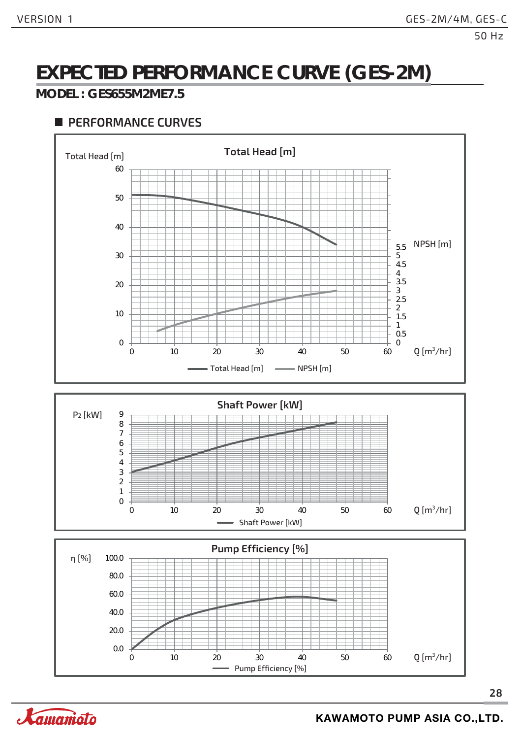# EXPECTED PERFORMANCE CURVE (GES-2M)

**MODEL : GES655M2ME7.5**

## PERFORMANCE CURVES

Total Head [m]

Total Head [m] | NPSH [m] | Q [$m^3$/hr]

Total Head [m] — NPSH [m]

Shaft Power [kW]

$P_2$ [kW] | Q [$m^3$/hr]

Shaft Power [kW]

Pump Efficiency [%]

η [%] | Q [$m^3$/hr]

Pump Efficiency [%]

**KAWAMOTO PUMP ASIA CO.,LTD.**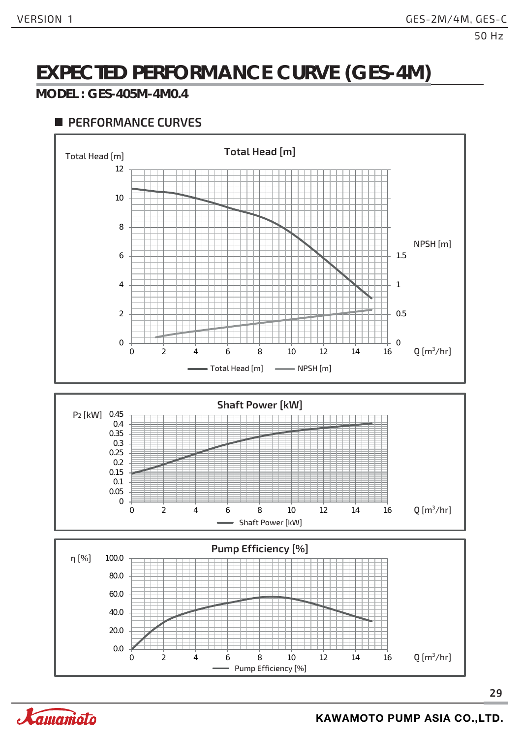# EXPECTED PERFORMANCE CURVE (GES-4M)

**MODEL : GES-405M-4M0.4**

## ■ PERFORMANCE CURVES

### Total Head [m]

Total Head [m]

12
10
8
6
4
2
0

NPSH [m]

1.5
1
0.5
0

0 2 4 6 8 10 12 14 16 Q [$m^3$/hr]

Total Head [m] NPSH [m]

### Shaft Power [kW]

$P_2$ [kW] 0.45 0.4 0.35 0.3 0.25 0.2 0.15 0.1 0.05 0

0 2 4 6 8 10 12 14 16 Q [$m^3$/hr]

Shaft Power [kW]

### Pump Efficiency [%]

η [%] 100.0 80.0 60.0 40.0 20.0 0.0

0 2 4 6 8 10 12 14 16 Q [$m^3$/hr]

Pump Efficiency [%]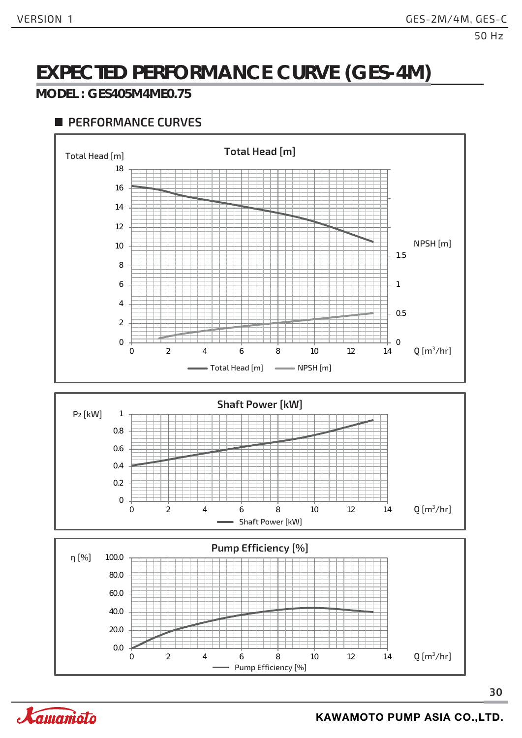# EXPECTED PERFORMANCE CURVE (GES-4M)

## MODEL : GES405M4ME0.75

### PERFORMANCE CURVES

**Total Head [m]**

Total Head [m]: 0, 2, 4, 6, 8, 10, 12, 14, 16, 18

NPSH [m]: 0, 0.5, 1, 1.5

Q [m³/hr]: 0, 2, 4, 6, 8, 10, 12, 14

Total Head [m] — NPSH [m]

**Shaft Power [kW]**

$P_2$ [kW]: 0, 0.2, 0.4, 0.6, 0.8, 1

Q [m³/hr]: 0, 2, 4, 6, 8, 10, 12, 14

Shaft Power [kW]

**Pump Efficiency [%]**

η [%]: 0.0, 20.0, 40.0, 60.0, 80.0, 100.0

Q [m³/hr]: 0, 2, 4, 6, 8, 10, 12, 14

Pump Efficiency [%]

KAWAMOTO PUMP ASIA CO.,LTD.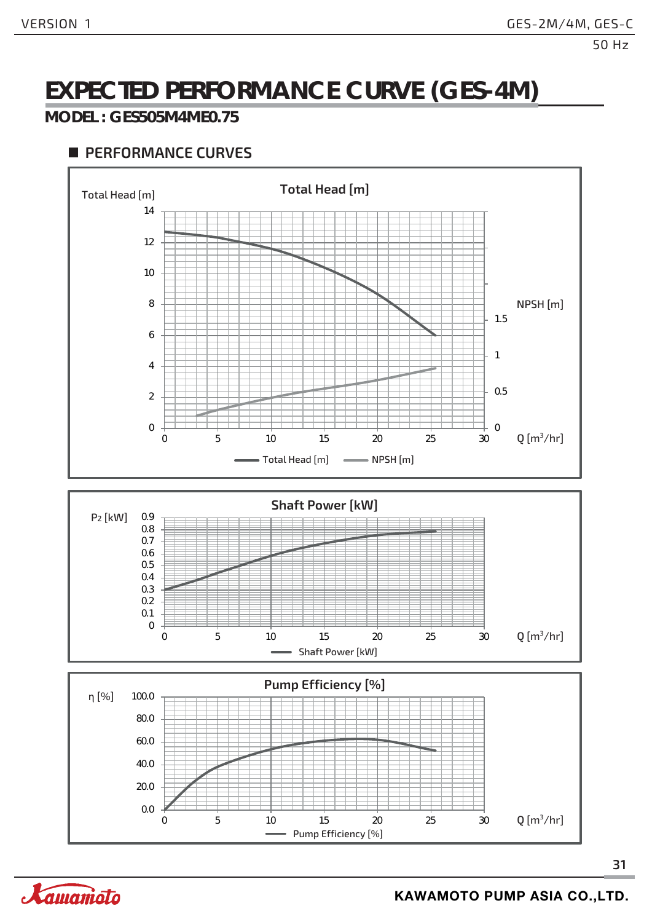# EXPECTED PERFORMANCE CURVE (GES-4M)

## MODEL : GES505M4ME0.75

### PERFORMANCE CURVES

**Total Head [m]**

Total Head [m]: 0, 2, 4, 6, 8, 10, 12, 14

NPSH [m]: 0, 0.5, 1, 1.5

Q [m³/hr]: 0, 5, 10, 15, 20, 25, 30

Total Head [m] — NPSH [m]

**Shaft Power [kW]**

$P_2$ [kW]: 0, 0.1, 0.2, 0.3, 0.4, 0.5, 0.6, 0.7, 0.8, 0.9

Q [m³/hr]: 0, 5, 10, 15, 20, 25, 30

Shaft Power [kW]

**Pump Efficiency [%]**

η [%]: 0.0, 20.0, 40.0, 60.0, 80.0, 100.0

Q [m³/hr]: 0, 5, 10, 15, 20, 25, 30

Pump Efficiency [%]

KAWAMOTO PUMP ASIA CO.,LTD.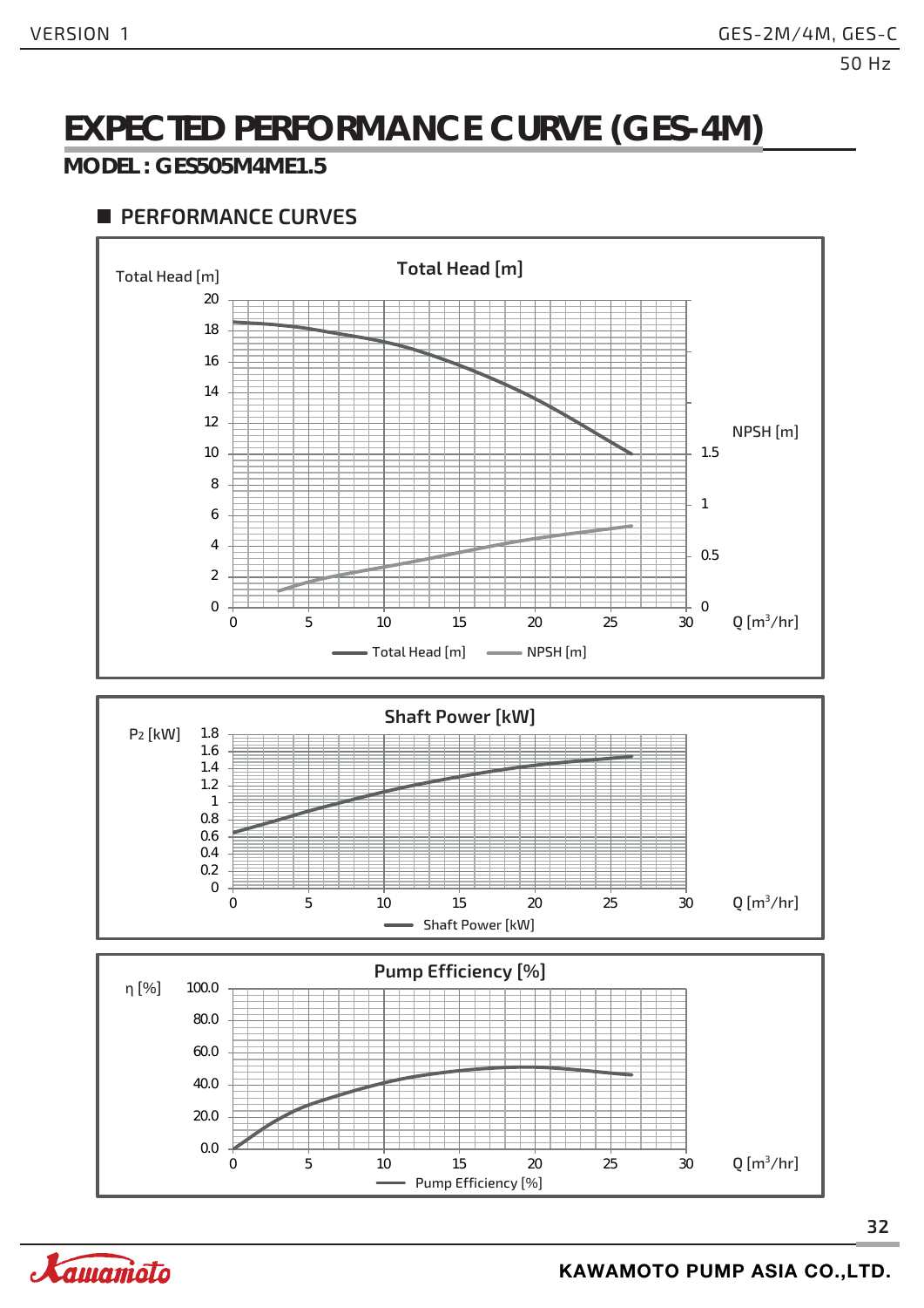# EXPECTED PERFORMANCE CURVE (GES-4M)

## MODEL : GES505M4ME1.5

### PERFORMANCE CURVES

**Total Head [m]**

Total Head [m]

20
18
16
14
12
10
8
6
4
2
0

NPSH [m]

1.5
1
0.5
0

0 5 10 15 20 25 30 Q [m³/hr]

Total Head [m] NPSH [m]

**Shaft Power [kW]**

$P_2$ [kW]

1.8
1.6
1.4
1.2
1
0.8
0.6
0.4
0.2
0

0 5 10 15 20 25 30 Q [m³/hr]

Shaft Power [kW]

**Pump Efficiency [%]**

η [%]

100.0
80.0
60.0
40.0
20.0
0.0

0 5 10 15 20 25 30 Q [m³/hr]

Pump Efficiency [%]

KAWAMOTO PUMP ASIA CO.,LTD.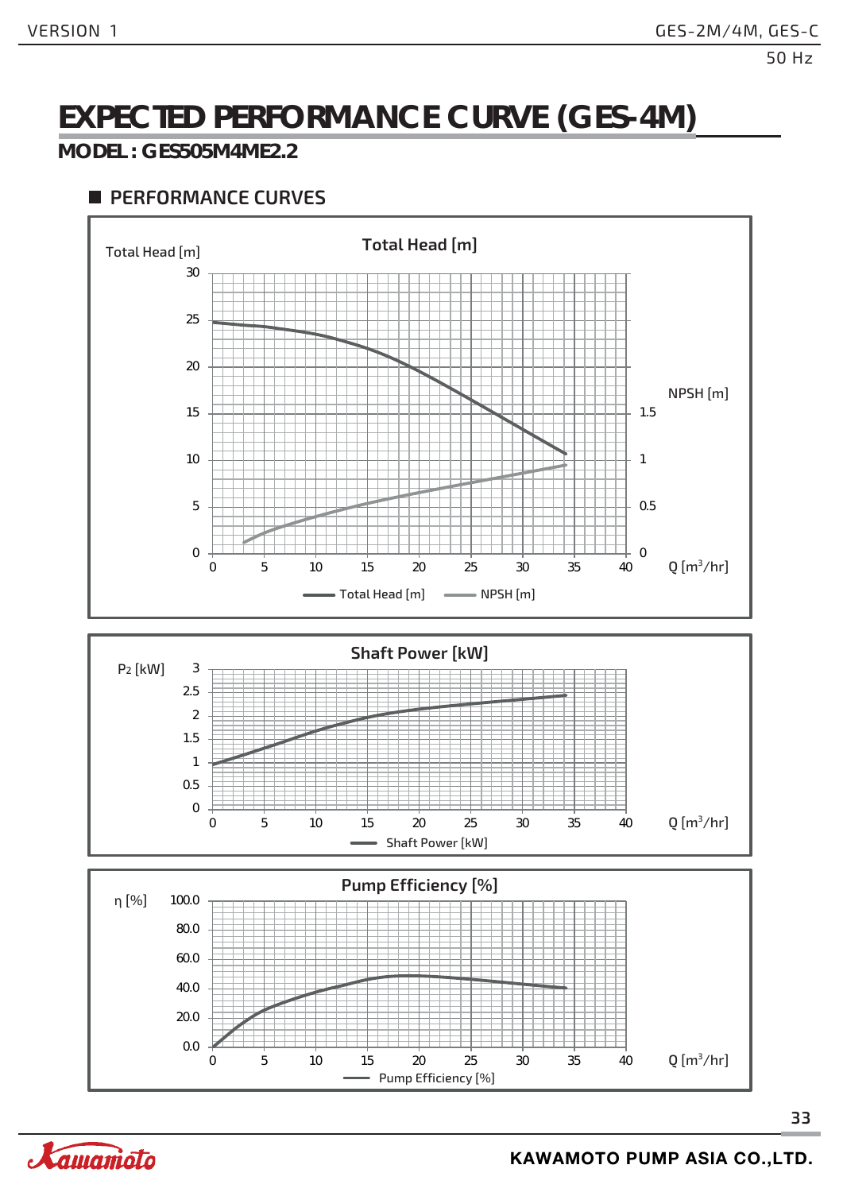# EXPECTED PERFORMANCE CURVE (GES-4M)

## MODEL : GES505M4ME2.2

### PERFORMANCE CURVES

**Total Head [m]**

Total Head [m] | NPSH [m] | Q [m³/hr]

Total Head [m]   NPSH [m]

**Shaft Power [kW]**

$P_2$ [kW] | Q [m³/hr]

Shaft Power [kW]

**Pump Efficiency [%]**

η [%] | Q [m³/hr]

Pump Efficiency [%]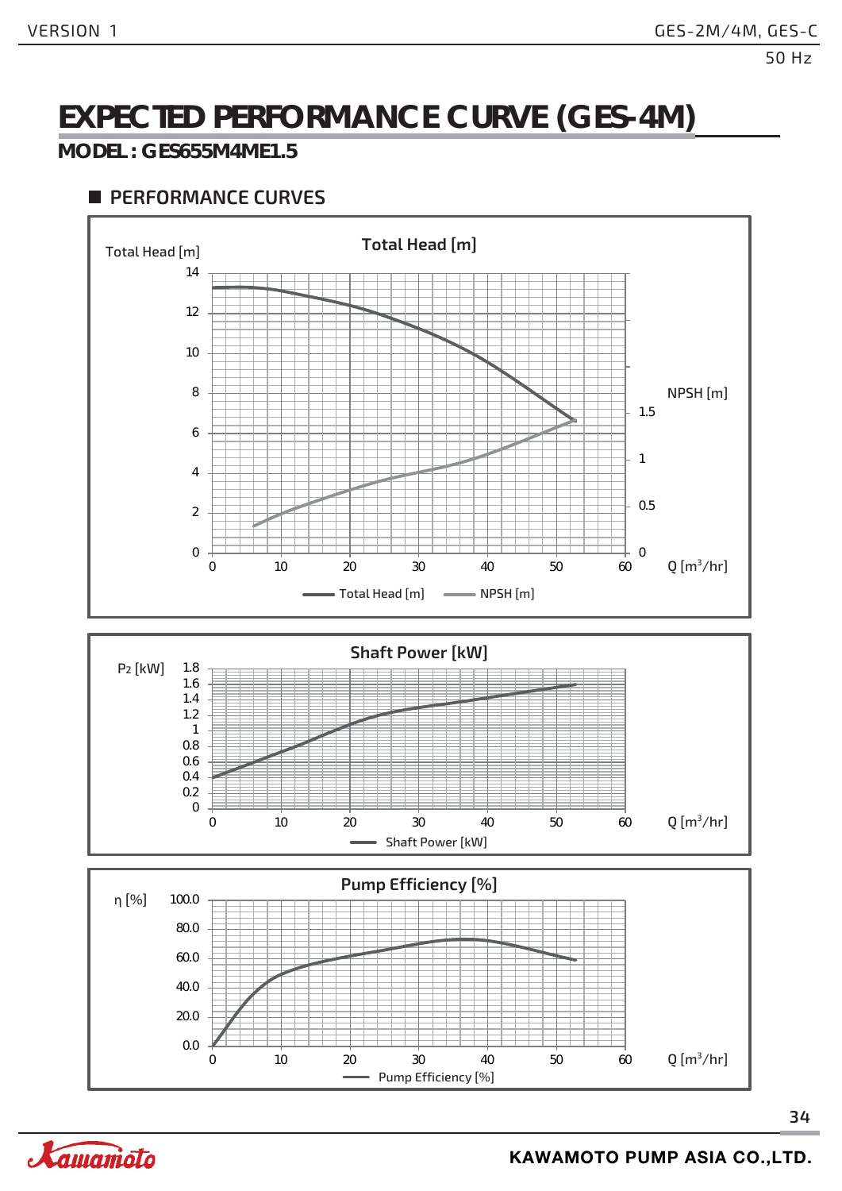# EXPECTED PERFORMANCE CURVE (GES-4M)

**MODEL : GES655M4ME1.5**

## PERFORMANCE CURVES

**Total Head [m]**

Total Head [m]: 0, 2, 4, 6, 8, 10, 12, 14

NPSH [m]: 0, 0.5, 1, 1.5

Q [m³/hr]: 0, 10, 20, 30, 40, 50, 60

Legend: Total Head [m], NPSH [m]

**Shaft Power [kW]**

$P_2$ [kW]: 0, 0.2, 0.4, 0.6, 0.8, 1, 1.2, 1.4, 1.6, 1.8

Q [m³/hr]: 0, 10, 20, 30, 40, 50, 60

Legend: Shaft Power [kW]

**Pump Efficiency [%]**

η [%]: 0.0, 20.0, 40.0, 60.0, 80.0, 100.0

Q [m³/hr]: 0, 10, 20, 30, 40, 50, 60

Legend: Pump Efficiency [%]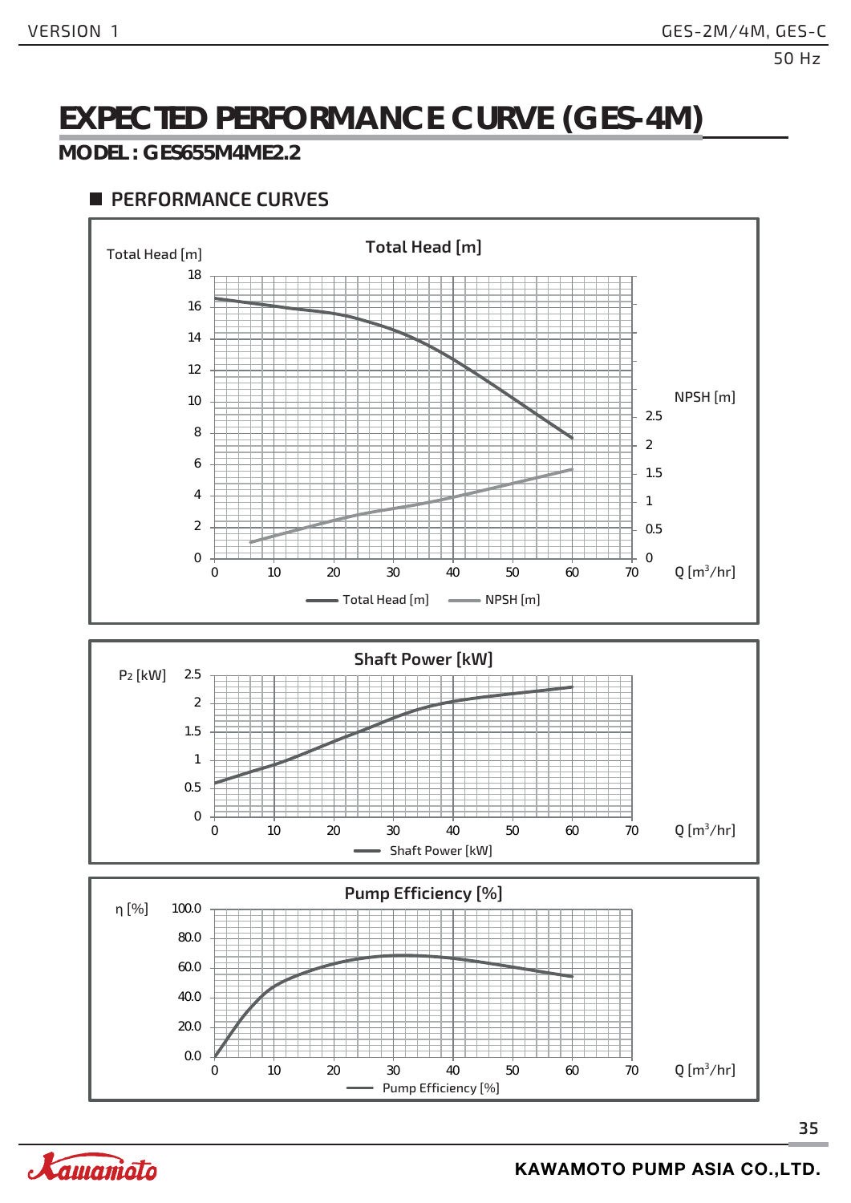# EXPECTED PERFORMANCE CURVE (GES-4M)

## MODEL : GES655M4ME2.2

### PERFORMANCE CURVES

**Total Head [m]**

Total Head [m]: 0, 2, 4, 6, 8, 10, 12, 14, 16, 18

NPSH [m]: 0, 0.5, 1, 1.5, 2, 2.5

Q [m³/hr]: 0, 10, 20, 30, 40, 50, 60, 70

Total Head [m] — NPSH [m]

**Shaft Power [kW]**

P2 [kW]: 0, 0.5, 1, 1.5, 2, 2.5

Q [m³/hr]: 0, 10, 20, 30, 40, 50, 60, 70

Shaft Power [kW]

**Pump Efficiency [%]**

η [%]: 0.0, 20.0, 40.0, 60.0, 80.0, 100.0

Q [m³/hr]: 0, 10, 20, 30, 40, 50, 60, 70

Pump Efficiency [%]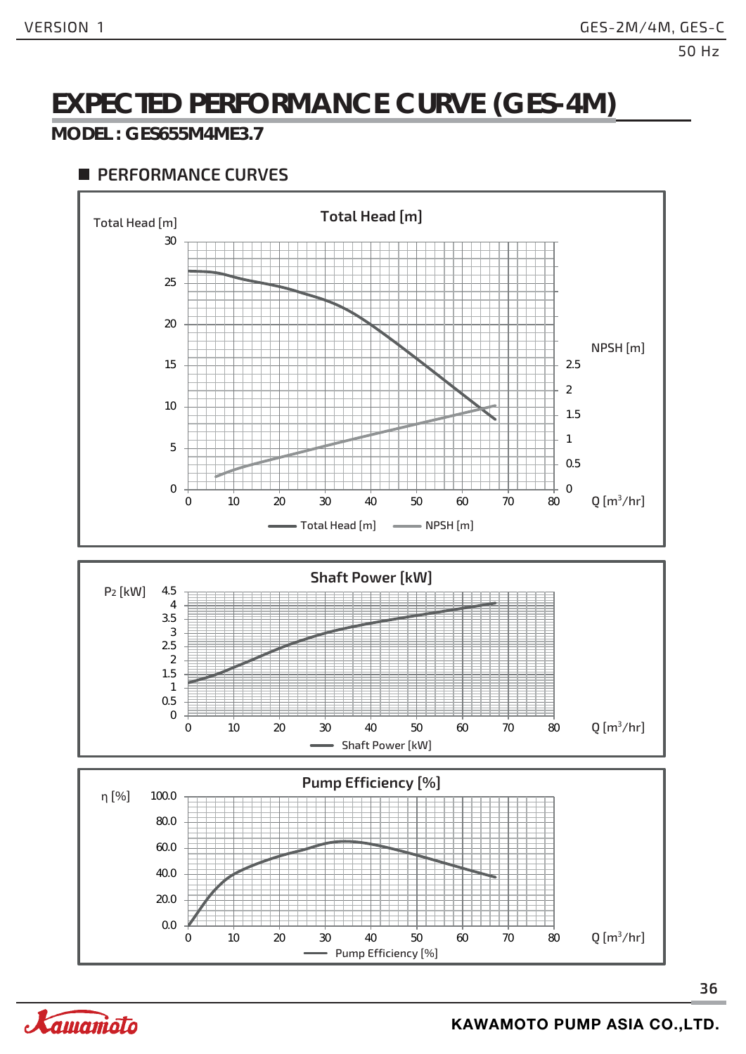# EXPECTED PERFORMANCE CURVE (GES-4M)

## MODEL : GES655M4ME3.7

### ■ PERFORMANCE CURVES

**Total Head [m]**

Total Head [m]: 0, 5, 10, 15, 20, 25, 30

NPSH [m]: 0, 0.5, 1, 1.5, 2, 2.5

Q [m³/hr]: 0, 10, 20, 30, 40, 50, 60, 70, 80

Total Head [m] — NPSH [m]

**Shaft Power [kW]**

P2 [kW]: 0, 0.5, 1, 1.5, 2, 2.5, 3, 3.5, 4, 4.5

Q [m³/hr]: 0, 10, 20, 30, 40, 50, 60, 70, 80

Shaft Power [kW]

**Pump Efficiency [%]**

η [%]: 0.0, 20.0, 40.0, 60.0, 80.0, 100.0

Q [m³/hr]: 0, 10, 20, 30, 40, 50, 60, 70, 80

Pump Efficiency [%]

KAWAMOTO PUMP ASIA CO.,LTD.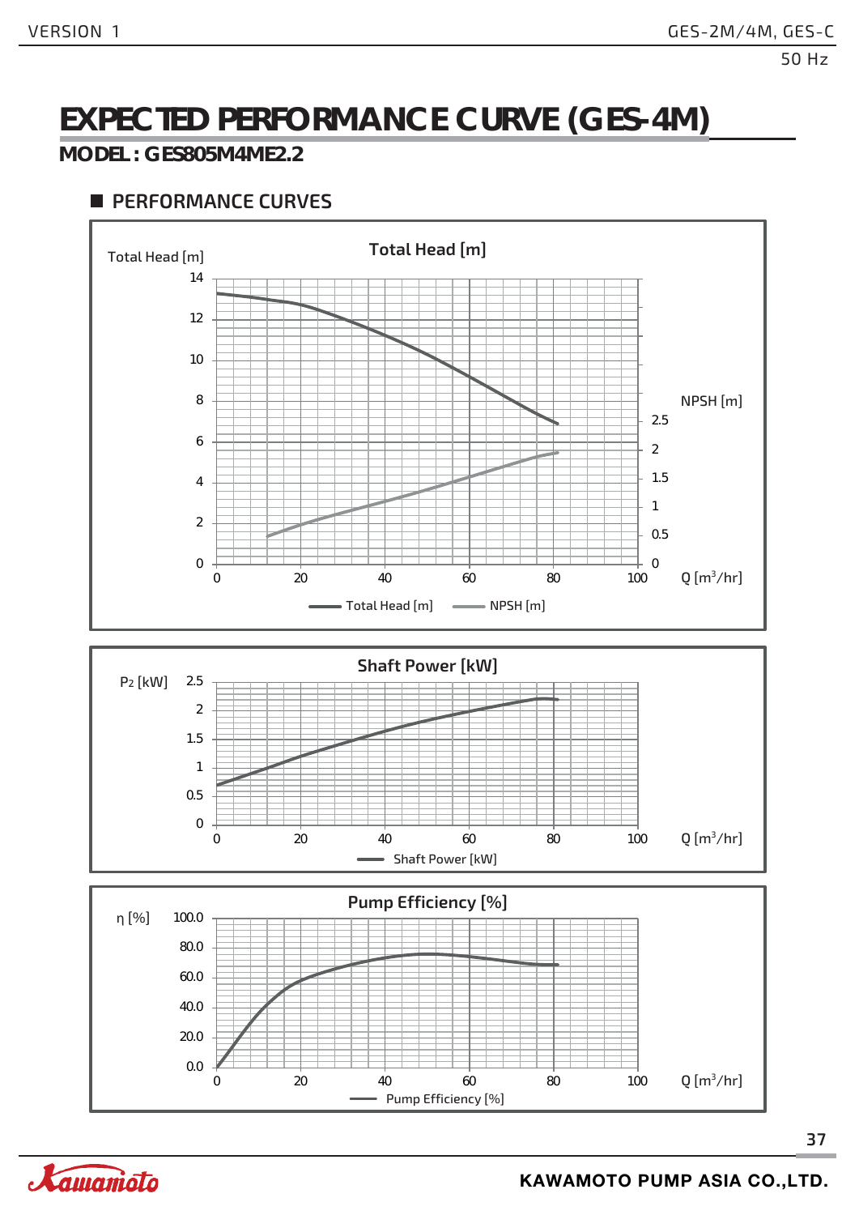# EXPECTED PERFORMANCE CURVE (GES-4M)

## MODEL : GES805M4ME2.2

### PERFORMANCE CURVES

**Total Head [m]**

Total Head [m]: 0, 2, 4, 6, 8, 10, 12, 14

NPSH [m]: 0, 0.5, 1, 1.5, 2, 2.5

Q [m³/hr]: 0, 20, 40, 60, 80, 100

Total Head [m] — NPSH [m]

**Shaft Power [kW]**

$P_2$ [kW]: 0, 0.5, 1, 1.5, 2, 2.5

Q [m³/hr]: 0, 20, 40, 60, 80, 100

Shaft Power [kW]

**Pump Efficiency [%]**

η [%]: 0.0, 20.0, 40.0, 60.0, 80.0, 100.0

Q [m³/hr]: 0, 20, 40, 60, 80, 100

Pump Efficiency [%]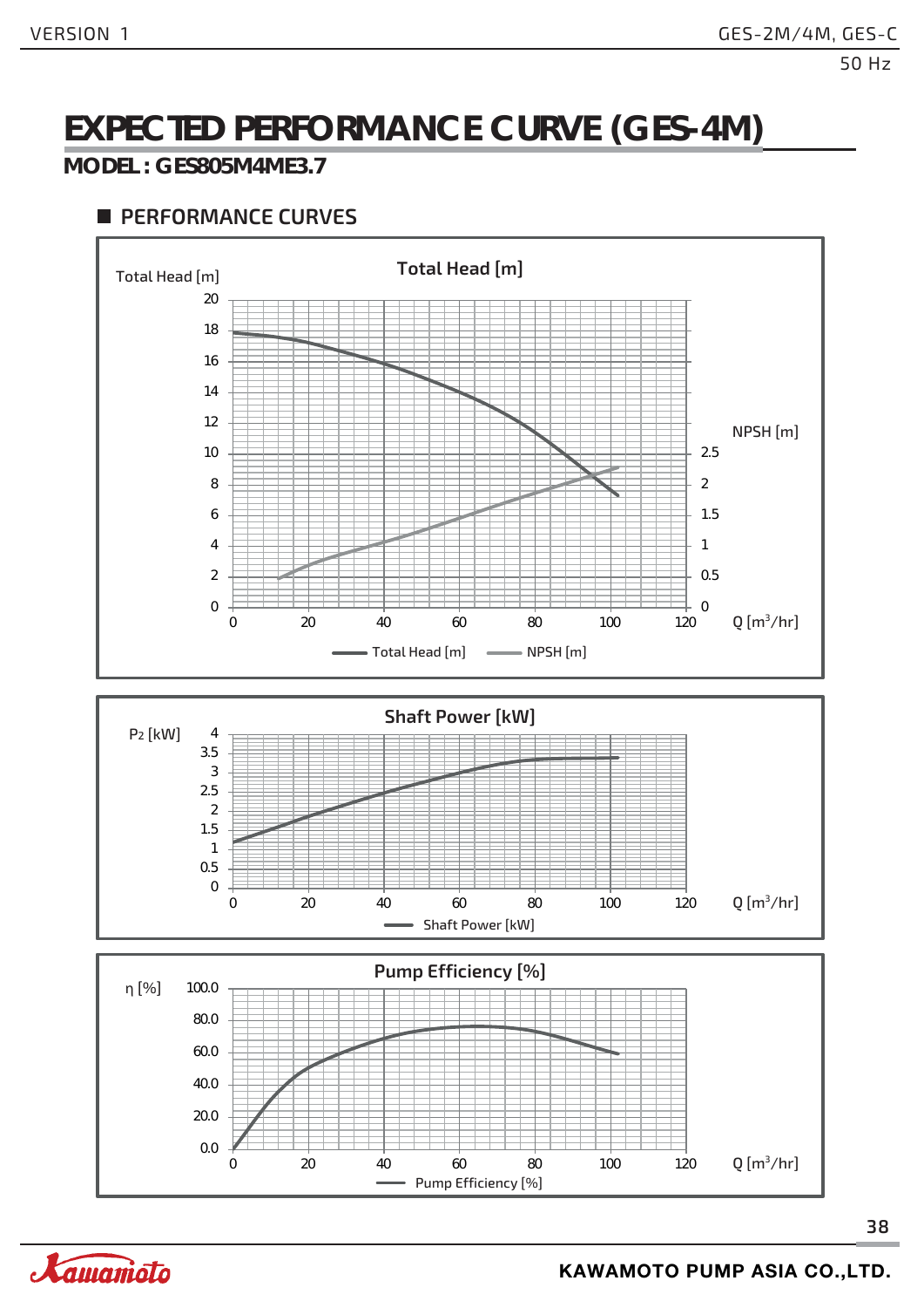# EXPECTED PERFORMANCE CURVE (GES-4M)

## MODEL : GES805M4ME3.7

### PERFORMANCE CURVES

**Total Head [m]**

Total Head [m]: 0, 2, 4, 6, 8, 10, 12, 14, 16, 18, 20

NPSH [m]: 0, 0.5, 1, 1.5, 2, 2.5

Q [m³/hr]: 0, 20, 40, 60, 80, 100, 120

Total Head [m] — NPSH [m]

**Shaft Power [kW]**

$P_2$ [kW]: 0, 0.5, 1, 1.5, 2, 2.5, 3, 3.5, 4

Q [m³/hr]: 0, 20, 40, 60, 80, 100, 120

Shaft Power [kW]

**Pump Efficiency [%]**

η [%]: 0.0, 20.0, 40.0, 60.0, 80.0, 100.0

Q [m³/hr]: 0, 20, 40, 60, 80, 100, 120

Pump Efficiency [%]

KAWAMOTO PUMP ASIA CO.,LTD.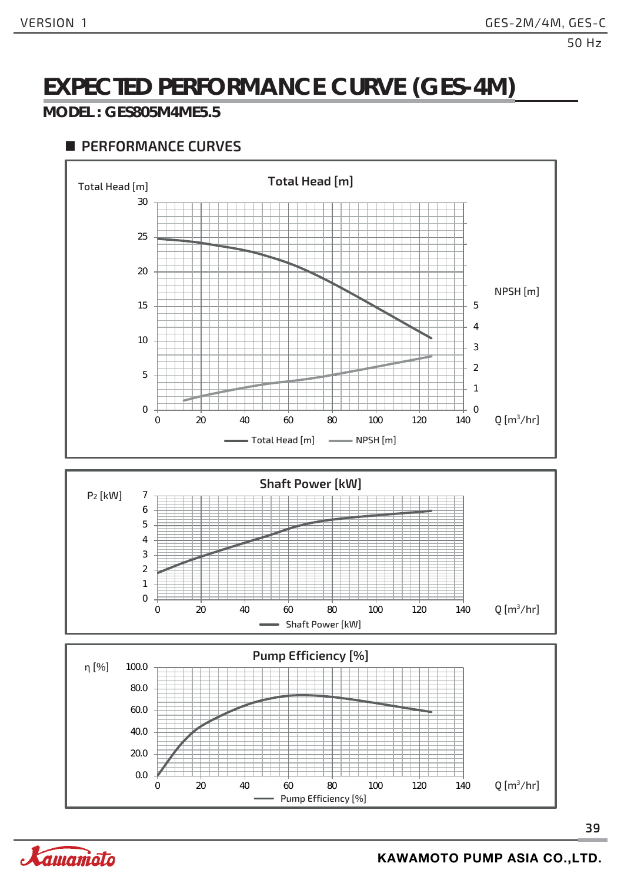# EXPECTED PERFORMANCE CURVE (GES-4M)

## MODEL : GES805M4ME5.5

### PERFORMANCE CURVES

**Total Head [m]**

Total Head [m]

30
25
20
15
10
5
0

NPSH [m]

5
4
3
2
1
0

0 20 40 60 80 100 120 140 Q [m³/hr]

Total Head [m] NPSH [m]

**Shaft Power [kW]**

$P_2$ [kW]

7
6
5
4
3
2
1
0

0 20 40 60 80 100 120 140 Q [m³/hr]

Shaft Power [kW]

**Pump Efficiency [%]**

η [%]

100.0
80.0
60.0
40.0
20.0
0.0

0 20 40 60 80 100 120 140 Q [m³/hr]

Pump Efficiency [%]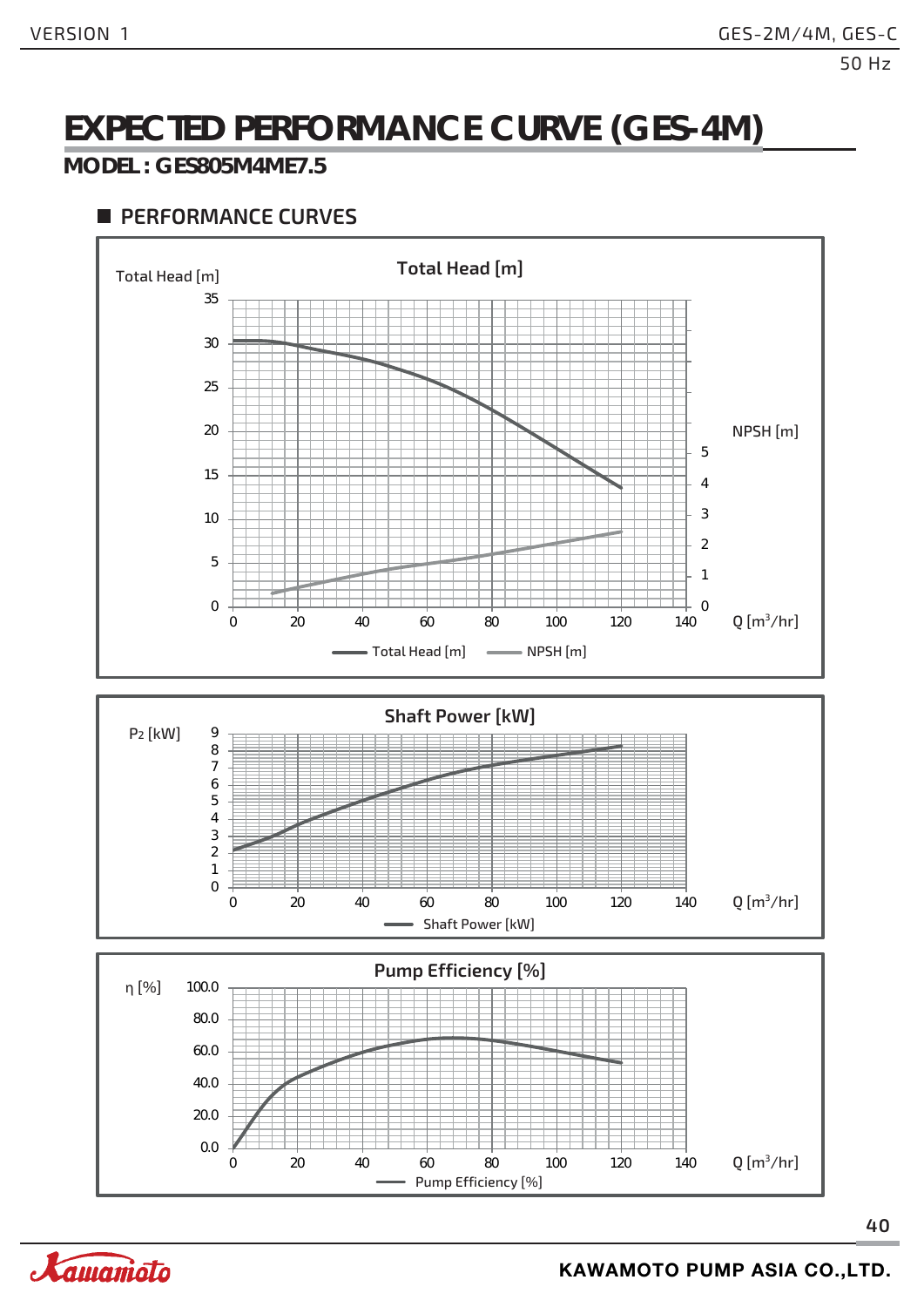# EXPECTED PERFORMANCE CURVE (GES-4M)

**MODEL : GES805M4ME7.5**

## PERFORMANCE CURVES

**Total Head [m]**

Total Head [m]: 0, 5, 10, 15, 20, 25, 30, 35

NPSH [m]: 0, 1, 2, 3, 4, 5

Q [m³/hr]: 0, 20, 40, 60, 80, 100, 120, 140

Total Head [m] — NPSH [m]

**Shaft Power [kW]**

P2 [kW]: 0, 1, 2, 3, 4, 5, 6, 7, 8, 9

Q [m³/hr]: 0, 20, 40, 60, 80, 100, 120, 140

Shaft Power [kW]

**Pump Efficiency [%]**

η [%]: 0.0, 20.0, 40.0, 60.0, 80.0, 100.0

Q [m³/hr]: 0, 20, 40, 60, 80, 100, 120, 140

Pump Efficiency [%]

KAWAMOTO PUMP ASIA CO.,LTD.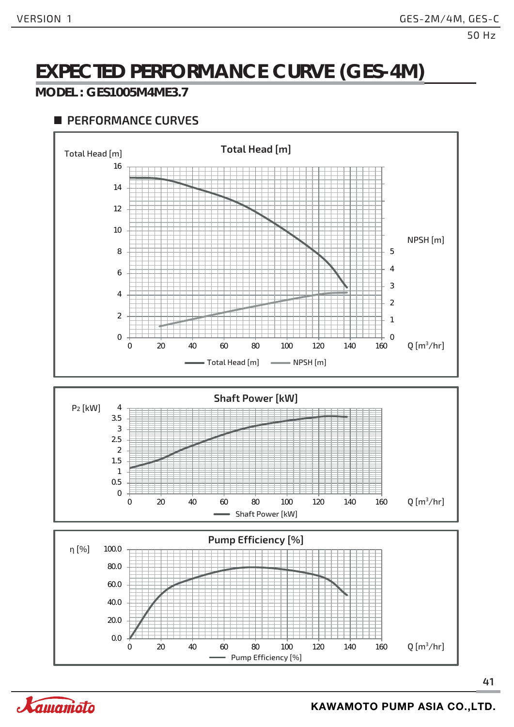# EXPECTED PERFORMANCE CURVE (GES-4M)

## MODEL : GES1005M4ME3.7

### PERFORMANCE CURVES

Total Head [m]

Total Head [m]

NPSH [m]

Q [m³/hr]

Total Head [m] NPSH [m]

Shaft Power [kW]

$P_2$ [kW]

Q [m³/hr]

Shaft Power [kW]

Pump Efficiency [%]

η [%]

Q [m³/hr]

Pump Efficiency [%]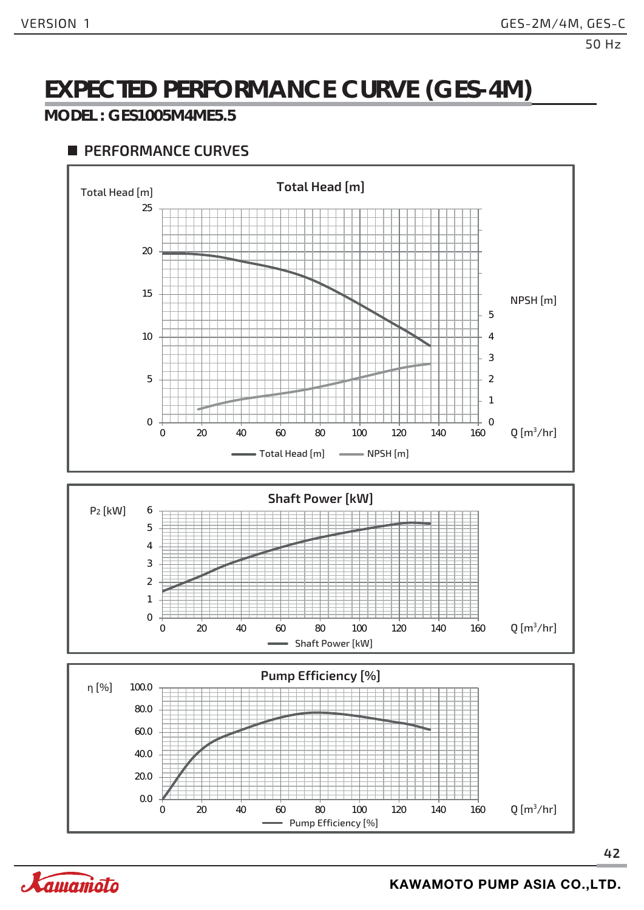# EXPECTED PERFORMANCE CURVE (GES-4M)

## MODEL : GES1005M4ME5.5

### PERFORMANCE CURVES

**Total Head [m]**

Total Head [m]: 0, 5, 10, 15, 20, 25

NPSH [m]: 0, 1, 2, 3, 4, 5

Q [m³/hr]: 0, 20, 40, 60, 80, 100, 120, 140, 160

Total Head [m] — NPSH [m]

**Shaft Power [kW]**

P2 [kW]: 0, 1, 2, 3, 4, 5, 6

Q [m³/hr]: 0, 20, 40, 60, 80, 100, 120, 140, 160

Shaft Power [kW]

**Pump Efficiency [%]**

η [%]: 0.0, 20.0, 40.0, 60.0, 80.0, 100.0

Q [m³/hr]: 0, 20, 40, 60, 80, 100, 120, 140, 160

Pump Efficiency [%]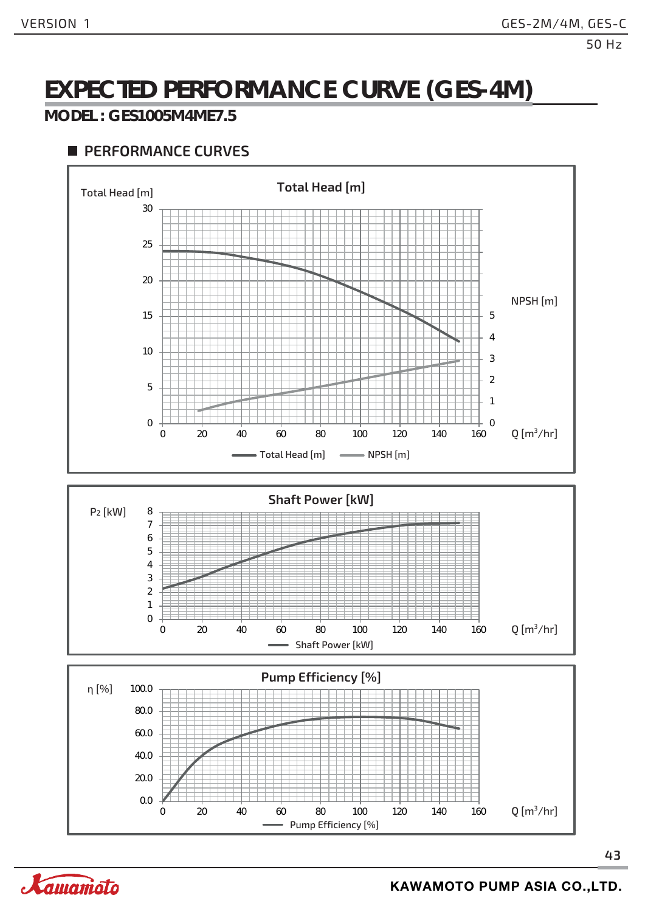# EXPECTED PERFORMANCE CURVE (GES-4M)

**MODEL : GES1005M4ME7.5**

## ■ PERFORMANCE CURVES

**Total Head [m]**

Total Head [m]: 0, 5, 10, 15, 20, 25, 30

NPSH [m]: 0, 1, 2, 3, 4, 5

Q [m³/hr]: 0, 20, 40, 60, 80, 100, 120, 140, 160

Total Head [m] — NPSH [m]

**Shaft Power [kW]**

$P_2$ [kW]: 0, 1, 2, 3, 4, 5, 6, 7, 8

Q [m³/hr]: 0, 20, 40, 60, 80, 100, 120, 140, 160

Shaft Power [kW]

**Pump Efficiency [%]**

η [%]: 0.0, 20.0, 40.0, 60.0, 80.0, 100.0

Q [m³/hr]: 0, 20, 40, 60, 80, 100, 120, 140, 160

Pump Efficiency [%]

KAWAMOTO PUMP ASIA CO.,LTD.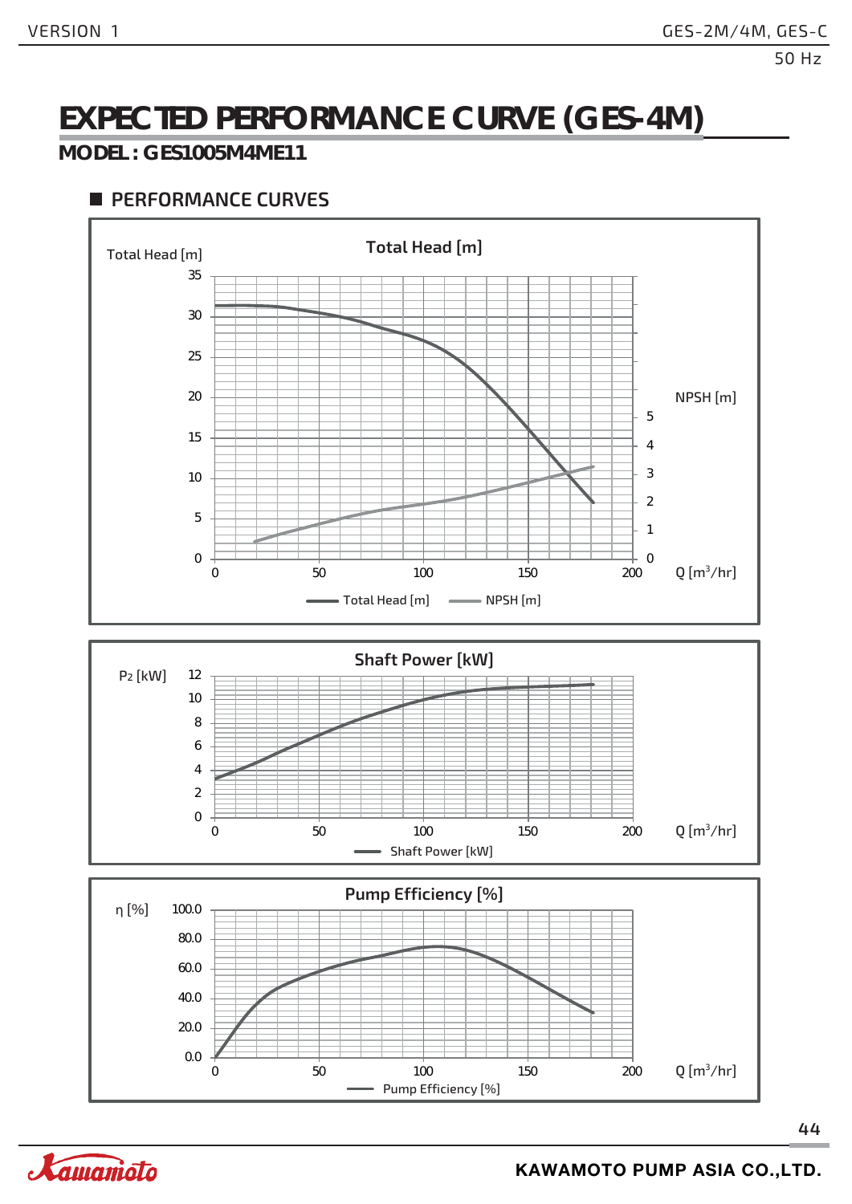# EXPECTED PERFORMANCE CURVE (GES-4M)

## MODEL : GES1005M4ME11

### ■ PERFORMANCE CURVES

Total Head [m]

Total Head [m]

35
30
25
20
15
10
5
0

NPSH [m]

5
4
3
2
1
0

0 50 100 150 200 Q [m$^3$/hr]

Total Head [m] NPSH [m]

Shaft Power [kW]

$P_2$ [kW]

12
10
8
6
4
2
0

0 50 100 150 200 Q [m$^3$/hr]

Shaft Power [kW]

Pump Efficiency [%]

η [%]

100.0
80.0
60.0
40.0
20.0
0.0

0 50 100 150 200 Q [m$^3$/hr]

Pump Efficiency [%]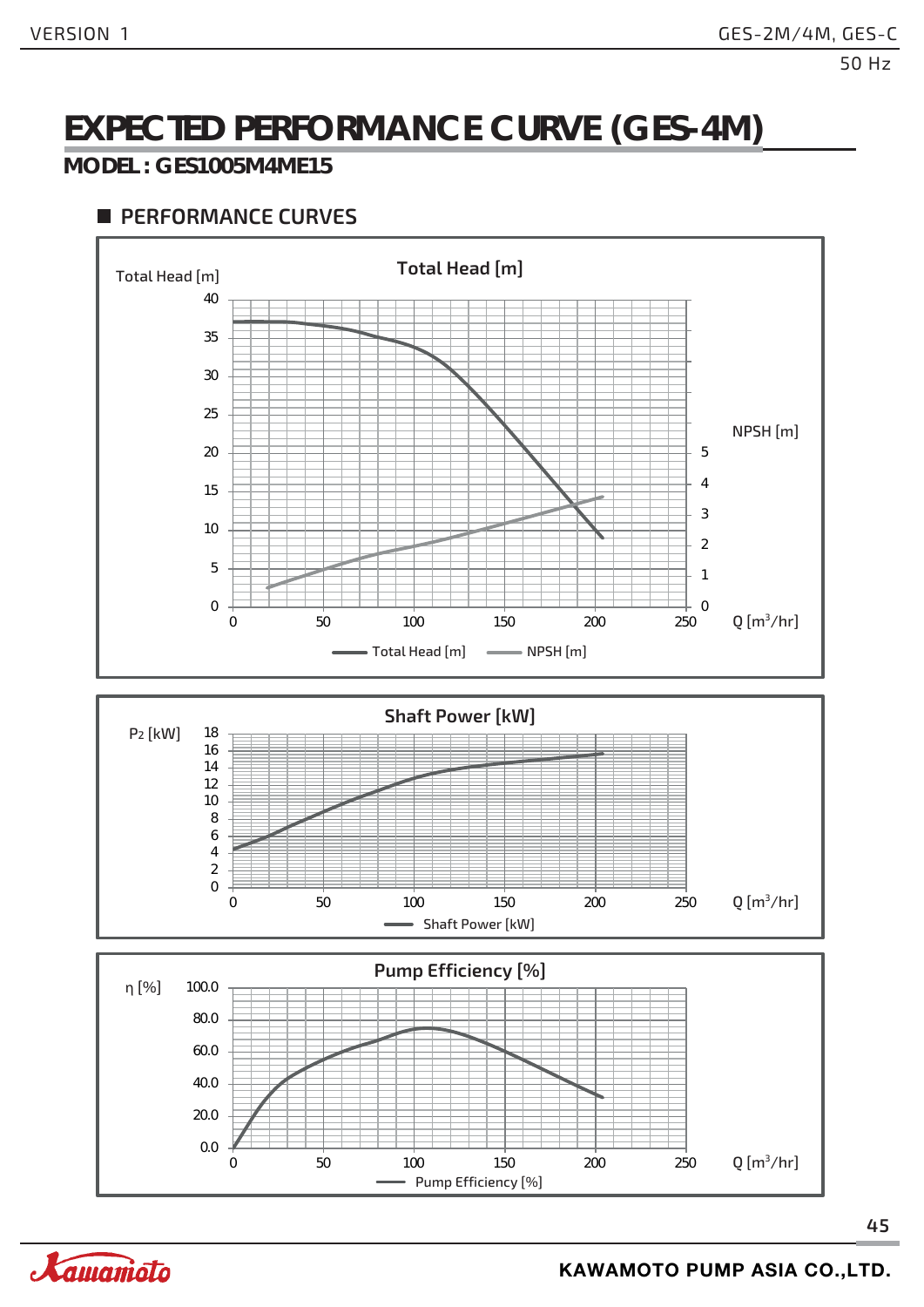# EXPECTED PERFORMANCE CURVE (GES-4M)

## MODEL : GES1005M4ME15

### PERFORMANCE CURVES

**Total Head [m]**

Total Head [m]: 0, 5, 10, 15, 20, 25, 30, 35, 40

NPSH [m]: 0, 1, 2, 3, 4, 5

Q [m³/hr]: 0, 50, 100, 150, 200, 250

Legend: Total Head [m] — NPSH [m]

**Shaft Power [kW]**

$P_2$ [kW]: 0, 2, 4, 6, 8, 10, 12, 14, 16, 18

Q [m³/hr]: 0, 50, 100, 150, 200, 250

Legend: Shaft Power [kW]

**Pump Efficiency [%]**

η [%]: 0.0, 20.0, 40.0, 60.0, 80.0, 100.0

Q [m³/hr]: 0, 50, 100, 150, 200, 250

Legend: Pump Efficiency [%]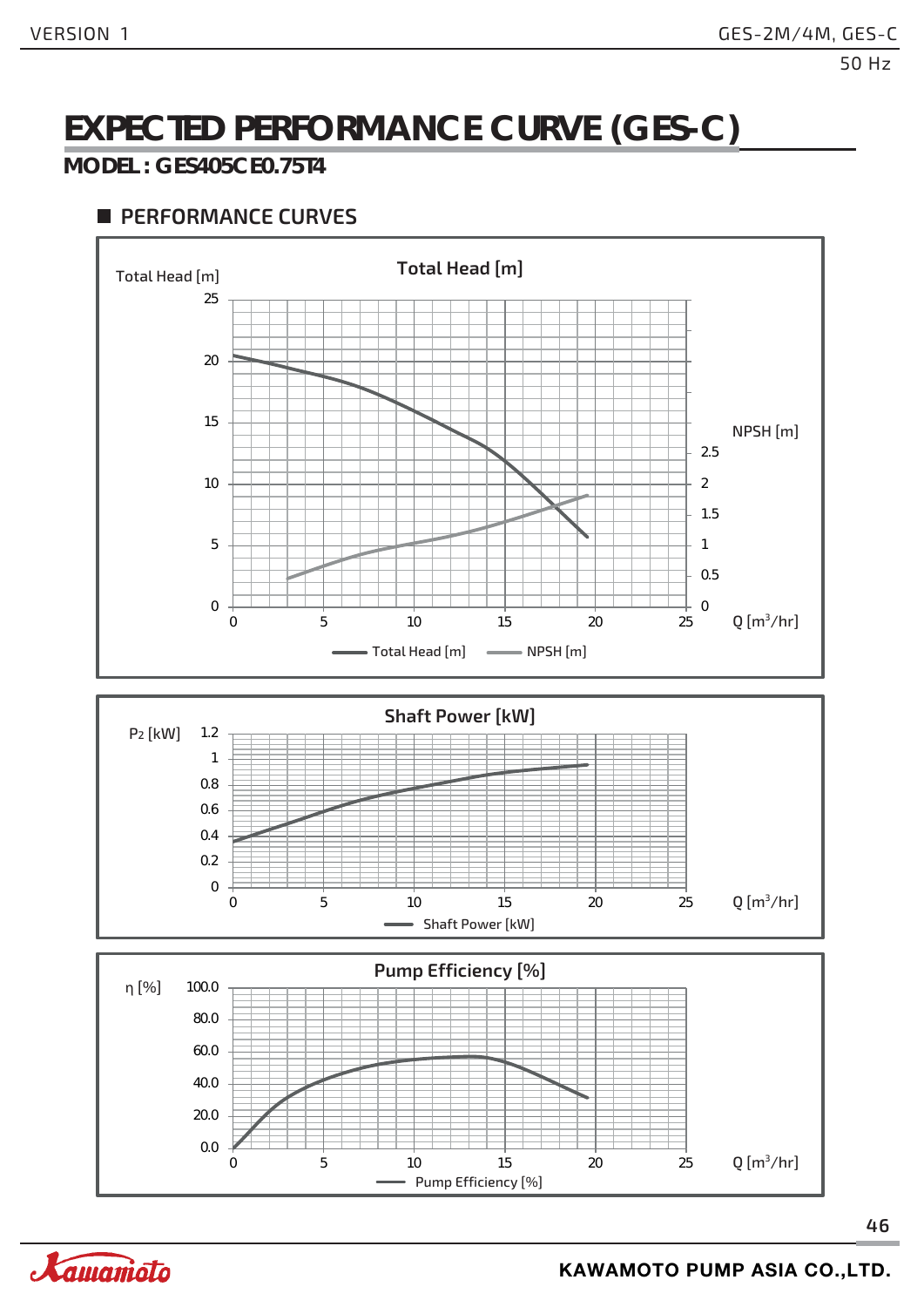# EXPECTED PERFORMANCE CURVE (GES-C)

## MODEL : GES405CE0.75T4

### PERFORMANCE CURVES

**Total Head [m]**

Total Head [m]: 0, 5, 10, 15, 20, 25

NPSH [m]: 0, 0.5, 1, 1.5, 2, 2.5

Q [m³/hr]: 0, 5, 10, 15, 20, 25

Total Head [m] — NPSH [m]

**Shaft Power [kW]**

$P_2$ [kW]: 0, 0.2, 0.4, 0.6, 0.8, 1, 1.2

Q [m³/hr]: 0, 5, 10, 15, 20, 25

Shaft Power [kW]

**Pump Efficiency [%]**

η [%]: 0.0, 20.0, 40.0, 60.0, 80.0, 100.0

Q [m³/hr]: 0, 5, 10, 15, 20, 25

Pump Efficiency [%]

KAWAMOTO PUMP ASIA CO.,LTD.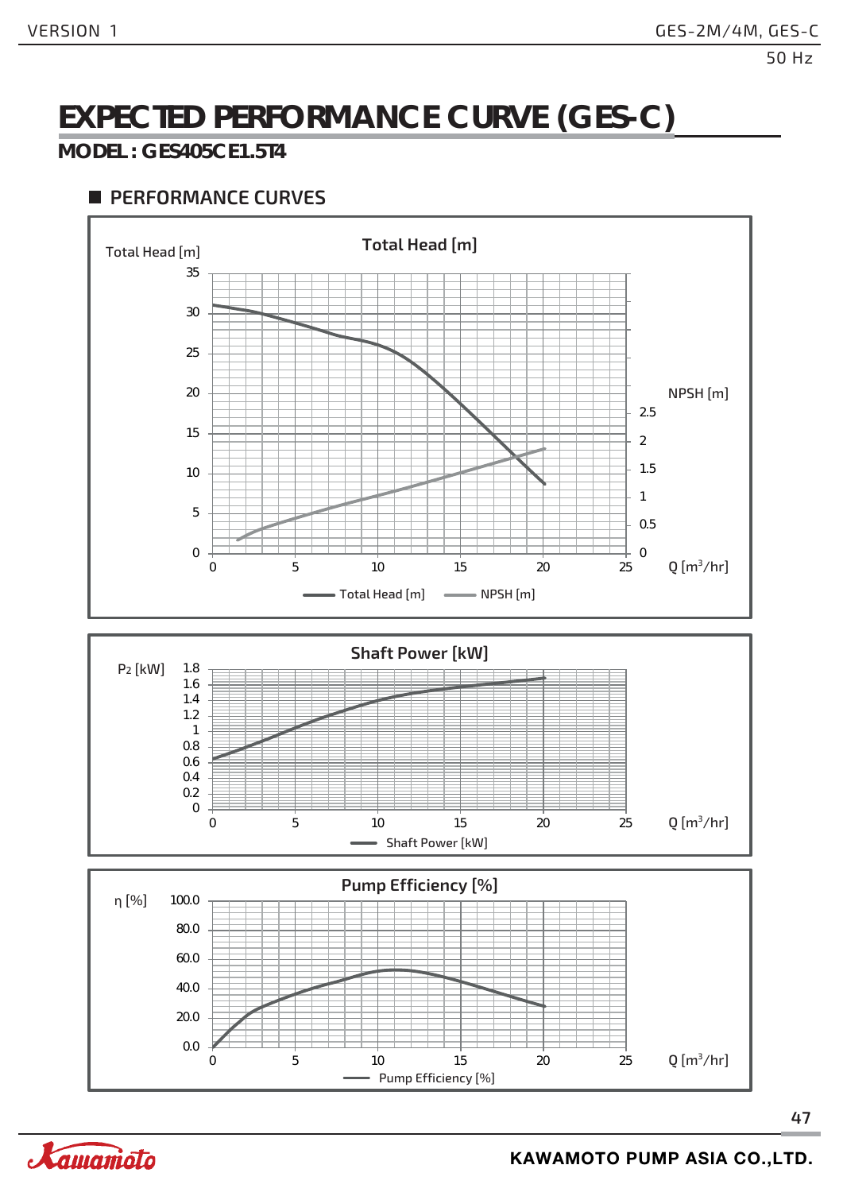# EXPECTED PERFORMANCE CURVE (GES-C)

## MODEL : GES405CE1.5T4

### PERFORMANCE CURVES

**Total Head [m]**

Total Head [m] axis: 0, 5, 10, 15, 20, 25, 30, 35

NPSH [m] axis: 0, 0.5, 1, 1.5, 2, 2.5

Q [m³/hr]: 0, 5, 10, 15, 20, 25

Legend: Total Head [m], NPSH [m]

**Shaft Power [kW]**

$P_2$ [kW] axis: 0, 0.2, 0.4, 0.6, 0.8, 1, 1.2, 1.4, 1.6, 1.8

Q [m³/hr]: 0, 5, 10, 15, 20, 25

Legend: Shaft Power [kW]

**Pump Efficiency [%]**

η [%] axis: 0.0, 20.0, 40.0, 60.0, 80.0, 100.0

Q [m³/hr]: 0, 5, 10, 15, 20, 25

Legend: Pump Efficiency [%]

KAWAMOTO PUMP ASIA CO.,LTD.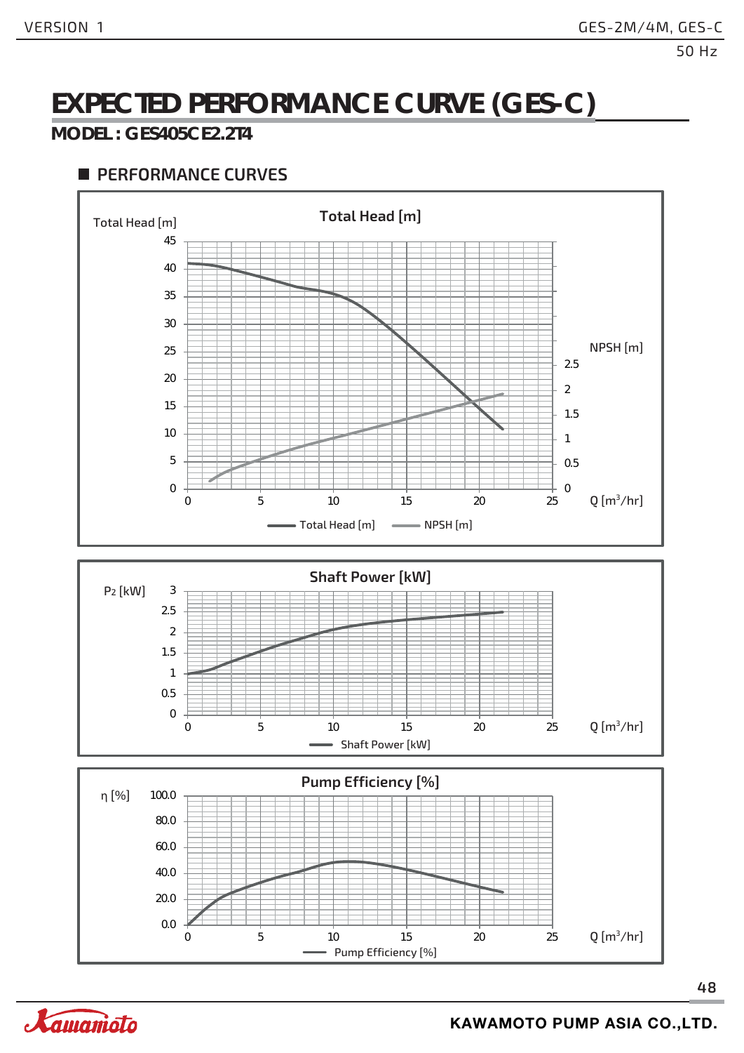# EXPECTED PERFORMANCE CURVE (GES-C)

## MODEL : GES405CE2.2T4

### PERFORMANCE CURVES

**Total Head [m]**

Total Head [m]: 0, 5, 10, 15, 20, 25, 30, 35, 40, 45

NPSH [m]: 0, 0.5, 1, 1.5, 2, 2.5

Q [m³/hr]: 0, 5, 10, 15, 20, 25

Total Head [m]   NPSH [m]

**Shaft Power [kW]**

$P_2$ [kW]: 0, 0.5, 1, 1.5, 2, 2.5, 3

Q [m³/hr]: 0, 5, 10, 15, 20, 25

Shaft Power [kW]

**Pump Efficiency [%]**

η [%]: 0.0, 20.0, 40.0, 60.0, 80.0, 100.0

Q [m³/hr]: 0, 5, 10, 15, 20, 25

Pump Efficiency [%]

KAWAMOTO PUMP ASIA CO.,LTD.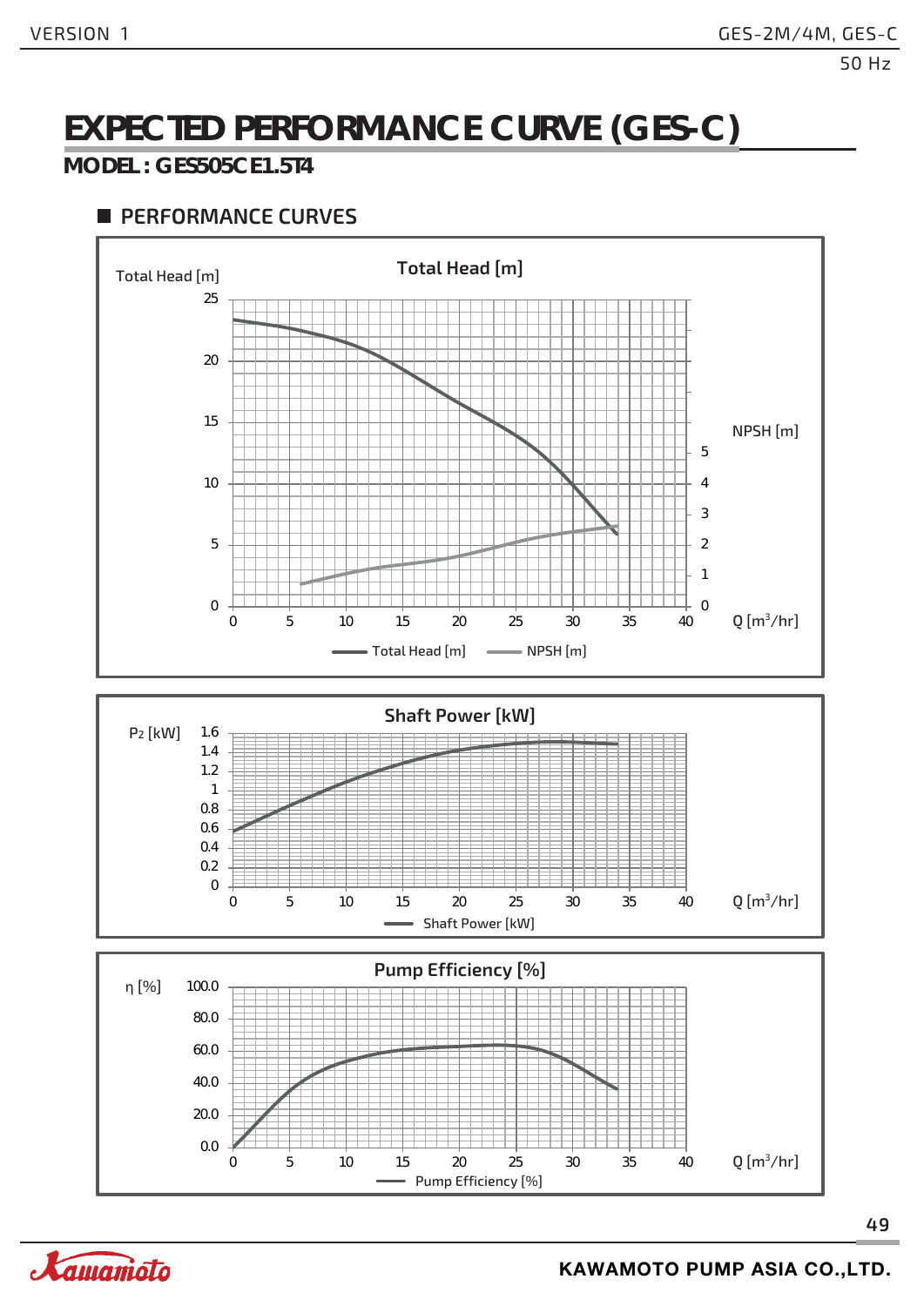# EXPECTED PERFORMANCE CURVE (GES-C)

## MODEL : GES505CE1.5T4

### PERFORMANCE CURVES

**Total Head [m]**

Total Head [m]: 0, 5, 10, 15, 20, 25

NPSH [m]: 0, 1, 2, 3, 4, 5

Q [m³/hr]: 0, 5, 10, 15, 20, 25, 30, 35, 40

Legend: Total Head [m], NPSH [m]

**Shaft Power [kW]**

$P_2$ [kW]: 0, 0.2, 0.4, 0.6, 0.8, 1, 1.2, 1.4, 1.6

Q [m³/hr]: 0, 5, 10, 15, 20, 25, 30, 35, 40

Legend: Shaft Power [kW]

**Pump Efficiency [%]**

η [%]: 0.0, 20.0, 40.0, 60.0, 80.0, 100.0

Q [m³/hr]: 0, 5, 10, 15, 20, 25, 30, 35, 40

Legend: Pump Efficiency [%]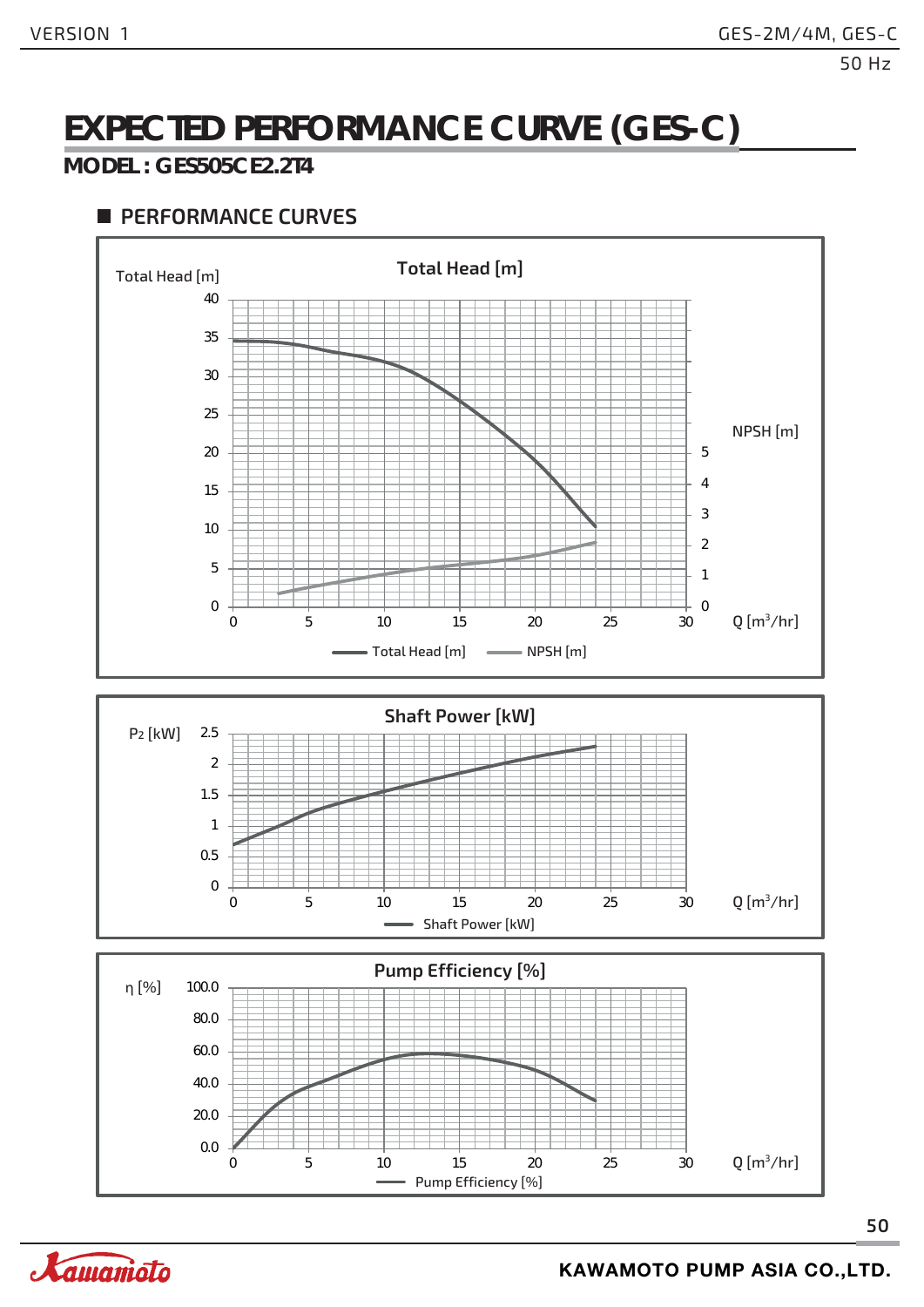# EXPECTED PERFORMANCE CURVE (GES-C)

## MODEL : GES505CE2.2T4

### ■ PERFORMANCE CURVES

Total Head [m]

Total Head [m]

40
35
30
25
20
15
10
5
0

NPSH [m]

5
4
3
2
1
0

0 5 10 15 20 25 30 Q [m³/hr]

Total Head [m] NPSH [m]

Shaft Power [kW]

P2 [kW]

2.5
2
1.5
1
0.5
0

0 5 10 15 20 25 30 Q [m³/hr]

Shaft Power [kW]

Pump Efficiency [%]

η [%]

100.0
80.0
60.0
40.0
20.0
0.0

0 5 10 15 20 25 30 Q [m³/hr]

Pump Efficiency [%]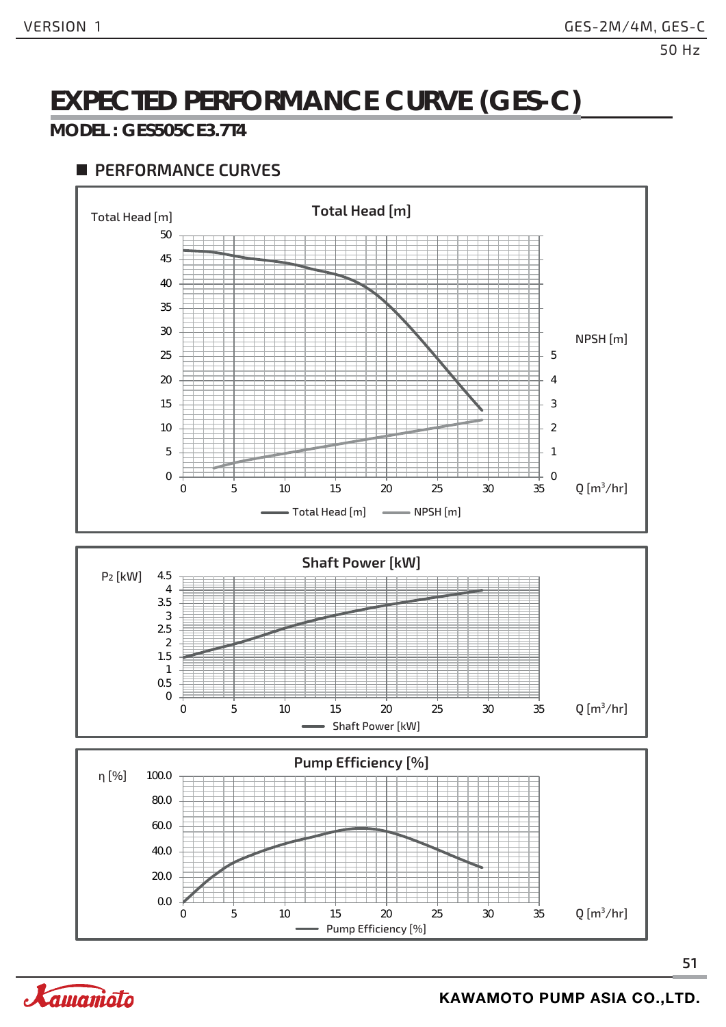# EXPECTED PERFORMANCE CURVE (GES-C)

**MODEL : GES505CE3.7T4**

## PERFORMANCE CURVES

**Total Head [m]**

Total Head [m]: 0, 5, 10, 15, 20, 25, 30, 35, 40, 45, 50

NPSH [m]: 0, 1, 2, 3, 4, 5

Q [m³/hr]: 0, 5, 10, 15, 20, 25, 30, 35

Total Head [m] — NPSH [m]

**Shaft Power [kW]**

$P_2$ [kW]: 0, 0.5, 1, 1.5, 2, 2.5, 3, 3.5, 4, 4.5

Q [m³/hr]: 0, 5, 10, 15, 20, 25, 30, 35

Shaft Power [kW]

**Pump Efficiency [%]**

η [%]: 0.0, 20.0, 40.0, 60.0, 80.0, 100.0

Q [m³/hr]: 0, 5, 10, 15, 20, 25, 30, 35

Pump Efficiency [%]

KAWAMOTO PUMP ASIA CO.,LTD.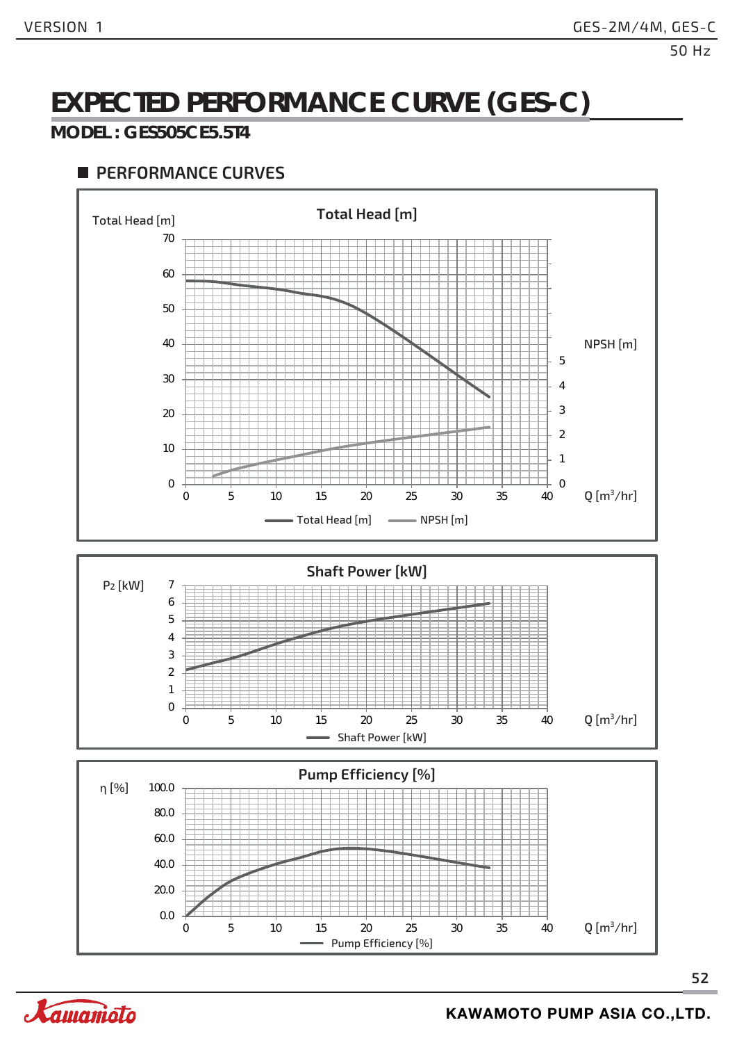# EXPECTED PERFORMANCE CURVE (GES-C)

**MODEL : GES505CE5.5T4**

## ■ PERFORMANCE CURVES

**Total Head [m]**

Total Head [m]: 0, 10, 20, 30, 40, 50, 60, 70

NPSH [m]: 0, 1, 2, 3, 4, 5

Q [m³/hr]: 0, 5, 10, 15, 20, 25, 30, 35, 40

Total Head [m] — NPSH [m]

**Shaft Power [kW]**

$P_2$ [kW]: 0, 1, 2, 3, 4, 5, 6, 7

Q [m³/hr]: 0, 5, 10, 15, 20, 25, 30, 35, 40

Shaft Power [kW]

**Pump Efficiency [%]**

η [%]: 0.0, 20.0, 40.0, 60.0, 80.0, 100.0

Q [m³/hr]: 0, 5, 10, 15, 20, 25, 30, 35, 40

Pump Efficiency [%]

KAWAMOTO PUMP ASIA CO.,LTD.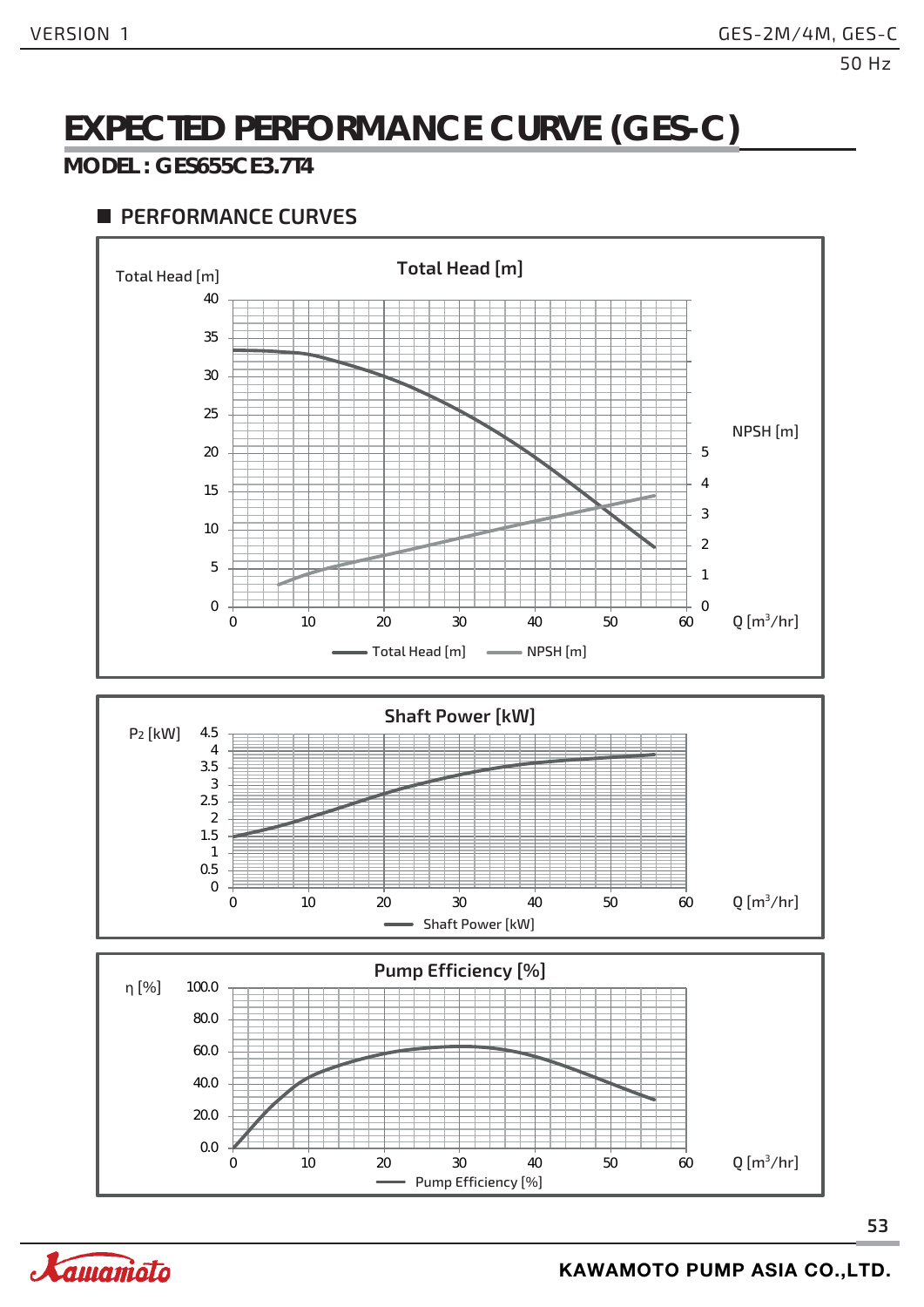# EXPECTED PERFORMANCE CURVE (GES-C)

**MODEL : GES655CE3.7T4**

## PERFORMANCE CURVES

**Total Head [m]**

Total Head [m]: 0, 5, 10, 15, 20, 25, 30, 35, 40

NPSH [m]: 0, 1, 2, 3, 4, 5

Q [$m^3$/hr]: 0, 10, 20, 30, 40, 50, 60

— Total Head [m] — NPSH [m]

**Shaft Power [kW]**

$P_2$ [kW]: 0, 0.5, 1, 1.5, 2, 2.5, 3, 3.5, 4, 4.5

Q [$m^3$/hr]: 0, 10, 20, 30, 40, 50, 60

— Shaft Power [kW]

**Pump Efficiency [%]**

η [%]: 0.0, 20.0, 40.0, 60.0, 80.0, 100.0

Q [$m^3$/hr]: 0, 10, 20, 30, 40, 50, 60

— Pump Efficiency [%]

KAWAMOTO PUMP ASIA CO.,LTD.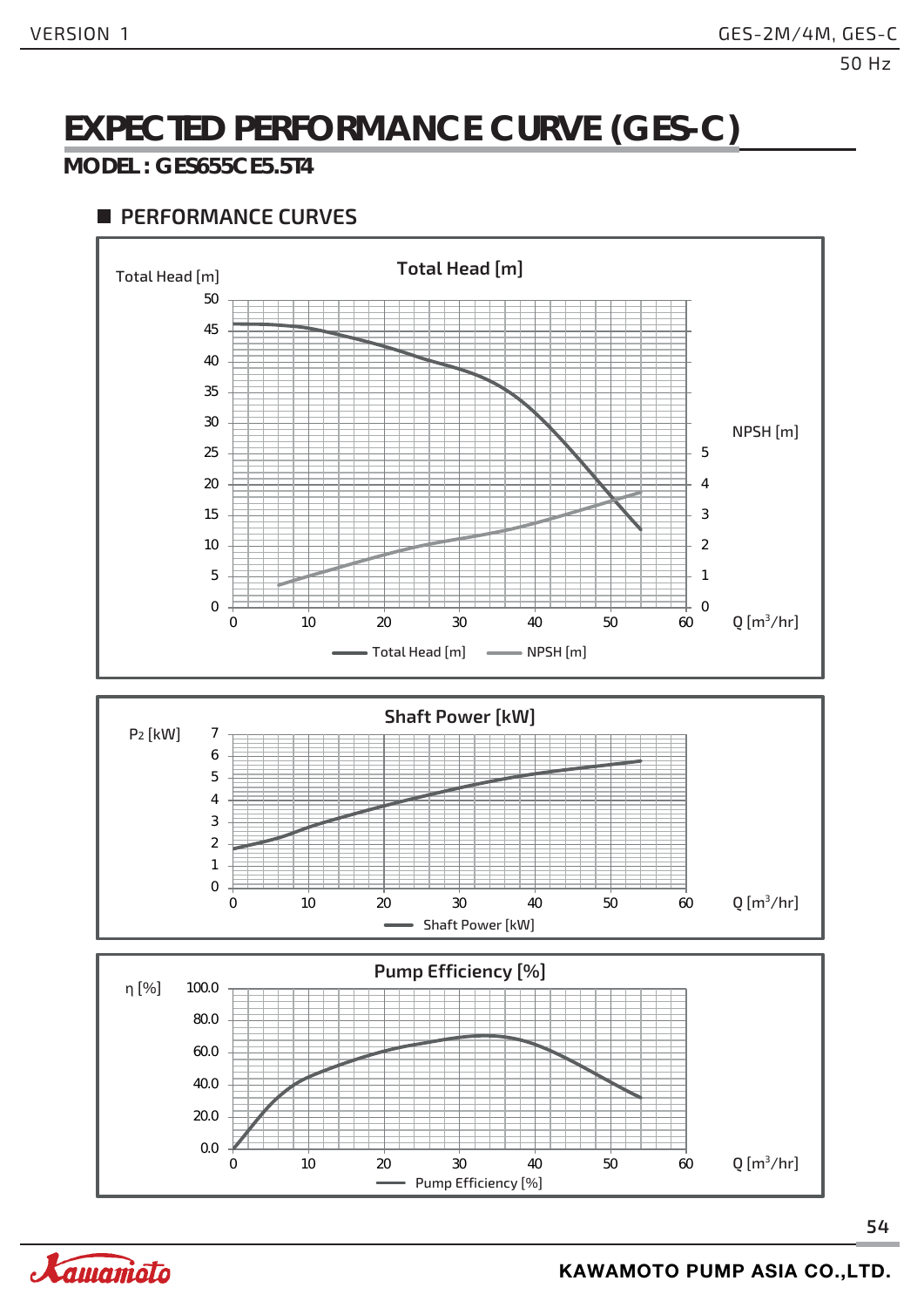# EXPECTED PERFORMANCE CURVE (GES-C)

## MODEL : GES655CE5.5T4

### PERFORMANCE CURVES

**Total Head [m]**

Total Head [m]: 0, 5, 10, 15, 20, 25, 30, 35, 40, 45, 50

NPSH [m]: 0, 1, 2, 3, 4, 5

Q [m³/hr]: 0, 10, 20, 30, 40, 50, 60

Total Head [m] — NPSH [m]

**Shaft Power [kW]**

$P_2$ [kW]: 0, 1, 2, 3, 4, 5, 6, 7

Q [m³/hr]: 0, 10, 20, 30, 40, 50, 60

Shaft Power [kW]

**Pump Efficiency [%]**

η [%]: 0.0, 20.0, 40.0, 60.0, 80.0, 100.0

Q [m³/hr]: 0, 10, 20, 30, 40, 50, 60

Pump Efficiency [%]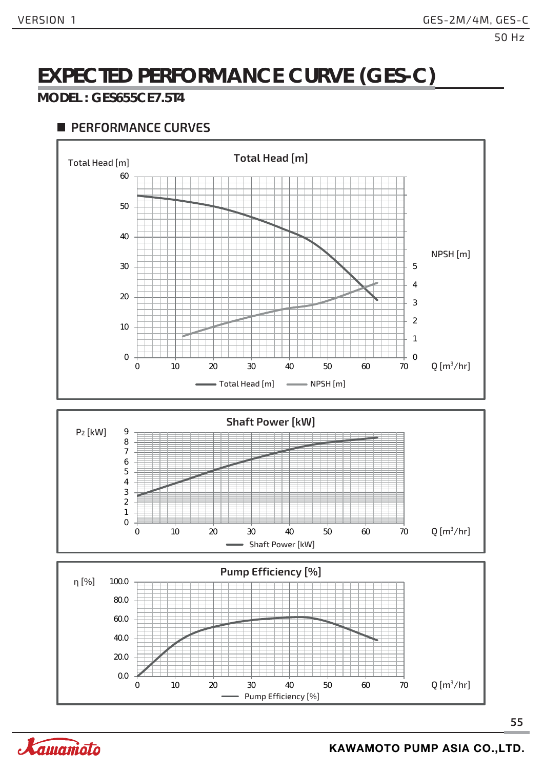# EXPECTED PERFORMANCE CURVE (GES-C)

**MODEL : GES655CE7.5T4**

## PERFORMANCE CURVES

**Total Head [m]**

Total Head [m]: 0, 10, 20, 30, 40, 50, 60

NPSH [m]: 0, 1, 2, 3, 4, 5

Q [m³/hr]: 0, 10, 20, 30, 40, 50, 60, 70

Total Head [m] — NPSH [m]

**Shaft Power [kW]**

$P_2$ [kW]: 0, 1, 2, 3, 4, 5, 6, 7, 8, 9

Q [m³/hr]: 0, 10, 20, 30, 40, 50, 60, 70

Shaft Power [kW]

**Pump Efficiency [%]**

η [%]: 0.0, 20.0, 40.0, 60.0, 80.0, 100.0

Q [m³/hr]: 0, 10, 20, 30, 40, 50, 60, 70

Pump Efficiency [%]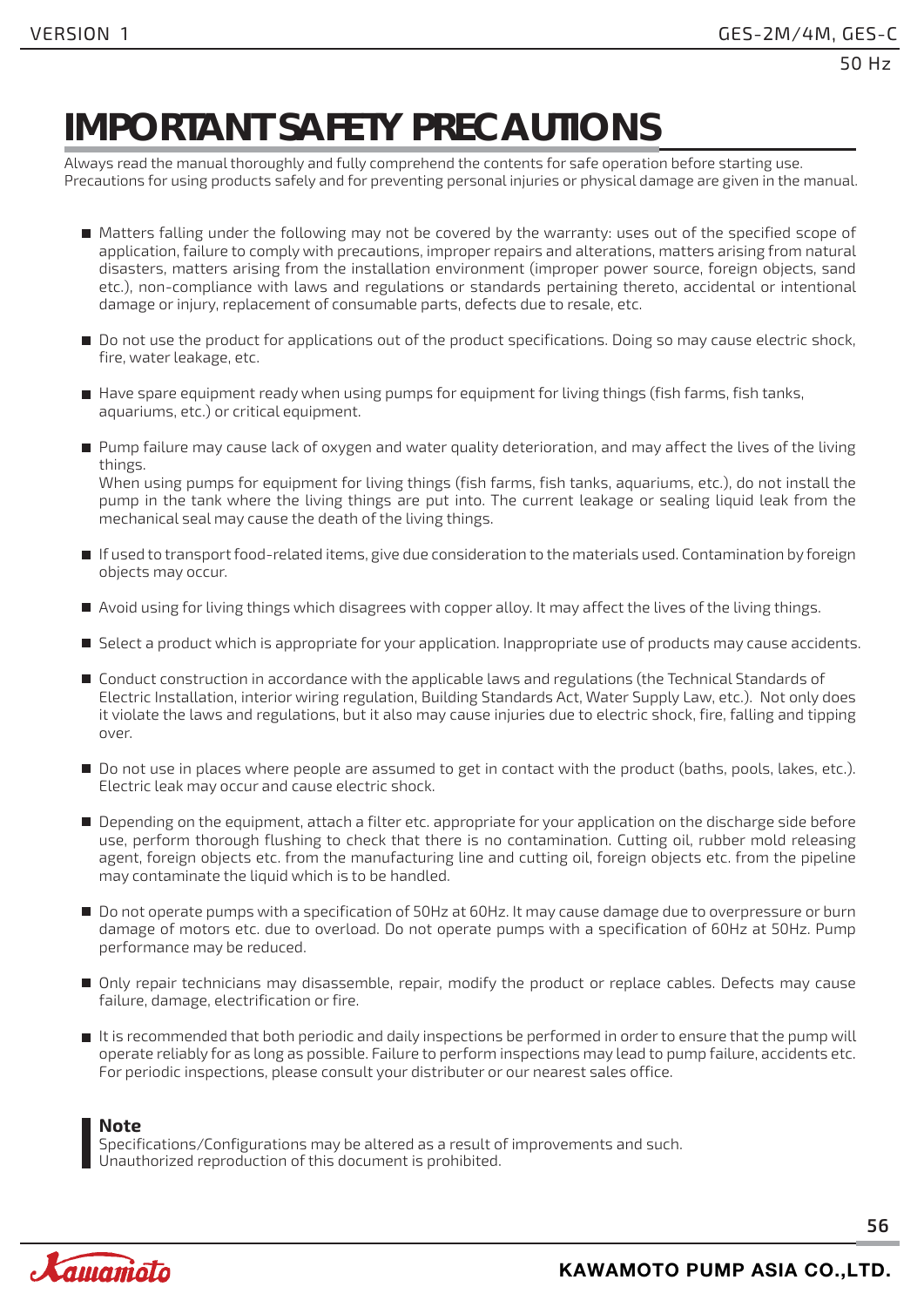# IMPORTANT SAFETY PRECAUTIONS

Always read the manual thoroughly and fully comprehend the contents for safe operation before starting use.
Precautions for using products safely and for preventing personal injuries or physical damage are given in the manual.

- Matters falling under the following may not be covered by the warranty: uses out of the specified scope of application, failure to comply with precautions, improper repairs and alterations, matters arising from natural disasters, matters arising from the installation environment (improper power source, foreign objects, sand etc.), non-compliance with laws and regulations or standards pertaining thereto, accidental or intentional damage or injury, replacement of consumable parts, defects due to resale, etc.
- Do not use the product for applications out of the product specifications. Doing so may cause electric shock, fire, water leakage, etc.
- Have spare equipment ready when using pumps for equipment for living things (fish farms, fish tanks, aquariums, etc.) or critical equipment.
- Pump failure may cause lack of oxygen and water quality deterioration, and may affect the lives of the living things.
  When using pumps for equipment for living things (fish farms, fish tanks, aquariums, etc.), do not install the pump in the tank where the living things are put into. The current leakage or sealing liquid leak from the mechanical seal may cause the death of the living things.
- If used to transport food-related items, give due consideration to the materials used. Contamination by foreign objects may occur.
- Avoid using for living things which disagrees with copper alloy. It may affect the lives of the living things.
- Select a product which is appropriate for your application. Inappropriate use of products may cause accidents.
- Conduct construction in accordance with the applicable laws and regulations (the Technical Standards of Electric Installation, interior wiring regulation, Building Standards Act, Water Supply Law, etc.). Not only does it violate the laws and regulations, but it also may cause injuries due to electric shock, fire, falling and tipping over.
- Do not use in places where people are assumed to get in contact with the product (baths, pools, lakes, etc.). Electric leak may occur and cause electric shock.
- Depending on the equipment, attach a filter etc. appropriate for your application on the discharge side before use, perform thorough flushing to check that there is no contamination. Cutting oil, rubber mold releasing agent, foreign objects etc. from the manufacturing line and cutting oil, foreign objects etc. from the pipeline may contaminate the liquid which is to be handled.
- Do not operate pumps with a specification of 50Hz at 60Hz. It may cause damage due to overpressure or burn damage of motors etc. due to overload. Do not operate pumps with a specification of 60Hz at 50Hz. Pump performance may be reduced.
- Only repair technicians may disassemble, repair, modify the product or replace cables. Defects may cause failure, damage, electrification or fire.
- It is recommended that both periodic and daily inspections be performed in order to ensure that the pump will operate reliably for as long as possible. Failure to perform inspections may lead to pump failure, accidents etc. For periodic inspections, please consult your distributer or our nearest sales office.

**Note**
Specifications/Configurations may be altered as a result of improvements and such.
Unauthorized reproduction of this document is prohibited.

KAWAMOTO PUMP ASIA CO.,LTD.